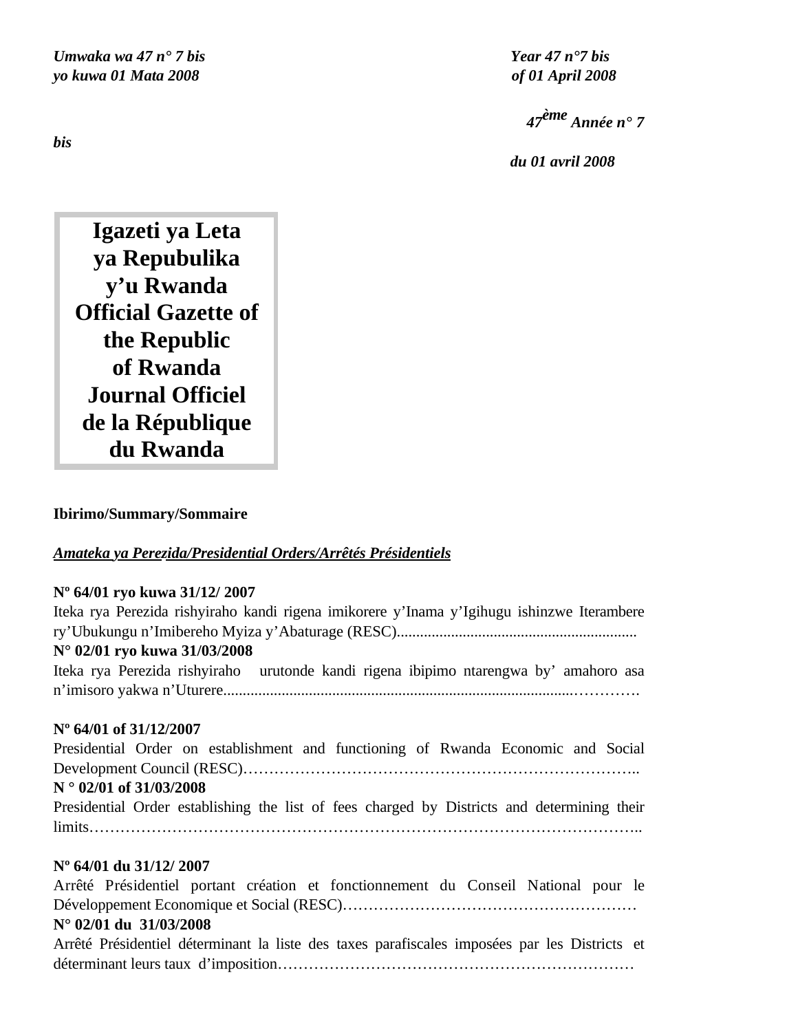*Umwaka wa 47 n° 7 bis*
*yo kuwa 01 Mata 2008*

*Year 47 n°7 bis*
*of 01 April 2008*

*47ème Année n° 7 bis*
*du 01 avril 2008*

# Igazeti ya Leta ya Repubulika y'u Rwanda
# Official Gazette of the Republic of Rwanda
# Journal Officiel de la République du Rwanda

**Ibirimo/Summary/Sommaire**

***Amateka ya Perezida/Presidential Orders/Arrêtés Présidentiels***

**Nº 64/01 ryo kuwa 31/12/ 2007**
Iteka rya Perezida rishyiraho kandi rigena imikorere y'Inama y'Igihugu ishinzwe Iterambere ry'Ubukungu n'Imibereho Myiza y'Abaturage (RESC).............................................................
**N° 02/01 ryo kuwa 31/03/2008**
Iteka rya Perezida rishyiraho urutonde kandi rigena ibipimo ntarengwa by' amahoro asa n'imisoro yakwa n'Uturere..........................................................................................………….

**Nº 64/01 of 31/12/2007**
Presidential Order on establishment and functioning of Rwanda Economic and Social Development Council (RESC)………………………………………………………………..
**N ° 02/01 of 31/03/2008**
Presidential Order establishing the list of fees charged by Districts and determining their limits………………………………………………………………………………………..

**Nº 64/01 du 31/12/ 2007**
Arrêté Présidentiel portant création et fonctionnement du Conseil National pour le Développement Economique et Social (RESC)…………………………………………………
**N° 02/01 du 31/03/2008**
Arrêté Présidentiel déterminant la liste des taxes parafiscales imposées par les Districts et déterminant leurs taux d'imposition……………………………………………………………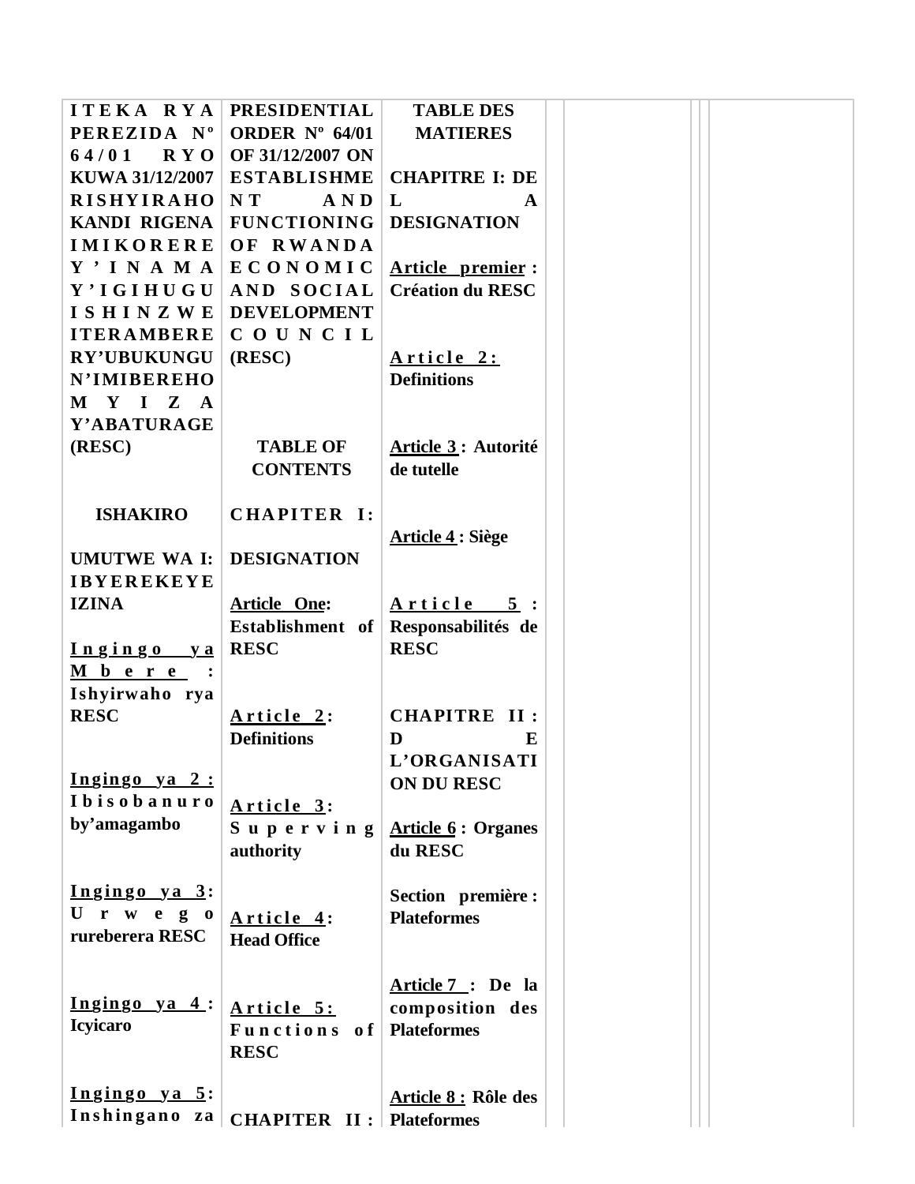**ITEKA RYA PEREZIDA Nº 64/01 RYO KUWA 31/12/2007 RISHYIRAHO KANDI RIGENA IMIKORERE Y'INAMA Y'IGIHUGU ISHINZWE ITERAMBERE RY'UBUKUNGU N'IMIBEREHO MYIZA Y'ABATURAGE (RESC)**

**ISHAKIRO**

**UMUTWE WA I: IBYEREKEYE IZINA**

**Ingingo ya Mbere : Ishyirwaho rya RESC**

**Ingingo ya 2 : Ibisobanuro by'amagambo**

**Ingingo ya 3: Urwego rureberera RESC**

**Ingingo ya 4 : Icyicaro**

**Ingingo ya 5: Inshingano za**

**PRESIDENTIAL ORDER Nº 64/01 OF 31/12/2007 ON ESTABLISHMENT AND FUNCTIONING OF RWANDA ECONOMIC AND SOCIAL DEVELOPMENT COUNCIL (RESC)**

**TABLE OF CONTENTS**

**CHAPTER I: DESIGNATION**

**Article One: Establishment of RESC**

**Article 2: Definitions**

**Article 3: Superving authority**

**Article 4: Head Office**

**Article 5: Functions of RESC**

**CHAPTER II :**

**TABLE DES MATIERES**

**CHAPITRE I: DE LA DESIGNATION**

**Article premier : Création du RESC**

**Article 2: Definitions**

**Article 3 : Autorité de tutelle**

**Article 4 : Siège**

**Article 5 : Responsabilités de RESC**

**CHAPITRE II : DE L'ORGANISATION DU RESC**

**Article 6 : Organes du RESC**

**Section première : Plateformes**

**Article 7 : De la composition des Plateformes**

**Article 8 : Rôle des Plateformes**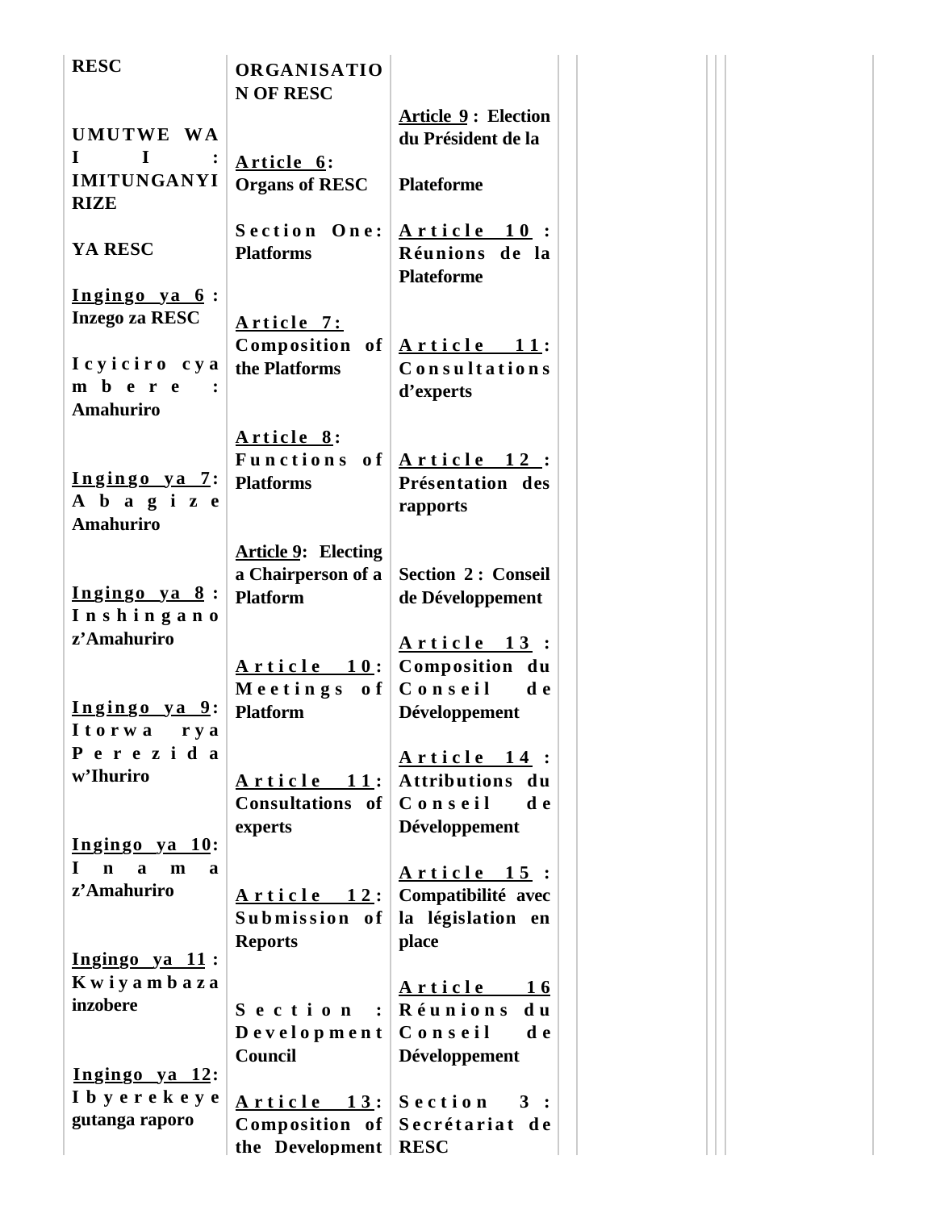**RESC**

**UMUTWE WA II : IMITUNGANYIRIZE YA RESC**

**Ingingo ya 6 : Inzego za RESC**

**Icyiciro cya mbere : Amahuriro**

**Ingingo ya 7: Abagize Amahuriro**

**Ingingo ya 8 : Inshingano z'Amahuriro**

**Ingingo ya 9: Itorwa rya Perezida w'Ihuriro**

**Ingingo ya 10: Inama z'Amahuriro**

**Ingingo ya 11 : Kwiyambaza inzobere**

**Ingingo ya 12: Ibyerekeye gutanga raporo**

**ORGANISATION OF RESC**

**Article 6: Organs of RESC**

**Section One: Platforms**

**Article 7: Composition of the Platforms**

**Article 8: Functions of Platforms**

**Article 9: Electing a Chairperson of a Platform**

**Article 10: Meetings of Platform**

**Article 11: Consultations of experts**

**Article 12: Submission of Reports**

**Section : Development Council**

**Article 13: Composition of the Development**

**Article 9 : Election du Président de la Plateforme**

**Article 10 : Réunions de la Plateforme**

**Article 11: Consultations d'experts**

**Article 12 : Présentation des rapports**

**Section 2 : Conseil de Développement**

**Article 13 : Composition du Conseil de Développement**

**Article 14 : Attributions du Conseil de Développement**

**Article 15 : Compatibilité avec la législation en place**

**Article 16 Réunions du Conseil de Développement**

**Section 3 : Secrétariat de RESC**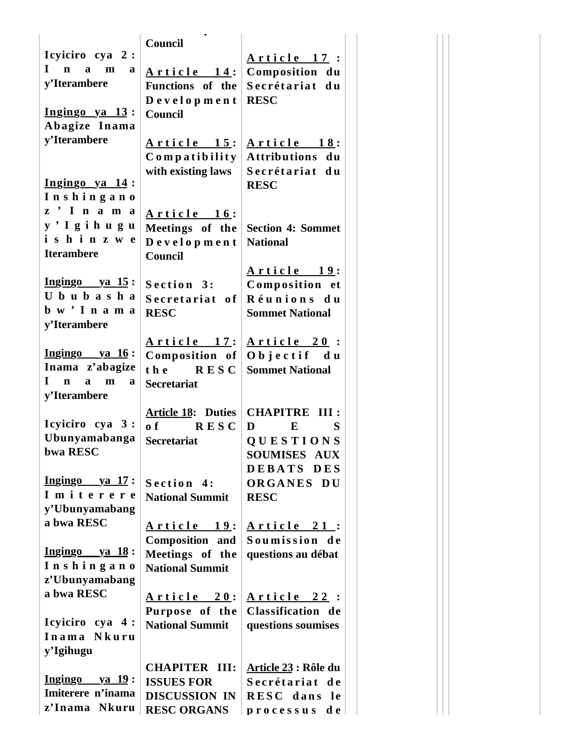| Kinyarwanda | English | Français |
|---|---|---|
| | Council | |
| Icyiciro cya 2 : Inama y'Iterambere | **Article 14**: Functions of the Development Council | **Article 17** : Composition du Secrétariat du RESC |
| **Ingingo ya 13** : Abagize Inama y'Iterambere | **Article 15**: Compatibility with existing laws | **Article 18**: Attributions du Secrétariat du RESC |
| **Ingingo ya 14** : Inshingano z'Inama y'Igihugu ishinzwe Iterambere | **Article 16**: Meetings of the Development Council | Section 4: Sommet National |
| **Ingingo ya 15** : Ububasha bw'Inama y'Iterambere | Section 3: Secretariat of RESC | **Article 19**: Composition et Réunions du Sommet National |
| **Ingingo ya 16** : Inama z'abagize Inama y'Iterambere | **Article 17**: Composition of the RESC Secretariat | **Article 20** : Objectif du Sommet National |
| Icyiciro cya 3 : Ubunyamabanga bwa RESC | **Article 18**: Duties of RESC Secretariat | CHAPITRE III : DES QUESTIONS SOUMISES AUX DEBATS DES ORGANES DU RESC |
| **Ingingo ya 17** : Imiterere y'Ubunyamabanga bwa RESC | Section 4: National Summit | |
| **Ingingo ya 18** : Inshingano z'Ubunyamabanga bwa RESC | **Article 19**: Composition and Meetings of the National Summit | **Article 21** : Soumission de questions au débat |
| Icyiciro cya 4 : Inama Nkuru y'Igihugu | **Article 20**: Purpose of the National Summit | **Article 22** : Classification de questions soumises |
| **Ingingo ya 19** : Imiterere n'inama z'Inama Nkuru | CHAPITER III: ISSUES FOR DISCUSSION IN RESC ORGANS | **Article 23** : Rôle du Secrétariat de RESC dans le processus de |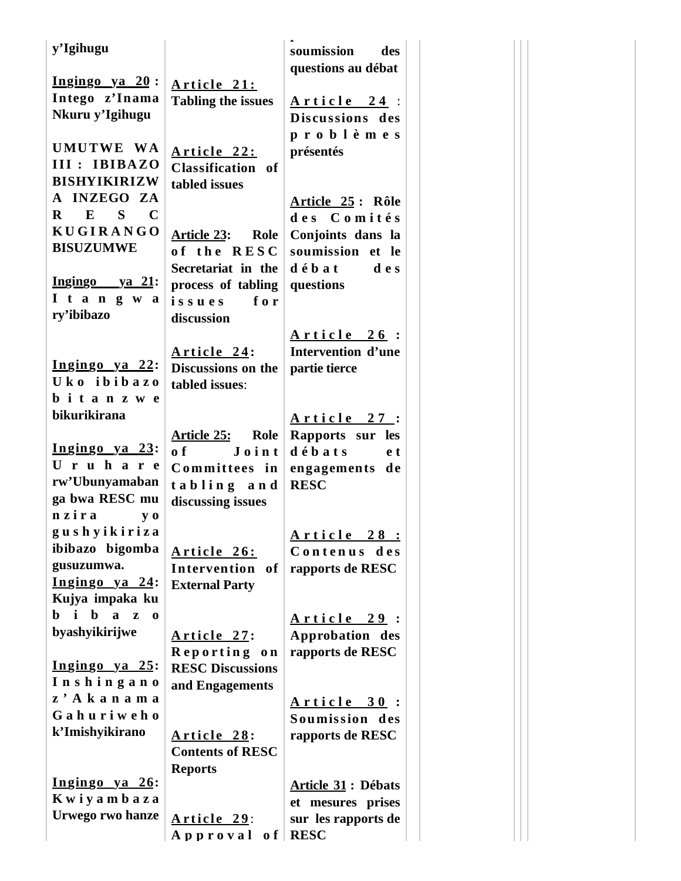y'Igihugu

**Ingingo ya 20 : Intego z'Inama Nkuru y'Igihugu**

**UMUTWE WA III : IBIBAZO BISHYIKIRIZWA INZEGO ZA RESC KUGIRANGO BISUZUMWE**

**Ingingo ya 21: Itangwary'ibibazo**

**Ingingo ya 22: Uko ibibazo bitanzwe bikurikirana**

**Ingingo ya 23: Uruhare rw'Ubunyamabanga bwa RESC mu nzira yo gushyikiriza ibibazo bigomba gusuzumwa.**

**Ingingo ya 24: Kujya impaka ku bibazo byashyikirijwe**

**Ingingo ya 25: Inshingano z'Akanama Gahuriweho k'Imishyikirano**

**Ingingo ya 26: Kwiyambaza Urwego rwo hanze**

**Article 21: Tabling the issues**

**Article 22: Classification of tabled issues**

**Article 23: Role of the RESC Secretariat in the process of tabling issues for discussion**

**Article 24: Discussions on the tabled issues**:

**Article 25: Role of Joint Committees in tabling and discussing issues**

**Article 26: Intervention of External Party**

**Article 27: Reporting on RESC Discussions and Engagements**

**Article 28: Contents of RESC Reports**

**Article 29: Approval of**

**soumission des questions au débat**

**Article 24 : Discussions des problèmes présentés**

**Article 25 : Rôle des Comités Conjoints dans la soumission et le débat des questions**

**Article 26 : Intervention d'une partie tierce**

**Article 27 : Rapports sur les débats et engagements de RESC**

**Article 28 : Contenus des rapports de RESC**

**Article 29 : Approbation des rapports de RESC**

**Article 30 : Soumission des rapports de RESC**

**Article 31 : Débats et mesures prises sur les rapports de RESC**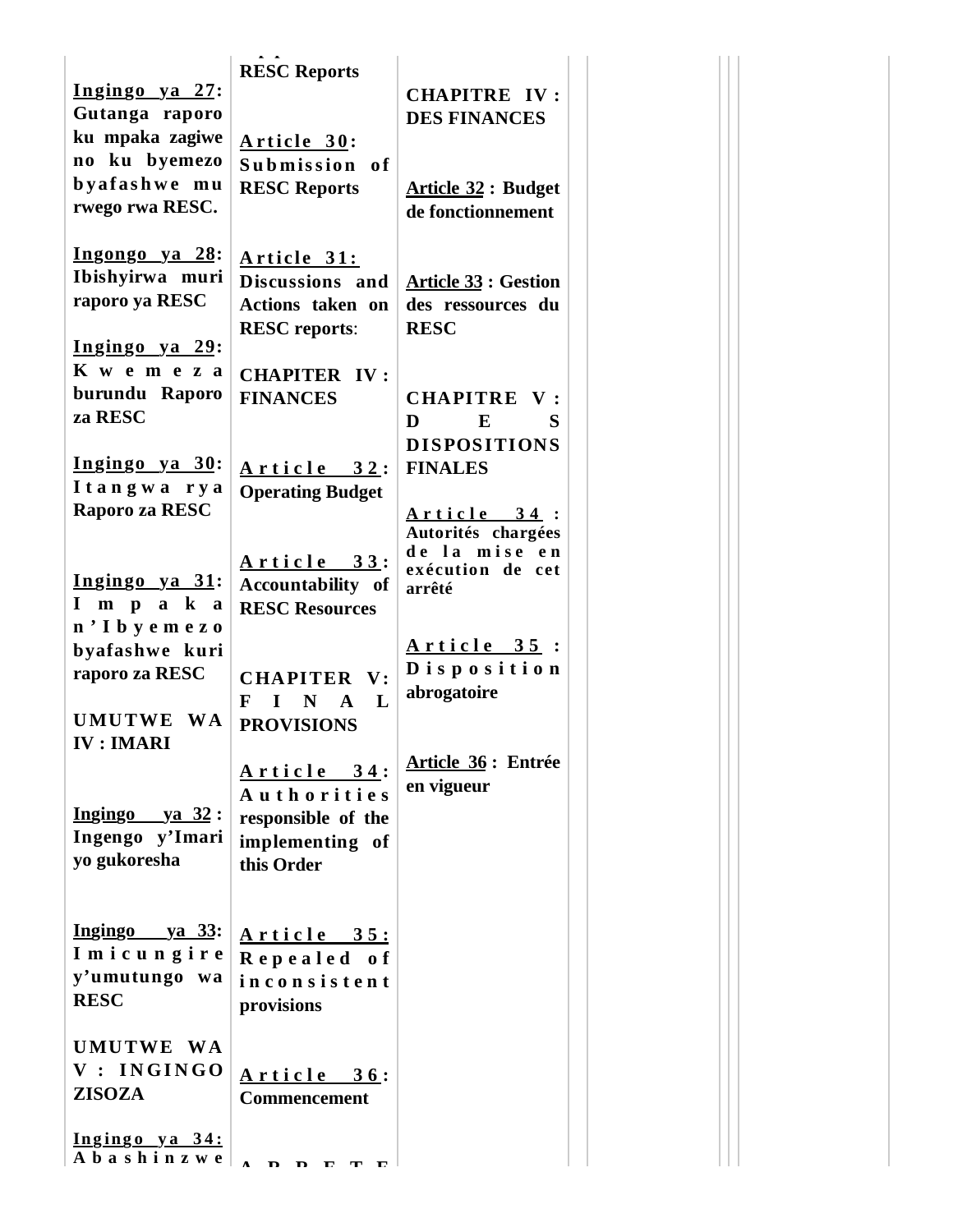**Ingingo ya 27: Gutanga raporo ku mpaka zagiwe no ku byemezo byafashwe mu rwego rwa RESC.**

**Ingongo ya 28: Ibishyirwa muri raporo ya RESC**

**Ingingo ya 29: Kwemeza burundu Raporo za RESC**

**Ingingo ya 30: Itangwa rya Raporo za RESC**

**Ingingo ya 31: Impaka n'Ibyemezo byafashwe kuri raporo za RESC**

**UMUTWE WA IV : IMARI**

**Ingingo ya 32 : Ingengo y'Imari yo gukoresha**

**Ingingo ya 33: Imicungire y'umutungo wa RESC**

**UMUTWE WA V : INGINGO ZISOZA**

**Ingingo ya 34: Abashinzwe**

**RESC Reports**

**Article 30: Submission of RESC Reports**

**Article 31: Discussions and Actions taken on RESC reports:**

**CHAPITER IV : FINANCES**

**Article 32: Operating Budget**

**Article 33: Accountability of RESC Resources**

**CHAPITER V: FINAL PROVISIONS**

**Article 34: Authorities responsible of the implementing of this Order**

**Article 35: Repealed of inconsistent provisions**

**Article 36: Commencement**

**CHAPITRE IV : DES FINANCES**

**Article 32 : Budget de fonctionnement**

**Article 33 : Gestion des ressources du RESC**

**CHAPITRE V : DES DISPOSITIONS FINALES**

**Article 34 : Autorités chargées de la mise en exécution de cet arrêté**

**Article 35 : Disposition abrogatoire**

**Article 36 : Entrée en vigueur**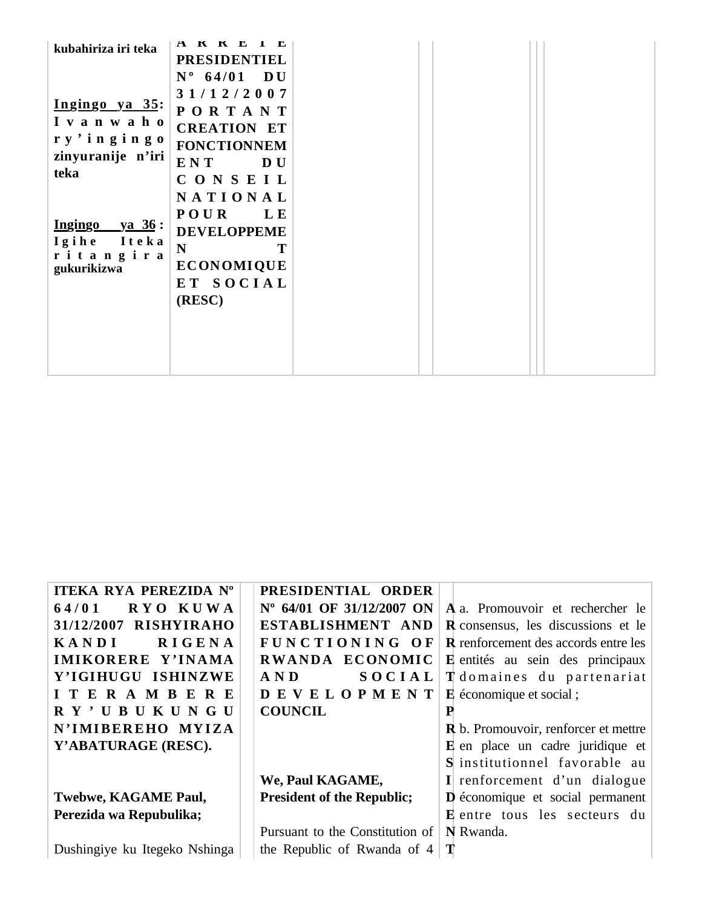| kubahiriza iri teka | ARRETE PRESIDENTIEL Nº 64/01 DU 31/12/2007 PORTANT CREATION ET FONCTIONNEMENT DU CONSEIL NATIONAL POUR LE DEVELOPPEMENT ECONOMIQUE ET SOCIAL (RESC) | | | | | |
|---|---|---|---|---|---|---|
| **Ingingo ya 35: Ivanwaho ry'ingingo zinyuranije n'iri teka** | | | | | | |
| **Ingingo ya 36: Igihe Iteka ritangira gukurikizwa** | | | | | | |

| ITEKA RYA PEREZIDA Nº 64/01 RYO KUWA 31/12/2007 RISHYIRAHO KANDI RIGENA IMIKORERE Y'INAMA Y'IGIHUGU ISHINZWE ITERAMBERE RY'UBUKUNGU N'IMIBEREHO MYIZA Y'ABATURAGE (RESC). | PRESIDENTIAL ORDER Nº 64/01 OF 31/12/2007 ON ESTABLISHMENT AND FUNCTIONING OF RWANDA ECONOMIC AND SOCIAL DEVELOPMENT COUNCIL | ARRETE PRESIDENT | a. Promouvoir et rechercher le consensus, les discussions et le renforcement des accords entre les entités au sein des principaux domaines du partenariat économique et social ; |
|---|---|---|---|
| **Twebwe, KAGAME Paul, Perezida wa Repubulika;** | **We, Paul KAGAME, President of the Republic;** | | b. Promouvoir, renforcer et mettre en place un cadre juridique et institutionnel favorable au renforcement d'un dialogue économique et social permanent entre tous les secteurs du Rwanda. |
| Dushingiye ku Itegeko Nshinga | Pursuant to the Constitution of the Republic of Rwanda of 4 | | |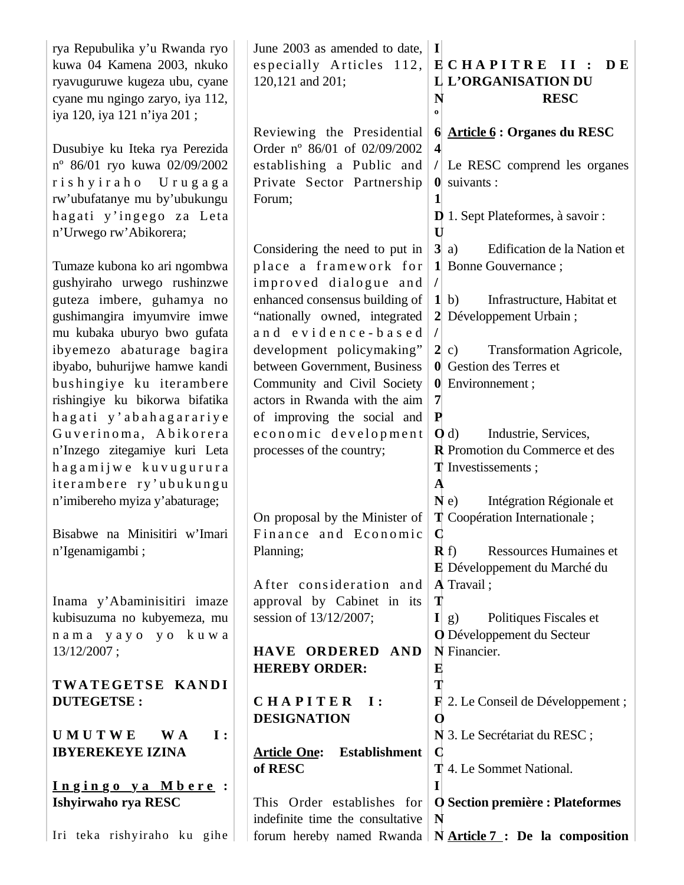rya Repubulika y'u Rwanda ryo kuwa 04 Kamena 2003, nkuko ryavuguruwe kugeza ubu, cyane cyane mu ngingo zaryo, iya 112, iya 120, iya 121 n'iya 201 ;

Dusubiye ku Iteka rya Perezida nº 86/01 ryo kuwa 02/09/2002 rishyiraho Urugaga rw'ubufatanye mu by'ubukungu hagati y'ingego za Leta n'Urwego rw'Abikorera;

Tumaze kubona ko ari ngombwa gushyiraho urwego rushinzwe guteza imbere, guhamya no gushimangira imyumvire imwe mu kubaka uburyo bwo gufata ibyemezo abaturage bagira ibyabo, buhurijwe hamwe kandi bushingiye ku iterambere rishingiye ku bikorwa bifatika hagati y'abahagarariye Guverinoma, Abikorera n'Inzego zitegamiye kuri Leta hagamijwe kuvugurura iterambere ry'ubukungu n'imibereho myiza y'abaturage;

Bisabwe na Minisitiri w'Imari n'Igenamigambi ;

Inama y'Abaminisitiri imaze kubisuzuma no kubyemeza, mu nama yayo yo kuwa 13/12/2007 ;

**TWATEGETSE KANDI DUTEGETSE :**

**UMUTWE WA I: IBYEREKEYE IZINA**

**Ingingo ya Mbere : Ishyirwaho rya RESC**

Iri teka rishyiraho ku gihe

June 2003 as amended to date, especially Articles 112, 120,121 and 201;

Reviewing the Presidential Order nº 86/01 of 02/09/2002 establishing a Public and Private Sector Partnership Forum;

Considering the need to put in place a framework for improved dialogue and enhanced consensus building of "nationally owned, integrated and evidence-based development policymaking" between Government, Business Community and Civil Society actors in Rwanda with the aim of improving the social and economic development processes of the country;

On proposal by the Minister of Finance and Economic Planning;

After consideration and approval by Cabinet in its session of 13/12/2007;

**HAVE ORDERED AND HEREBY ORDER:**

**CHAPITER I: DESIGNATION**

**Article One: Establishment of RESC**

This Order establishes for indefinite time the consultative forum hereby named Rwanda

**IEL Nº 64/01 DU 31/12/2007 PORTANT CREATION ET FONCTIONN**

**CHAPITRE II : DE L'ORGANISATION DU RESC**

**Article 6 : Organes du RESC**

Le RESC comprend les organes suivants :

1. Sept Plateformes, à savoir :

a) Edification de la Nation et Bonne Gouvernance ;

b) Infrastructure, Habitat et Développement Urbain ;

c) Transformation Agricole, Gestion des Terres et Environnement ;

d) Industrie, Services, Promotion du Commerce et des Investissements ;

e) Intégration Régionale et Coopération Internationale ;

f) Ressources Humaines et Développement du Marché du Travail ;

g) Politiques Fiscales et Développement du Secteur Financier.

2. Le Conseil de Développement ;

3. Le Secrétariat du RESC ;

4. Le Sommet National.

**Section première : Plateformes**

**Article 7 : De la composition**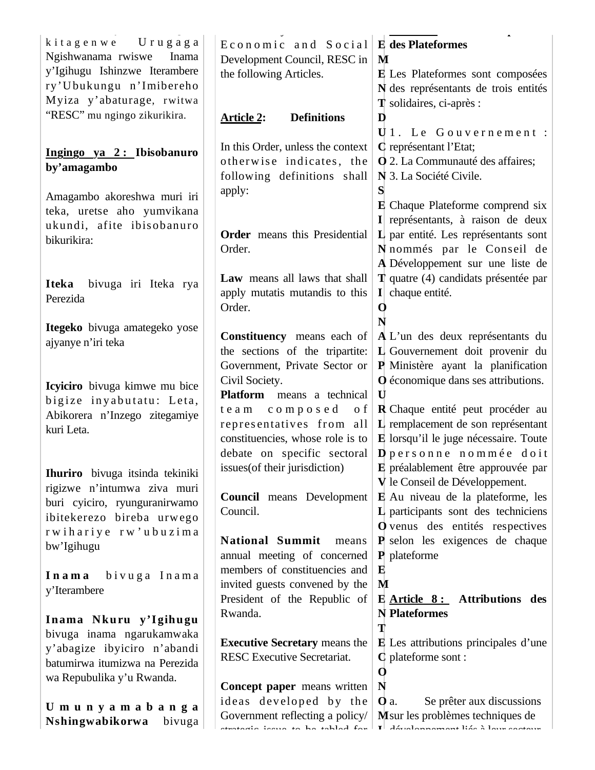kitagenwe Urugaga Ngishwanama rwiswe Inama y'Igihugu Ishinzwe Iterambere ry'Ubukungu n'Imibereho Myiza y'abaturage, rwitwa "RESC" mu ngingo zikurikira.

**Ingingo ya 2 : Ibisobanuro by'amagambo**

Amagambo akoreshwa muri iri teka, uretse aho yumvikana ukundi, afite ibisobanuro bikurikira:

**Iteka** bivuga iri Iteka rya Perezida

**Itegeko** bivuga amategeko yose ajyanye n'iri teka

**Icyiciro** bivuga kimwe mu bice bigize inyabutatu: Leta, Abikorera n'Inzego zitegamiye kuri Leta.

**Ihuriro** bivuga itsinda tekiniki rigizwe n'intumwa ziva muri buri cyiciro, ryunguranirwamo ibitekerezo bireba urwego rwihariye rw'ubuzima bw'Igihugu

**Inama** bivuga Inama y'Iterambere

**Inama Nkuru y'Igihugu** bivuga inama ngarukamwaka y'abagize ibyiciro n'abandi batumirwa itumizwa na Perezida wa Repubulika y'u Rwanda.

**Umunyamabanga Nshingwabikorwa** bivuga

Economic and Social Development Council, RESC in the following Articles.

**Article 2: Definitions**

In this Order, unless the context otherwise indicates, the following definitions shall apply:

**Order** means this Presidential Order.

**Law** means all laws that shall apply mutatis mutandis to this Order.

**Constituency** means each of the sections of the tripartite: Government, Private Sector or Civil Society.

**Platform** means a technical team composed of representatives from all constituencies, whose role is to debate on specific sectoral issues(of their jurisdiction)

**Council** means Development Council.

**National Summit** means annual meeting of concerned members of constituencies and invited guests convened by the President of the Republic of Rwanda.

**Executive Secretary** means the RESC Executive Secretariat.

**Concept paper** means written ideas developed by the Government reflecting a policy/ strategic issue to be tabled for

**des Plateformes**

Les Plateformes sont composées des représentants de trois entités solidaires, ci-après :

1. Le Gouvernement : représentant l'Etat;
2. La Communauté des affaires;
3. La Société Civile.

Chaque Plateforme comprend six représentants, à raison de deux par entité. Les représentants sont nommés par le Conseil de Développement sur une liste de quatre (4) candidats présentée par chaque entité.

L'un des deux représentants du Gouvernement doit provenir du Ministère ayant la planification économique dans ses attributions.

Chaque entité peut procéder au remplacement de son représentant lorsqu'il le juge nécessaire. Toute personne nommée doit préalablement être approuvée par le Conseil de Développement.

Au niveau de la plateforme, les participants sont des techniciens venus des entités respectives selon les exigences de chaque plateforme

**Article 8 : Attributions des Plateformes**

Les attributions principales d'une plateforme sont :

a. Se prêter aux discussions sur les problèmes techniques de développement liés à leur secteur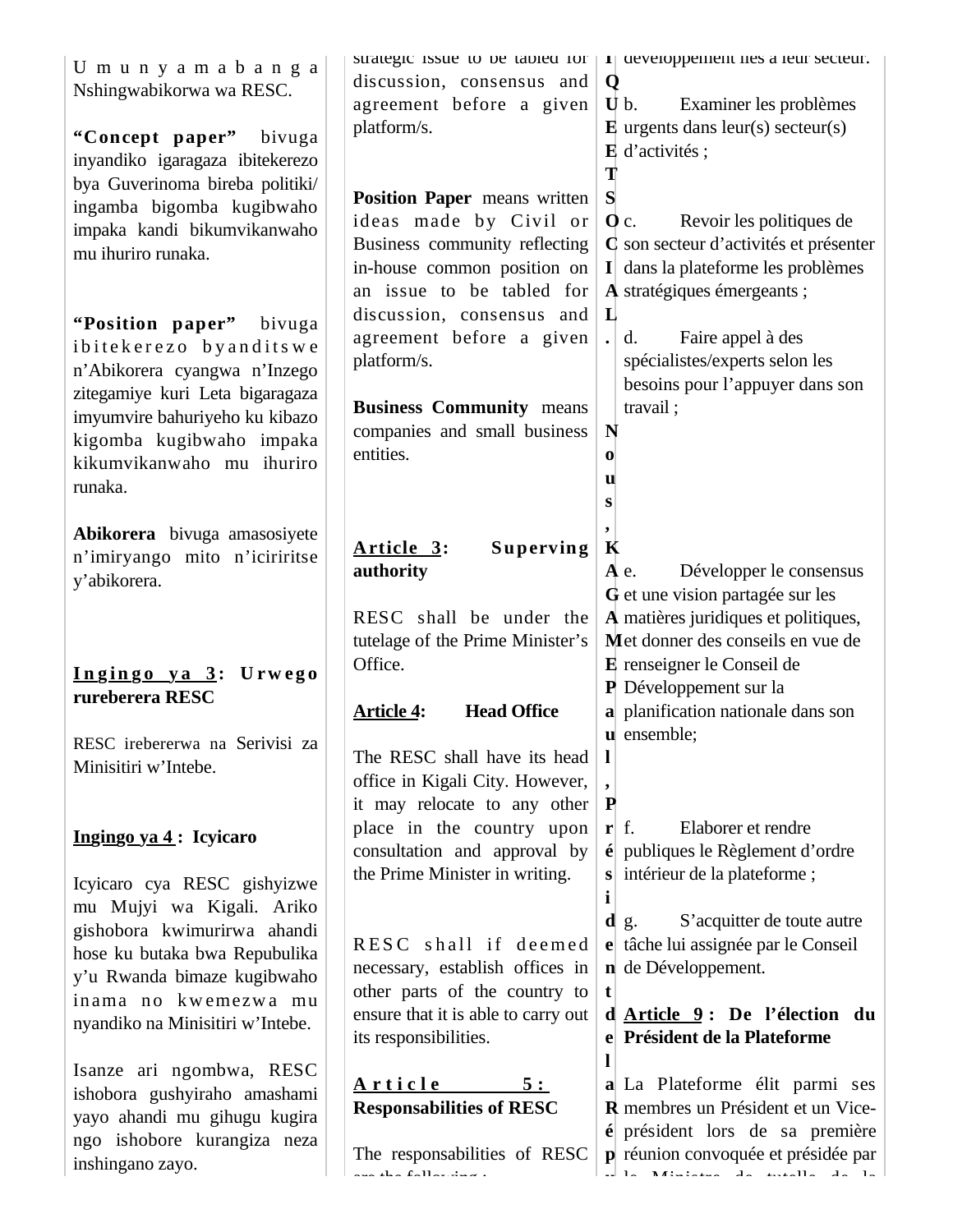Umunyamabanga Nshingwabikorwa wa RESC.

**"Concept paper"** bivuga inyandiko igaragaza ibitekerezo bya Guverinoma bireba politiki/ ingamba bigomba kugibwaho impaka kandi bikumvikanwaho mu ihuriro runaka.

**"Position paper"** bivuga ibitekerezo byanditswe n'Abikorera cyangwa n'Inzego zitegamiye kuri Leta bigaragaza imyumvire bahuriyeho ku kibazo kigomba kugibwaho impaka kikumvikanwaho mu ihuriro runaka.

**Abikorera** bivuga amasosiyete n'imiryango mito n'icyiritse y'abikorera.

**Ingingo ya 3: Urwego rureberera RESC**

RESC irebererwa na Serivisi za Minisitiri w'Intebe.

**Ingingo ya 4 : Icyicaro**

Icyicaro cya RESC gishyizwe mu Mujyi wa Kigali. Ariko gishobora kwimurirwa ahandi hose ku butaka bwa Repubulika y'u Rwanda bimaze kugibwaho inama no kwemezwa mu nyandiko na Minisitiri w'Intebe.

Isanze ari ngombwa, RESC ishobora gushyiraho amashami yayo ahandi mu gihugu kugira ngo ishobore kurangiza neza inshingano zayo.

strategic issue to be tabled for discussion, consensus and agreement before a given platform/s.

**Position Paper** means written ideas made by Civil or Business community reflecting in-house common position on an issue to be tabled for discussion, consensus and agreement before a given platform/s.

**Business Community** means companies and small business entities.

**Article 3: Superving authority**

RESC shall be under the tutelage of the Prime Minister's Office.

**Article 4: Head Office**

The RESC shall have its head office in Kigali City. However, it may relocate to any other place in the country upon consultation and approval by the Prime Minister in writing.

RESC shall if deemed necessary, establish offices in other parts of the country to ensure that it is able to carry out its responsibilities.

**Article 5: Responsabilities of RESC**

The responsabilities of RESC are the following :

développement liés à leur secteur.

b. Examiner les problèmes urgents dans leur(s) secteur(s) d'activités ;

c. Revoir les politiques de son secteur d'activités et présenter dans la plateforme les problèmes stratégiques émergeants ;

d. Faire appel à des spécialistes/experts selon les besoins pour l'appuyer dans son travail ;

e. Développer le consensus et une vision partagée sur les matières juridiques et politiques, et donner des conseils en vue de renseigner le Conseil de Développement sur la planification nationale dans son ensemble;

f. Elaborer et rendre publiques le Règlement d'ordre intérieur de la plateforme ;

g. S'acquitter de toute autre tâche lui assignée par le Conseil de Développement.

**Article 9 : De l'élection du Président de la Plateforme**

La Plateforme élit parmi ses membres un Président et un Vice-président lors de sa première réunion convoquée et présidée par le Ministre de tutelle de la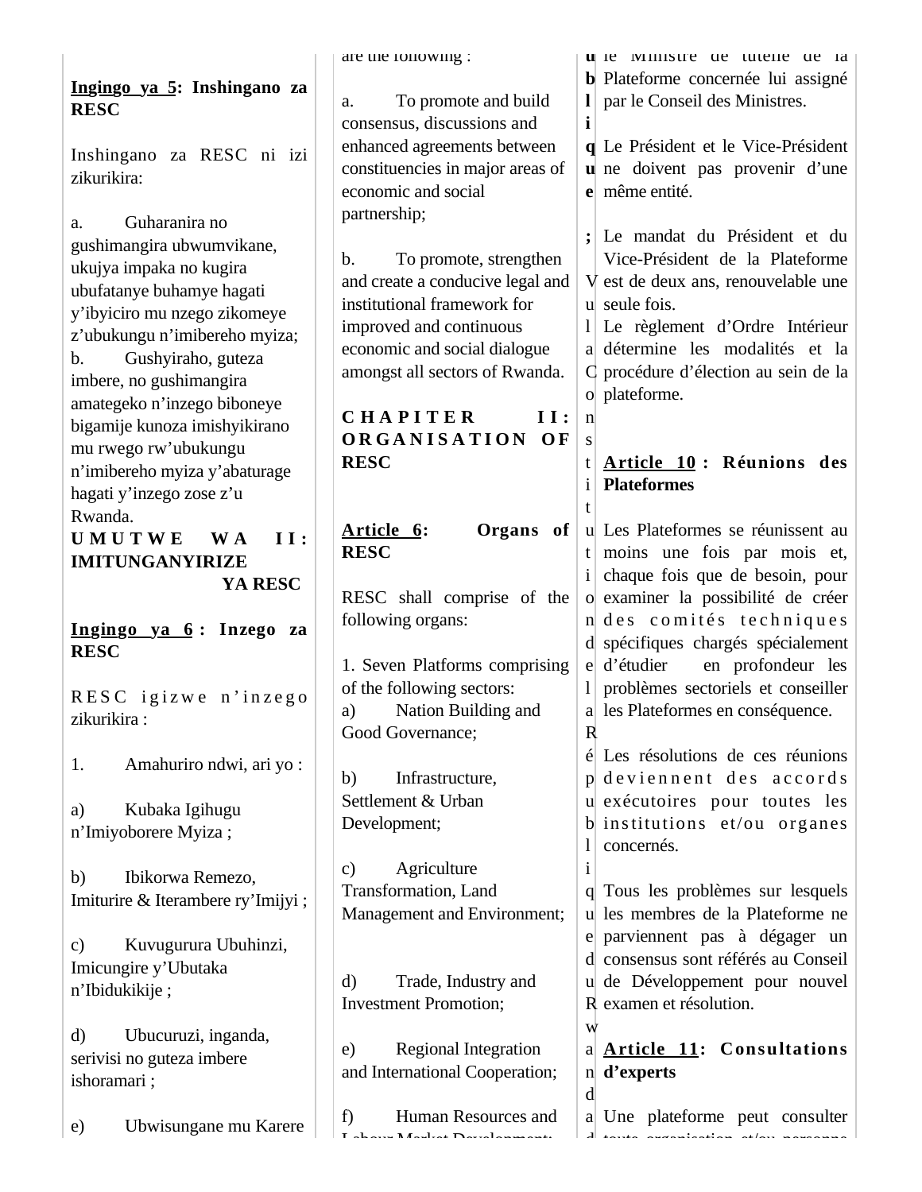**Ingingo ya 5: Inshingano za RESC**

Inshingano za RESC ni izi zikurikira:

a. Guharanira no gushimangira ubwumvikane, ukujya impaka no kugira ubufatanye buhamye hagati y'ibyiciro mu nzego zikomeye z'ubukungu n'imibereho myiza;

b. Gushyiraho, guteza imbere, no gushimangira amategeko n'inzego biboneye bigamije kunoza imishyikirano mu rwego rw'ubukungu n'imibereho myiza y'abaturage hagati y'inzego zose z'u Rwanda.

**UMUTWE WA II: IMITUNGANYIRIZE YA RESC**

**Ingingo ya 6 : Inzego za RESC**

RESC igizwe n'inzego zikurikira :

1. Amahuriro ndwi, ari yo :

a) Kubaka Igihugu n'Imiyoborere Myiza ;

b) Ibikorwa Remezo, Imiturire & Iterambere ry'Imijyi ;

c) Kuvugurura Ubuhinzi, Imicungire y'Ubutaka n'Ibidukikije ;

d) Ubucuruzi, inganda, serivisi no guteza imbere ishoramari ;

e) Ubwisungane mu Karere

are the following :

a. To promote and build consensus, discussions and enhanced agreements between constituencies in major areas of economic and social partnership;

b. To promote, strengthen and create a conducive legal and institutional framework for improved and continuous economic and social dialogue amongst all sectors of Rwanda.

**CHAPITER II: ORGANISATION OF RESC**

**Article 6: Organs of RESC**

RESC shall comprise of the following organs:

1. Seven Platforms comprising of the following sectors:

a) Nation Building and Good Governance;

b) Infrastructure, Settlement & Urban Development;

c) Agriculture Transformation, Land Management and Environment;

d) Trade, Industry and Investment Promotion;

e) Regional Integration and International Cooperation;

f) Human Resources and Labour Market Development;

**ublique ;**

Vu la Constitution de la République du Rwanda d

le Ministre de tutelle de la Plateforme concernée lui assigné par le Conseil des Ministres.

Le Président et le Vice-Président ne doivent pas provenir d'une même entité.

Le mandat du Président et du Vice-Président de la Plateforme est de deux ans, renouvelable une seule fois.

Le règlement d'Ordre Intérieur détermine les modalités et la procédure d'élection au sein de la plateforme.

**Article 10 : Réunions des Plateformes**

Les Plateformes se réunissent au moins une fois par mois et, chaque fois que de besoin, pour examiner la possibilité de créer des comités techniques spécifiques chargés spécialement d'étudier en profondeur les problèmes sectoriels et conseiller les Plateformes en conséquence.

Les résolutions de ces réunions deviennent des accords exécutoires pour toutes les institutions et/ou organes concernés.

Tous les problèmes sur lesquels les membres de la Plateforme ne parviennent pas à dégager un consensus sont référés au Conseil de Développement pour nouvel examen et résolution.

**Article 11: Consultations d'experts**

Une plateforme peut consulter toute organisation et/ou personne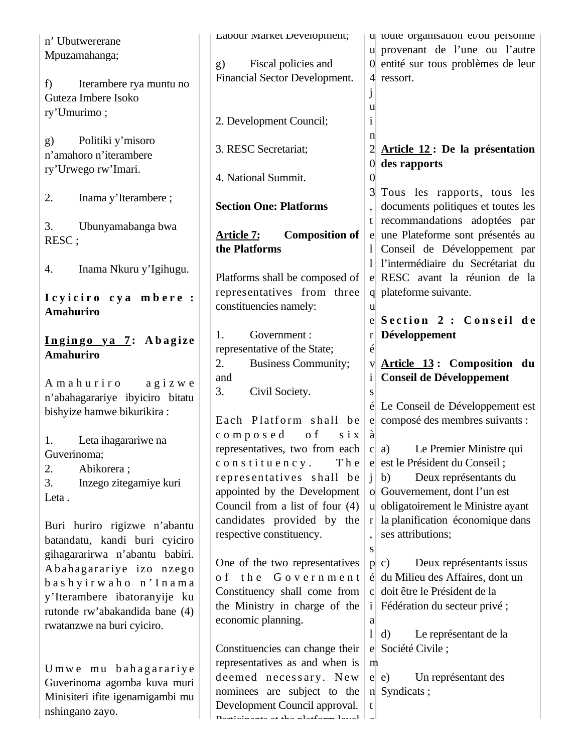n’ Ubutwererane Mpuzamahanga;

f) Iterambere rya muntu no Guteza Imbere Isoko ry’Umurimo ;

g) Politiki y’misoro n’amahoro n’iterambere ry’Urwego rw’Imari.

2. Inama y’Iterambere ;

3. Ubunyamabanga bwa RESC ;

4. Inama Nkuru y’Igihugu.

**Icyiciro cya mbere : Amahuriro**

**Ingingo ya 7: Abagize Amahuriro**

Amahuriro agizwe n’abahagarariye ibyiciro bitatu bishyize hamwe bikurikira :

1. Leta ihagarariwe na Guverinoma;
2. Abikorera ;
3. Inzego zitegamiye kuri Leta .

Buri huriro rigizwe n’abantu batandatu, kandi buri cyiciro gihagararirwa n’abantu babiri. Abahagarariye izo nzego bashyirwaho n’Inama y’Iterambere ibatoranyije ku rutonde rw’abakandida bane (4) rwatanzwe na buri cyiciro.

Umwe mu bahagarariye Guverinoma agomba kuva muri Minisiteri ifite igenamigambi mu nshingano zayo.

Labour Market Development;

g) Fiscal policies and Financial Sector Development.

2. Development Council;

3. RESC Secretariat;

4. National Summit.

**Section One: Platforms**

**Article 7: Composition of the Platforms**

Platforms shall be composed of representatives from three constituencies namely:

1. Government : representative of the State;
2. Business Community; and
3. Civil Society.

Each Platform shall be composed of six representatives, two from each constituency. The representatives shall be appointed by the Development Council from a list of four (4) candidates provided by the respective constituency.

One of the two representatives of the Government Constituency shall come from the Ministry in charge of the economic planning.

Constituencies can change their representatives as and when is deemed necessary. New nominees are subject to the Development Council approval. Participants at the platform level

du 04 juin 2003, telle que révisée à ce jour, spécialement

toute organisation et/ou personne provenant de l’une ou l’autre entité sur tous problèmes de leur ressort.

**Article 12 : De la présentation des rapports**

Tous les rapports, tous les documents politiques et toutes les recommandations adoptées par une Plateforme sont présentés au Conseil de Développement par l’intermédiaire du Secrétariat du RESC avant la réunion de la plateforme suivante.

**Section 2 : Conseil de Développement**

**Article 13 : Composition du Conseil de Développement**

Le Conseil de Développement est composé des membres suivants :

a) Le Premier Ministre qui est le Président du Conseil ;
b) Deux représentants du Gouvernement, dont l’un est obligatoirement le Ministre ayant la planification économique dans ses attributions;

c) Deux représentants issus du Milieu des Affaires, dont un doit être le Président de la Fédération du secteur privé ;

d) Le représentant de la Société Civile ;

e) Un représentant des Syndicats ;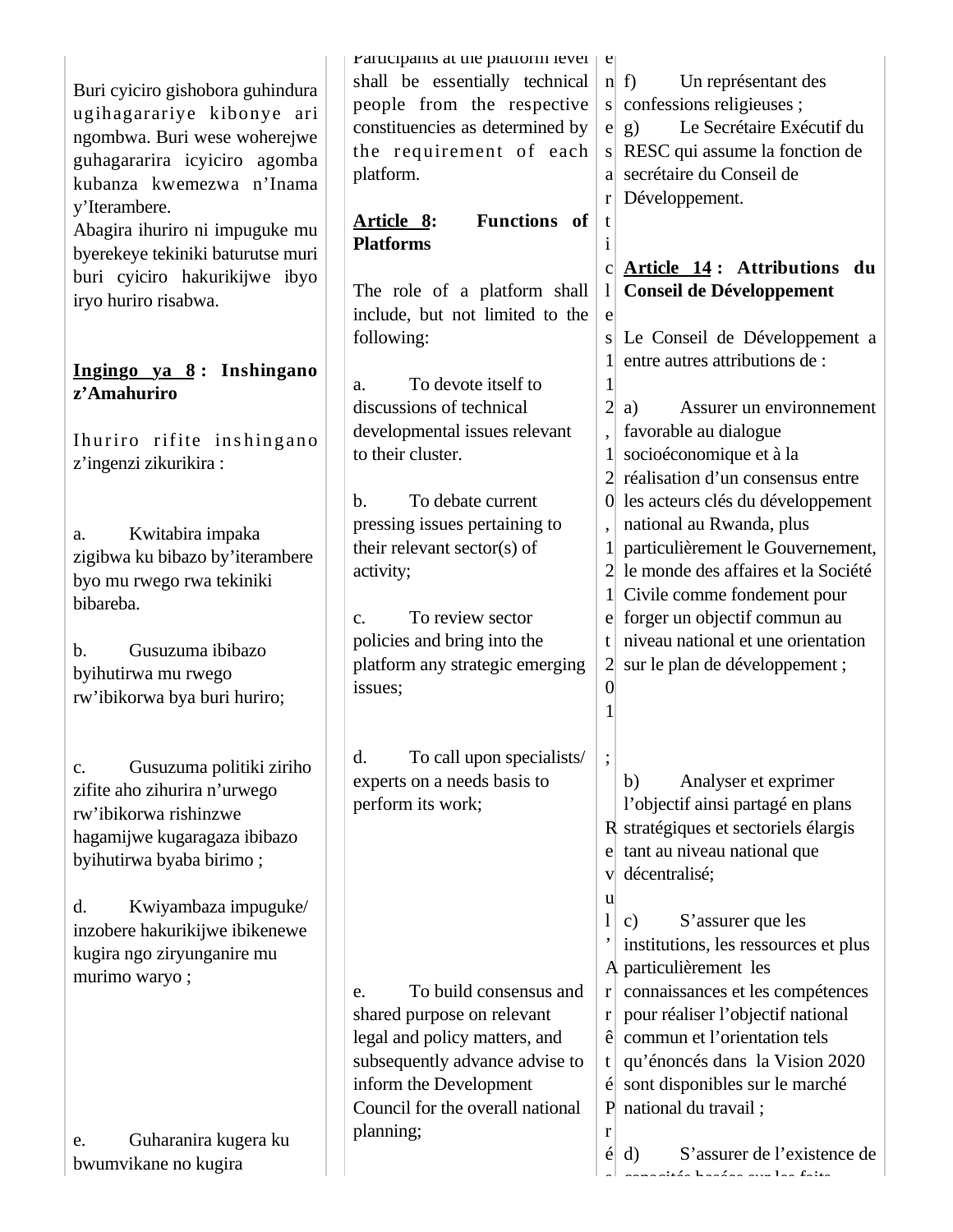Buri cyiciro gishobora guhindura ugihagarariye kibonye ari ngombwa. Buri wese woherejwe guhagararira icyiciro agomba kubanza kwemezwa n'Inama y'Iterambere.
Abagira ihuriro ni impuguke mu byerekeye tekiniki baturutse muri buri cyiciro hakurikijwe ibyo iryo huriro risabwa.

**Ingingo ya 8 : Inshingano z'Amahuriro**

Ihuriro rifite inshingano z'ingenzi zikurikira :

a. Kwitabira impaka zigibwa ku bibazo by'iterambere byo mu rwego rwa tekiniki bibareba.

b. Gusuzuma ibibazo byihutirwa mu rwego rw'ibikorwa bya buri huriro;

c. Gusuzuma politiki ziriho zifite aho zihurira n'urwego rw'ibikorwa rishinzwe hagamijwe kugaragaza ibibazo byihutirwa byaba birimo ;

d. Kwiyambaza impuguke/ inzobere hakurikijwe ibikenewe kugira ngo ziryunganire mu murimo waryo ;

e. Guharanira kugera ku bwumvikane no kugira

Participants at the platform level shall be essentially technical people from the respective constituencies as determined by the requirement of each platform.

**Article 8: Functions of Platforms**

The role of a platform shall include, but not limited to the following:

a. To devote itself to discussions of technical developmental issues relevant to their cluster.

b. To debate current pressing issues pertaining to their relevant sector(s) of activity;

c. To review sector policies and bring into the platform any strategic emerging issues;

d. To call upon specialists/ experts on a needs basis to perform its work;

e. To build consensus and shared purpose on relevant legal and policy matters, and subsequently advance advise to inform the Development Council for the overall national planning;

ensesarticles 112, 120, 121 et 201 ; Revu l'Arrêté Pré

f) Un représentant des confessions religieuses ;
g) Le Secrétaire Exécutif du RESC qui assume la fonction de secrétaire du Conseil de Développement.

**Article 14 : Attributions du Conseil de Développement**

Le Conseil de Développement a entre autres attributions de :

a) Assurer un environnement favorable au dialogue socioéconomique et à la réalisation d'un consensus entre les acteurs clés du développement national au Rwanda, plus particulièrement le Gouvernement, le monde des affaires et la Société Civile comme fondement pour forger un objectif commun au niveau national et une orientation sur le plan de développement ;

b) Analyser et exprimer l'objectif ainsi partagé en plans stratégiques et sectoriels élargis tant au niveau national que décentralisé;

c) S'assurer que les institutions, les ressources et plus particulièrement les connaissances et les compétences pour réaliser l'objectif national commun et l'orientation tels qu'énoncés dans la Vision 2020 sont disponibles sur le marché national du travail ;

d) S'assurer de l'existence de capacités basées sur les faits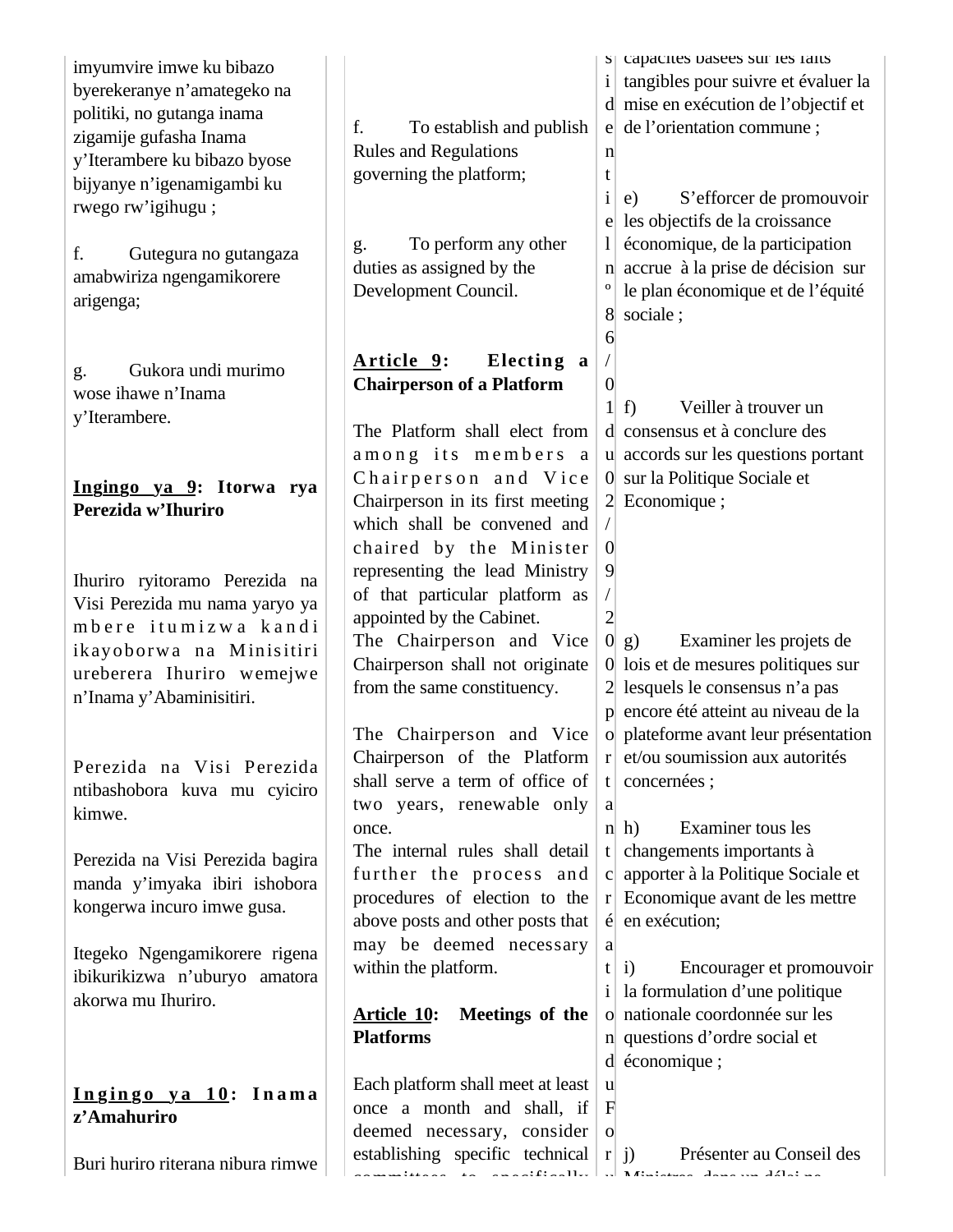imyumvire imwe ku bibazo byerekeranye n'amategeko na politiki, no gutanga inama zigamije gufasha Inama y'Iterambere ku bibazo byose bijyanye n'igenamigambi ku rwego rw'igihugu ;

f. Gutegura no gutangaza amabwiriza ngengamikorere arigenga;

g. Gukora undi murimo wose ihawe n'Inama y'Iterambere.

**Ingingo ya 9: Itorwa rya Perezida w'Ihuriro**

Ihuriro ryitoramo Perezida na Visi Perezida mu nama yaryo ya mbere itumizwa kandi ikayoborwa na Minisitiri ureberera Ihuriro wemejwe n'Inama y'Abaminisitiri.

Perezida na Visi Perezida ntibashobora kuva mu cyiciro kimwe.

Perezida na Visi Perezida bagira manda y'imyaka ibiri ishobora kongerwa incuro imwe gusa.

Itegeko Ngengamikorere rigena ibikurikizwa n'uburyo amatora akorwa mu Ihuriro.

**Ingingo ya 10: Inama z'Amahuriro**

Buri huriro riterana nibura rimwe

f. To establish and publish Rules and Regulations governing the platform;

g. To perform any other duties as assigned by the Development Council.

**Article 9: Electing a Chairperson of a Platform**

The Platform shall elect from among its members a Chairperson and Vice Chairperson in its first meeting which shall be convened and chaired by the Minister representing the lead Ministry of that particular platform as appointed by the Cabinet.

The Chairperson and Vice Chairperson shall not originate from the same constituency.

The Chairperson and Vice Chairperson of the Platform shall serve a term of office of two years, renewable only once.

The internal rules shall detail further the process and procedures of election to the above posts and other posts that may be deemed necessary within the platform.

**Article 10: Meetings of the Platforms**

Each platform shall meet at least once a month and shall, if deemed necessary, consider establishing specific technical committees to specifically

sidentiel nº 86/01 du 02/09/2002 portant création du Forum

capacités basées sur les faits tangibles pour suivre et évaluer la mise en exécution de l'objectif et de l'orientation commune ;

e) S'efforcer de promouvoir les objectifs de la croissance économique, de la participation accrue à la prise de décision sur le plan économique et de l'équité sociale ;

f) Veiller à trouver un consensus et à conclure des accords sur les questions portant sur la Politique Sociale et Economique ;

g) Examiner les projets de lois et de mesures politiques sur lesquels le consensus n'a pas encore été atteint au niveau de la plateforme avant leur présentation et/ou soumission aux autorités concernées ;

h) Examiner tous les changements importants à apporter à la Politique Sociale et Economique avant de les mettre en exécution;

i) Encourager et promouvoir la formulation d'une politique nationale coordonnée sur les questions d'ordre social et économique ;

j) Présenter au Conseil des Ministres, dans un délai ne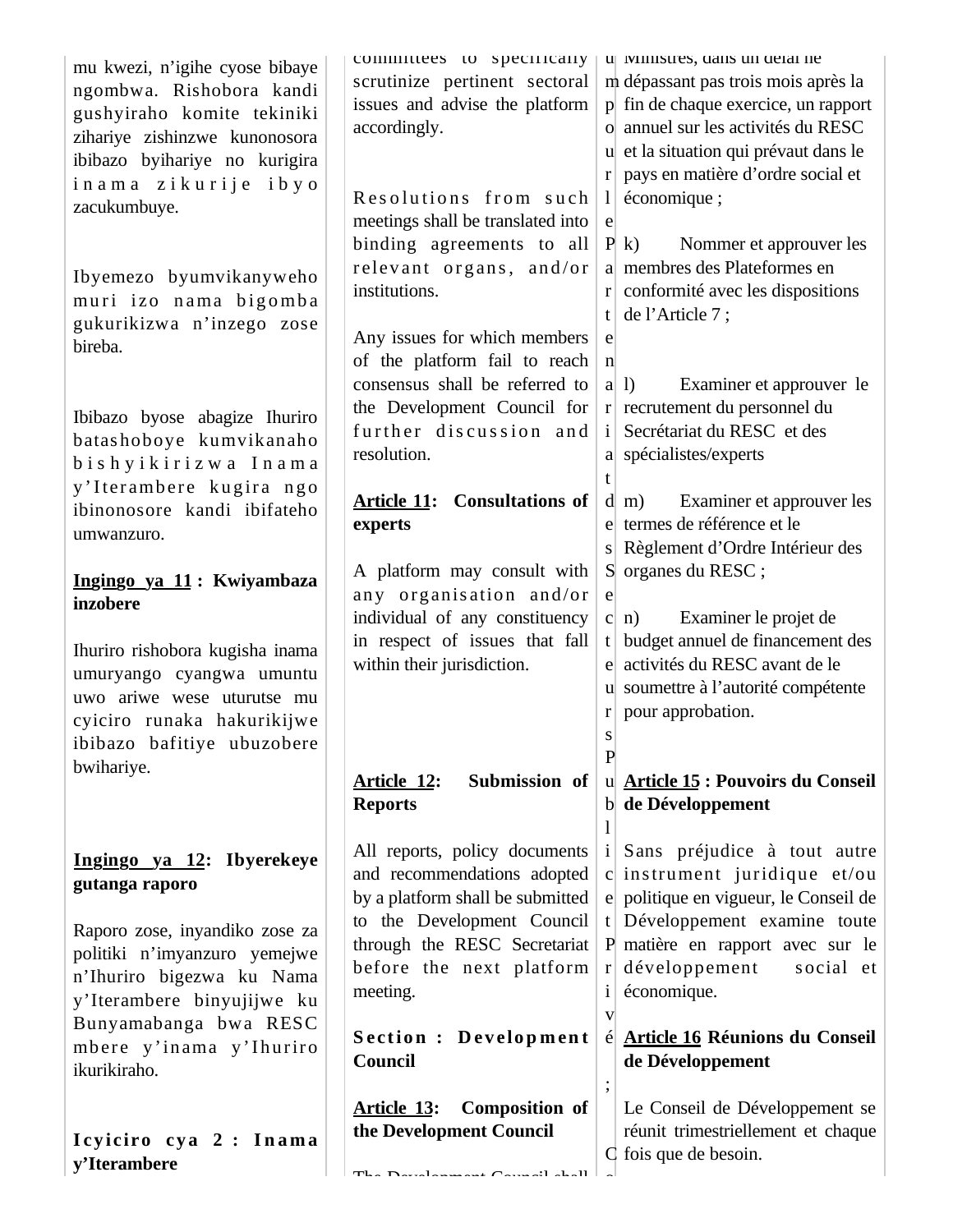mu kwezi, n'igihe cyose bibaye ngombwa. Rishobora kandi gushyiraho komite tekiniki zihariye zishinzwe kunonosora ibibazo byihariye no kurigira inama zikurije ibyo zacukumbuye.

Ibyemezo byumvikanyweho muri izo nama bigomba gukurikizwa n'inzego zose bireba.

Ibibazo byose abagize Ihuriro batashoboye kumvikanaho bishyikirizwa Inama y'Iterambere kugira ngo ibinonosore kandi ibifateho umwanzuro.

**Ingingo ya 11 : Kwiyambaza inzobere**

Ihuriro rishobora kugisha inama umuryango cyangwa umuntu uwo ariwe wese uturutse mu cyiciro runaka hakurikijwe ibibazo bafitiye ubuzobere bwihariye.

**Ingingo ya 12: Ibyerekeye gutanga raporo**

Raporo zose, inyandiko zose za politiki n'imyanzuro yemejwe n'Ihuriro bigezwa ku Nama y'Iterambere binyujijwe ku Bunyamabanga bwa RESC mbere y'inama y'Ihuriro ikurikiraho.

**Icyiciro cya 2 : Inama y'Iterambere**

committees to specifically scrutinize pertinent sectoral issues and advise the platform accordingly.

Resolutions from such meetings shall be translated into binding agreements to all relevant organs, and/or institutions.

Any issues for which members of the platform fail to reach consensus shall be referred to the Development Council for further discussion and resolution.

**Article 11: Consultations of experts**

A platform may consult with any organisation and/or individual of any constituency in respect of issues that fall within their jurisdiction.

**Article 12: Submission of Reports**

All reports, policy documents and recommendations adopted by a platform shall be submitted to the Development Council through the RESC Secretariat before the next platform meeting.

**Section : Development Council**

**Article 13: Composition of the Development Council**

The Development Council shall

um pour le Partenariat des Secteurs Public et Privé ;

C...

Ministres, dans un délai ne dépassant pas trois mois après la fin de chaque exercice, un rapport annuel sur les activités du RESC et la situation qui prévaut dans le pays en matière d'ordre social et économique ;

k) Nommer et approuver les membres des Plateformes en conformité avec les dispositions de l'Article 7 ;

l) Examiner et approuver le recrutement du personnel du Secrétariat du RESC et des spécialistes/experts

m) Examiner et approuver les termes de référence et le Règlement d'Ordre Intérieur des organes du RESC ;

n) Examiner le projet de budget annuel de financement des activités du RESC avant de le soumettre à l'autorité compétente pour approbation.

**Article 15 : Pouvoirs du Conseil de Développement**

Sans préjudice à tout autre instrument juridique et/ou politique en vigueur, le Conseil de Développement examine toute matière en rapport avec sur le développement social et économique.

**Article 16 Réunions du Conseil de Développement**

Le Conseil de Développement se réunit trimestriellement et chaque fois que de besoin.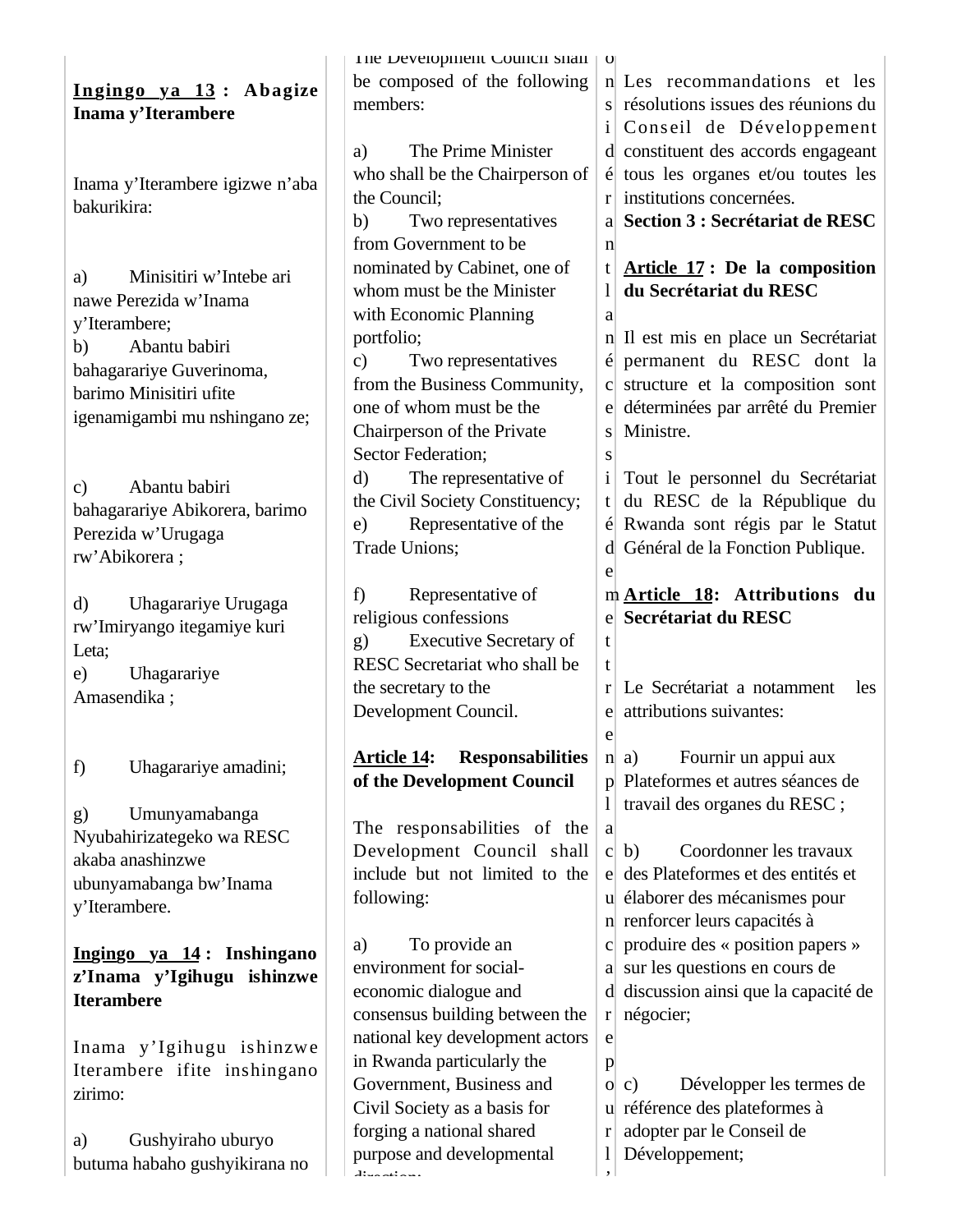**Ingingo ya 13 : Abagize Inama y’Iterambere**

Inama y’Iterambere igizwe n’aba bakurikira:

a) Minisitiri w’Intebe ari nawe Perezida w’Inama y’Iterambere;
b) Abantu babiri bahagarariye Guverinoma, barimo Minisitiri ufite igenamigambi mu nshingano ze;

c) Abantu babiri bahagarariye Abikorera, barimo Perezida w’Urugaga rw’Abikorera ;

d) Uhagarariye Urugaga rw’Imiryango itegamiye kuri Leta;
e) Uhagarariye Amasendika ;

f) Uhagarariye amadini;

g) Umunyamabanga Nyubahirizategeko wa RESC akaba anashinzwe ubunyamabanga bw’Inama y’Iterambere.

**Ingingo ya 14 : Inshingano z’Inama y’Igihugu ishinzwe Iterambere**

Inama y’Igihugu ishinzwe Iterambere ifite inshingano zirimo:

a) Gushyiraho uburyo butuma habaho gushyikirana no

The Development Council shall be composed of the following members:

a) The Prime Minister who shall be the Chairperson of the Council;
b) Two representatives from Government to be nominated by Cabinet, one of whom must be the Minister with Economic Planning portfolio;
c) Two representatives from the Business Community, one of whom must be the Chairperson of the Private Sector Federation;
d) The representative of the Civil Society Constituency;
e) Representative of the Trade Unions;

f) Representative of religious confessions
g) Executive Secretary of RESC Secretariat who shall be the secretary to the Development Council.

**Article 14: Responsabilities of the Development Council**

The responsabilities of the Development Council shall include but not limited to the following:

a) To provide an environment for social-economic dialogue and consensus building between the national key development actors in Rwanda particularly the Government, Business and Civil Society as a basis for forging a national shared purpose and developmental direction;

onsidérant la nécessité de mettre en place un cadre pour l’

Les recommandations et les résolutions issues des réunions du Conseil de Développement constituent des accords engageant tous les organes et/ou toutes les institutions concernées.

**Section 3 : Secrétariat de RESC**

**Article 17 : De la composition du Secrétariat du RESC**

Il est mis en place un Secrétariat permanent du RESC dont la structure et la composition sont déterminées par arrêté du Premier Ministre.

Tout le personnel du Secrétariat du RESC de la République du Rwanda sont régis par le Statut Général de la Fonction Publique.

**Article 18: Attributions du Secrétariat du RESC**

Le Secrétariat a notamment les attributions suivantes:

a) Fournir un appui aux Plateformes et autres séances de travail des organes du RESC ;

b) Coordonner les travaux des Plateformes et des entités et élaborer des mécanismes pour renforcer leurs capacités à produire des « position papers » sur les questions en cours de discussion ainsi que la capacité de négocier;

c) Développer les termes de référence des plateformes à adopter par le Conseil de Développement;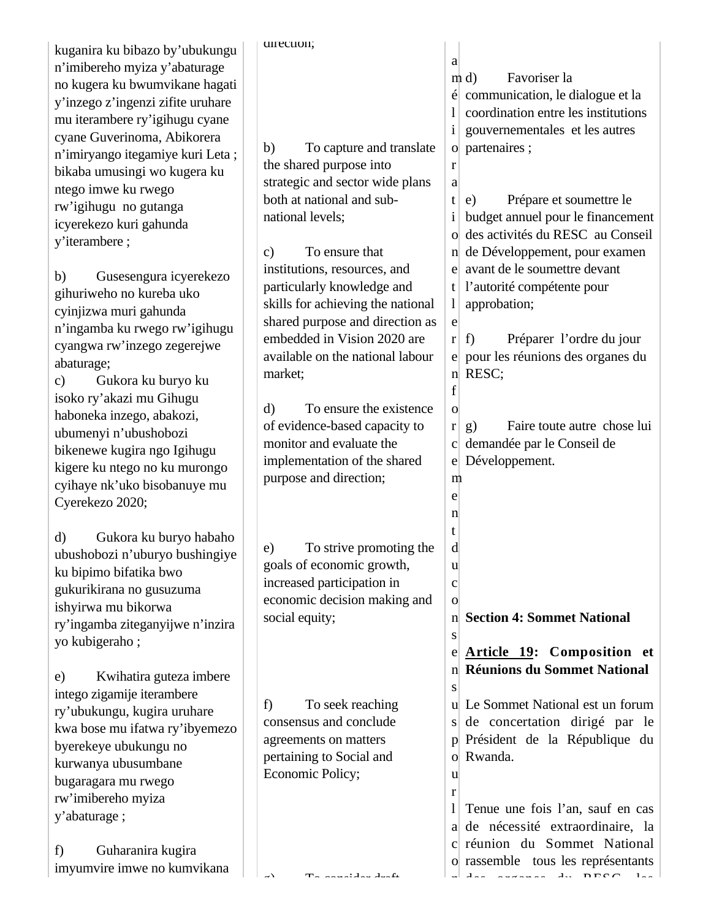kuganira ku bibazo by'ubukungu n'imibereho myiza y'abaturage no kugera ku bwumvikane hagati y'inzego z'ingenzi zifite uruhare mu iterambere ry'igihugu cyane cyane Guverinoma, Abikorera n'imiryango itegamiye kuri Leta ; bikaba umusingi wo kugera ku ntego imwe ku rwego rw'igihugu no gutanga icyerekezo kuri gahunda y'iterambere ;

b) Gusesengura icyerekezo gihuriweho no kureba uko cyinjizwa muri gahunda n'ingamba ku rwego rw'igihugu cyangwa rw'inzego zegerejwe abaturage;

c) Gukora ku buryo ku isoko ry'akazi mu Gihugu haboneka inzego, abakozi, ubumenyi n'ubushobozi bikenewe kugira ngo Igihugu kigere ku ntego no ku murongo cyihaye nk'uko bisobanuye mu Cyerekezo 2020;

d) Gukora ku buryo habaho ubushobozi n'uburyo bushingiye ku bipimo bifatika bwo gukurikirana no gusuzuma ishyirwa mu bikorwa ry'ingamba ziteganyijwe n'inzira yo kubigeraho ;

e) Kwihatira guteza imbere intego zigamije iterambere ry'ubukungu, kugira uruhare kwa bose mu ifatwa ry'ibyemezo byerekeye ubukungu no kurwanya ubusumbane bugaragara mu rwego rw'imibereho myiza y'abaturage ;

f) Guharanira kugira imyumvire imwe no kumvikana

direction;

b) To capture and translate the shared purpose into strategic and sector wide plans both at national and sub-national levels;

c) To ensure that institutions, resources, and particularly knowledge and skills for achieving the national shared purpose and direction as embedded in Vision 2020 are available on the national labour market;

d) To ensure the existence of evidence-based capacity to monitor and evaluate the implementation of the shared purpose and direction;

e) To strive promoting the goals of economic growth, increased participation in economic decision making and social equity;

f) To seek reaching consensus and conclude agreements on matters pertaining to Social and Economic Policy;

g) To consider draft

amélioration et le renforcement du consensus pour la con

d) Favoriser la communication, le dialogue et la coordination entre les institutions gouvernementales et les autres partenaires ;

e) Prépare et soumettre le budget annuel pour le financement des activités du RESC au Conseil de Développement, pour examen avant de le soumettre devant l'autorité compétente pour approbation;

f) Préparer l'ordre du jour pour les réunions des organes du RESC;

g) Faire toute autre chose lui demandée par le Conseil de Développement.

**Section 4: Sommet National**

**Article 19: Composition et Réunions du Sommet National**

Le Sommet National est un forum de concertation dirigé par le Président de la République du Rwanda.

Tenue une fois l'an, sauf en cas de nécessité extraordinaire, la réunion du Sommet National rassemble tous les représentants des organes du RESC, les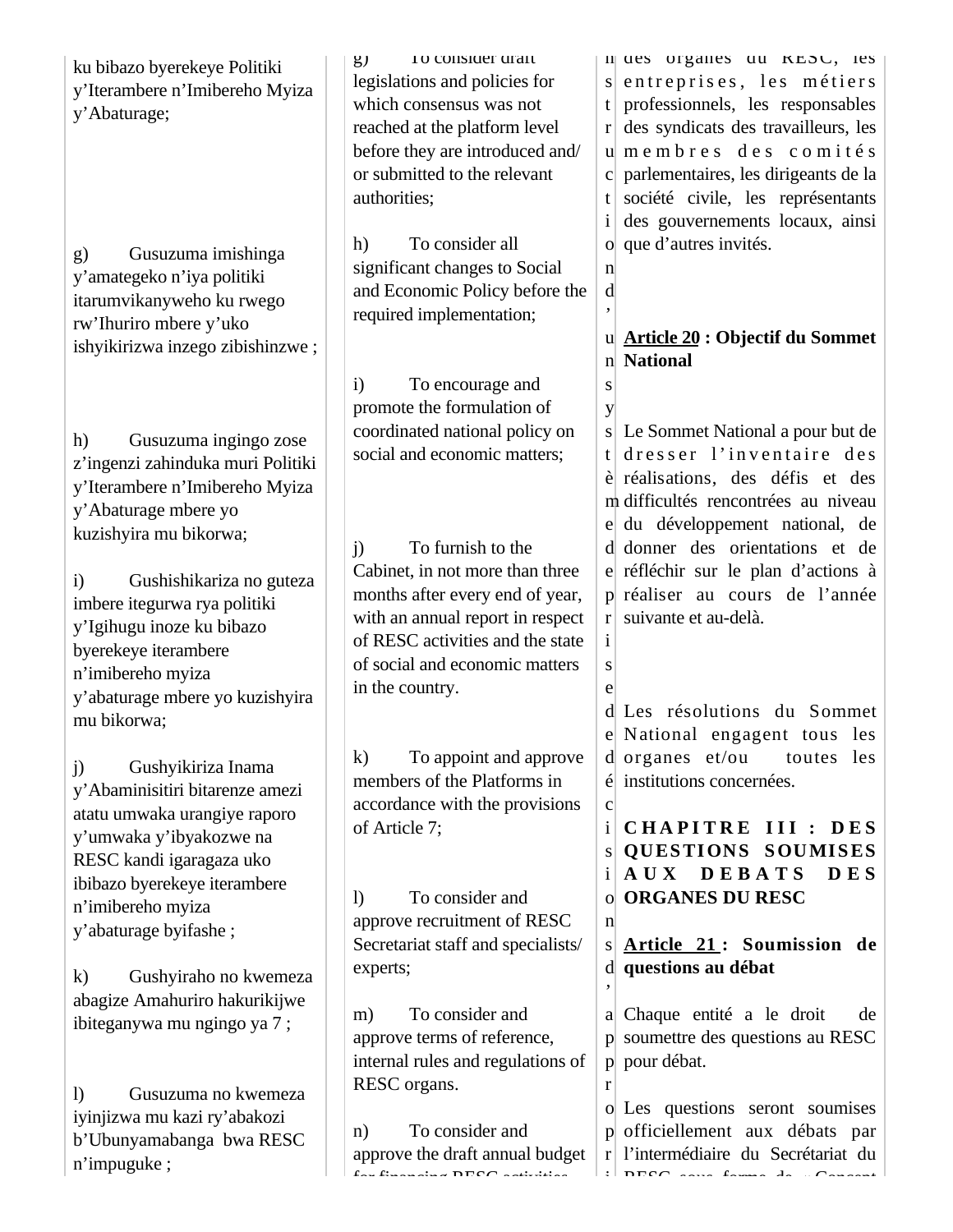ku bibazo byerekeye Politiki y'Iterambere n'Imibereho Myiza y'Abaturage;

g) Gusuzuma imishinga y'amategeko n'iya politiki itarumvikanyweho ku rwego rw'Ihuriro mbere y'uko ishyikirizwa inzego zibishinzwe ;

h) Gusuzuma ingingo zose z'ingenzi zahinduka muri Politiki y'Iterambere n'Imibereho Myiza y'Abaturage mbere yo kuzishyira mu bikorwa;

i) Gushishikariza no guteza imbere itegurwa rya politiki y'Igihugu inoze ku bibazo byerekeye iterambere n'imibereho myiza y'abaturage mbere yo kuzishyira mu bikorwa;

j) Gushyikiriza Inama y'Abaminisitiri bitarenze amezi atatu umwaka urangiye raporo y'umwaka y'ibyakozwe na RESC kandi igaragaza uko ibibazo byerekeye iterambere n'imibereho myiza y'abaturage byifashe ;

k) Gushyiraho no kwemeza abagize Amahuriro hakurikijwe ibiteganywa mu ngingo ya 7 ;

l) Gusuzuma no kwemeza iyinjizwa mu kazi ry'abakozi b'Ubunyamabanga bwa RESC n'impuguke ;

g) To consider draft legislations and policies for which consensus was not reached at the platform level before they are introduced and/ or submitted to the relevant authorities;

h) To consider all significant changes to Social and Economic Policy before the required implementation;

i) To encourage and promote the formulation of coordinated national policy on social and economic matters;

j) To furnish to the Cabinet, in not more than three months after every end of year, with an annual report in respect of RESC activities and the state of social and economic matters in the country.

k) To appoint and approve members of the Platforms in accordance with the provisions of Article 7;

l) To consider and approve recruitment of RESC Secretariat staff and specialists/ experts;

m) To consider and approve terms of reference, internal rules and regulations of RESC organs.

n) To consider and approve the draft annual budget for financing RESC activities

n instruction d'un système de prise de décisions d'appropri

des organes du RESC, les entreprises, les métiers professionnels, les responsables des syndicats des travailleurs, les membres des comités parlementaires, les dirigeants de la société civile, les représentants des gouvernements locaux, ainsi que d'autres invités.

**Article 20 : Objectif du Sommet National**

Le Sommet National a pour but de dresser l'inventaire des réalisations, des défis et des difficultés rencontrées au niveau du développement national, de donner des orientations et de réfléchir sur le plan d'actions à réaliser au cours de l'année suivante et au-delà.

Les résolutions du Sommet National engagent tous les organes et/ou toutes les institutions concernées.

**CHAPITRE III : DES QUESTIONS SOUMISES AUX DEBATS DES ORGANES DU RESC**

**Article 21 : Soumission de questions au débat**

Chaque entité a le droit de soumettre des questions au RESC pour débat.

Les questions seront soumises officiellement aux débats par l'intermédiaire du Secrétariat du RESC sous forme de « Concept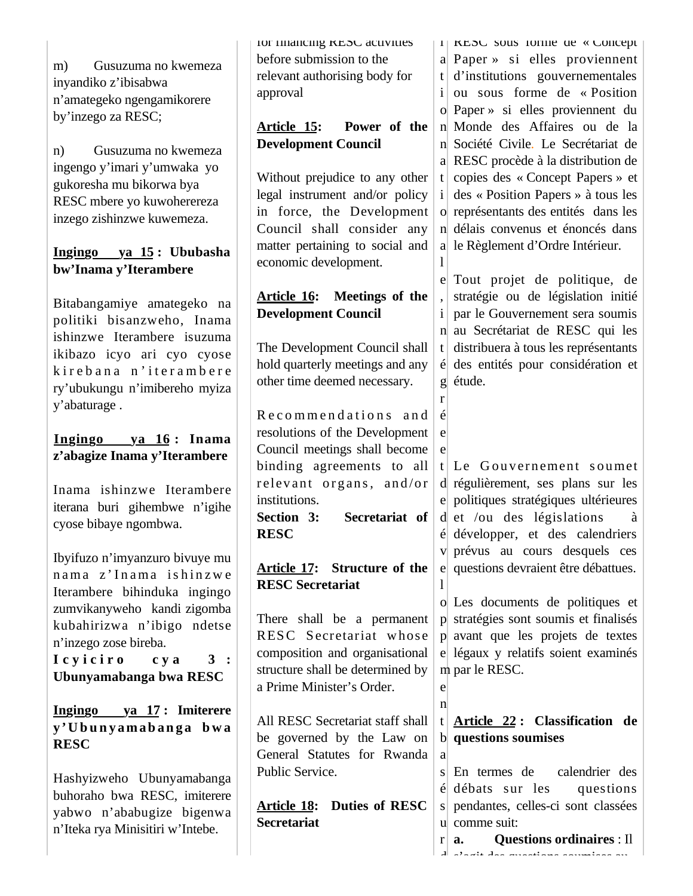m) Gusuzuma no kwemeza inyandiko z'ibisabwa n'amategeko ngengamikorere by'inzego za RESC;

n) Gusuzuma no kwemeza ingengo y'imari y'umwaka yo gukoresha mu bikorwa bya RESC mbere yo kuwohereza inzego zishinzwe kuwemeza.

**Ingingo ya 15 : Ububasha bw'Inama y'Iterambere**

Bitabangamiye amategeko na politiki bisanzweho, Inama ishinzwe Iterambere isuzuma ikibazo icyo ari cyo cyose kirebana n'iterambere ry'ubukungu n'imibereho myiza y'abaturage .

**Ingingo ya 16 : Inama z'abagize Inama y'Iterambere**

Inama ishinzwe Iterambere iterana buri gihembwe n'igihe cyose bibaye ngombwa.

Ibyifuzo n'imyanzuro bivuye mu nama z'Inama ishinzwe Iterambere bihinduka ingingo zumvikanyweho kandi zigomba kubahirizwa n'ibigo ndetse n'inzego zose bireba.

**Icyiciro cya 3 : Ubunyamabanga bwa RESC**

**Ingingo ya 17 : Imiterere y'Ubunyamabanga bwa RESC**

Hashyizweho Ubunyamabanga buhoraho bwa RESC, imiterere yabwo n'ababugize bigenwa n'Iteka rya Minisitiri w'Intebe.

for financing RESC activities before submission to the relevant authorising body for approval

**Article 15: Power of the Development Council**

Without prejudice to any other legal instrument and/or policy in force, the Development Council shall consider any matter pertaining to social and economic development.

**Article 16: Meetings of the Development Council**

The Development Council shall hold quarterly meetings and any other time deemed necessary.

Recommendations and resolutions of the Development Council meetings shall become binding agreements to all relevant organs, and/or institutions.

**Section 3: Secretariat of RESC**

**Article 17: Structure of the RESC Secretariat**

There shall be a permanent RESC Secretariat whose composition and organisational structure shall be determined by a Prime Minister's Order.

All RESC Secretariat staff shall be governed by the Law on General Statutes for Rwanda Public Service.

**Article 18: Duties of RESC Secretariat**

nationale, intégrée et de développement basé sur d

RESC sous forme de « Concept Paper » si elles proviennent d'institutions gouvernementales ou sous forme de « Position Paper » si elles proviennent du Monde des Affaires ou de la Société Civile. Le Secrétariat de RESC procède à la distribution de copies des « Concept Papers » et des « Position Papers » à tous les représentants des entités dans les délais convenus et énoncés dans le Règlement d'Ordre Intérieur.

Tout projet de politique, de stratégie ou de législation initié par le Gouvernement sera soumis au Secrétariat de RESC qui les distribuera à tous les représentants des entités pour considération et étude.

Le Gouvernement soumet régulièrement, ses plans sur les politiques stratégiques ultérieures et /ou des législations à développer, et des calendriers prévus au cours desquels ces questions devraient être débattues.

Les documents de politiques et stratégies sont soumis et finalisés avant que les projets de textes légaux y relatifs soient examinés par le RESC.

**Article 22 : Classification de questions soumises**

En termes de calendrier des débats sur les questions pendantes, celles-ci sont classées comme suit:

a. **Questions ordinaires** : Il s'agit des questions soumises au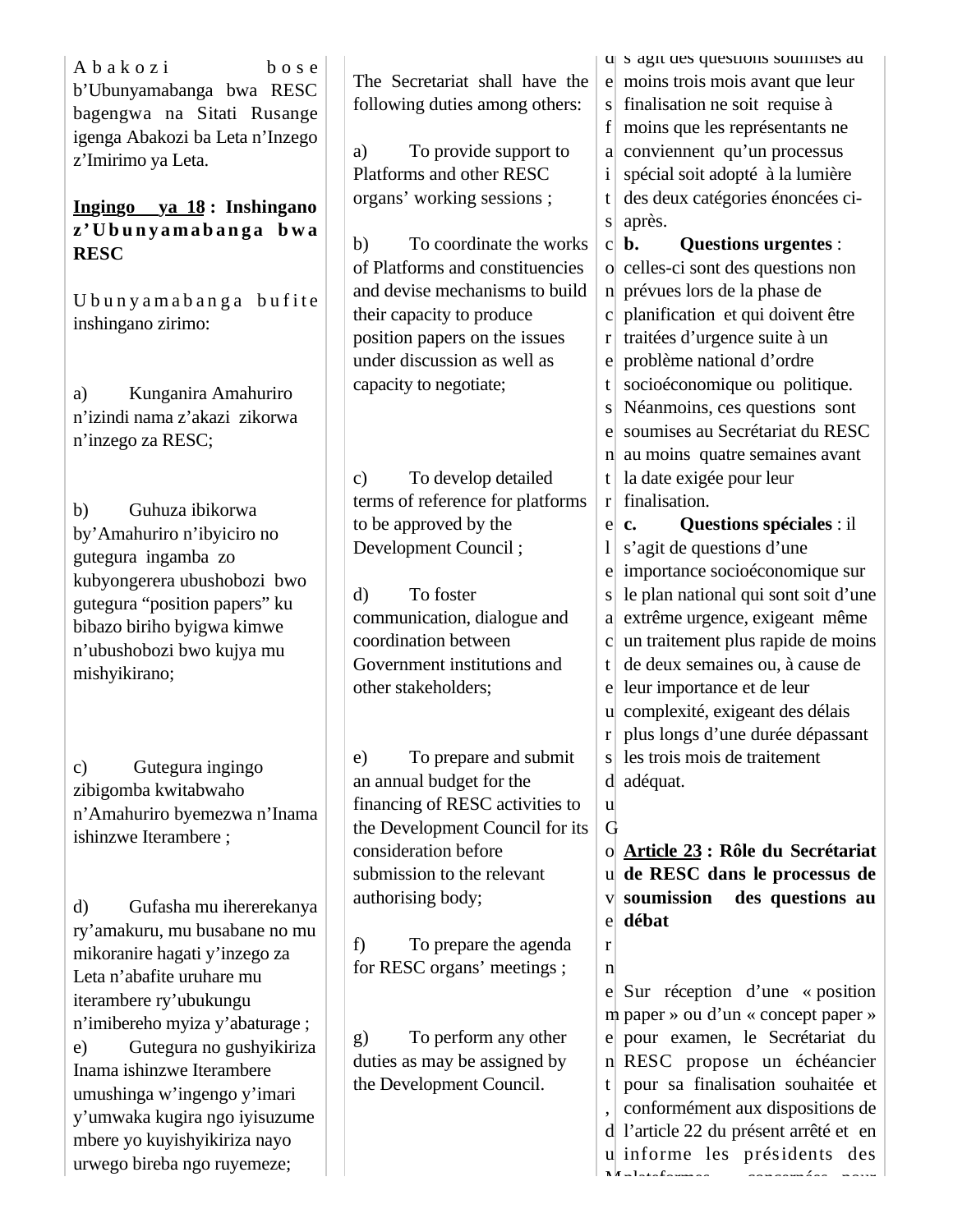Abakozi bose b'Ubunyamabanga bwa RESC bagengwa na Sitati Rusange igenga Abakozi ba Leta n'Inzego z'Imirimo ya Leta.

**Ingingo ya 18 : Inshingano z'Ubunyamabanga bwa RESC**

Ubunyamabanga bufite inshingano zirimo:

a) Kunganira Amahuriro n'izindi nama z'akazi zikorwa n'inzego za RESC;

b) Guhuza ibikorwa by'Amahuriro n'ibyiciro no gutegura ingamba zo kubyongerera ubushobozi bwo gutegura "position papers" ku bibazo biriho byigwa kimwe n'ubushobozi bwo kujya mu mishyikirano;

c) Gutegura ingingo zibigomba kwitabwaho n'Amahuriro byemezwa n'Inama ishinzwe Iterambere ;

d) Gufasha mu ihererekanya ry'amakuru, mu busabane no mu mikoranire hagati y'inzego za Leta n'abafite uruhare mu iterambere ry'ubukungu n'imibereho myiza y'abaturage ;

e) Gutegura no gushyikiriza Inama ishinzwe Iterambere umushinga w'ingengo y'imari y'umwaka kugira ngo iyisuzume mbere yo kuyishyikiriza nayo urwego bireba ngo ruyemeze;

The Secretariat shall have the following duties among others:

a) To provide support to Platforms and other RESC organs' working sessions ;

b) To coordinate the works of Platforms and constituencies and devise mechanisms to build their capacity to produce position papers on the issues under discussion as well as capacity to negotiate;

c) To develop detailed terms of reference for platforms to be approved by the Development Council ;

d) To foster communication, dialogue and coordination between Government institutions and other stakeholders;

e) To prepare and submit an annual budget for the financing of RESC activities to the Development Council for its consideration before submission to the relevant authorising body;

f) To prepare the agenda for RESC organs' meetings ;

g) To perform any other duties as may be assigned by the Development Council.

d e s f a i t s c o n c r e t s e n t r e l e s a c t e u r s d u G o u v e r n e m e n t , d u M

s'agit des questions soumises au moins trois mois avant que leur finalisation ne soit requise à moins que les représentants ne conviennent qu'un processus spécial soit adopté à la lumière des deux catégories énoncées ci-après.

**b. Questions urgentes** : celles-ci sont des questions non prévues lors de la phase de planification et qui doivent être traitées d'urgence suite à un problème national d'ordre socioéconomique ou politique. Néanmoins, ces questions sont soumises au Secrétariat du RESC au moins quatre semaines avant la date exigée pour leur finalisation.

**c. Questions spéciales** : il s'agit de questions d'une importance socioéconomique sur le plan national qui sont soit d'une extrême urgence, exigeant même un traitement plus rapide de moins de deux semaines ou, à cause de leur importance et de leur complexité, exigeant des délais plus longs d'une durée dépassant les trois mois de traitement adéquat.

**Article 23 : Rôle du Secrétariat de RESC dans le processus de soumission des questions au débat**

Sur réception d'une « position paper » ou d'un « concept paper » pour examen, le Secrétariat du RESC propose un échéancier pour sa finalisation souhaitée et conformément aux dispositions de l'article 22 du présent arrêté et en informe les présidents des plateformes concernées pour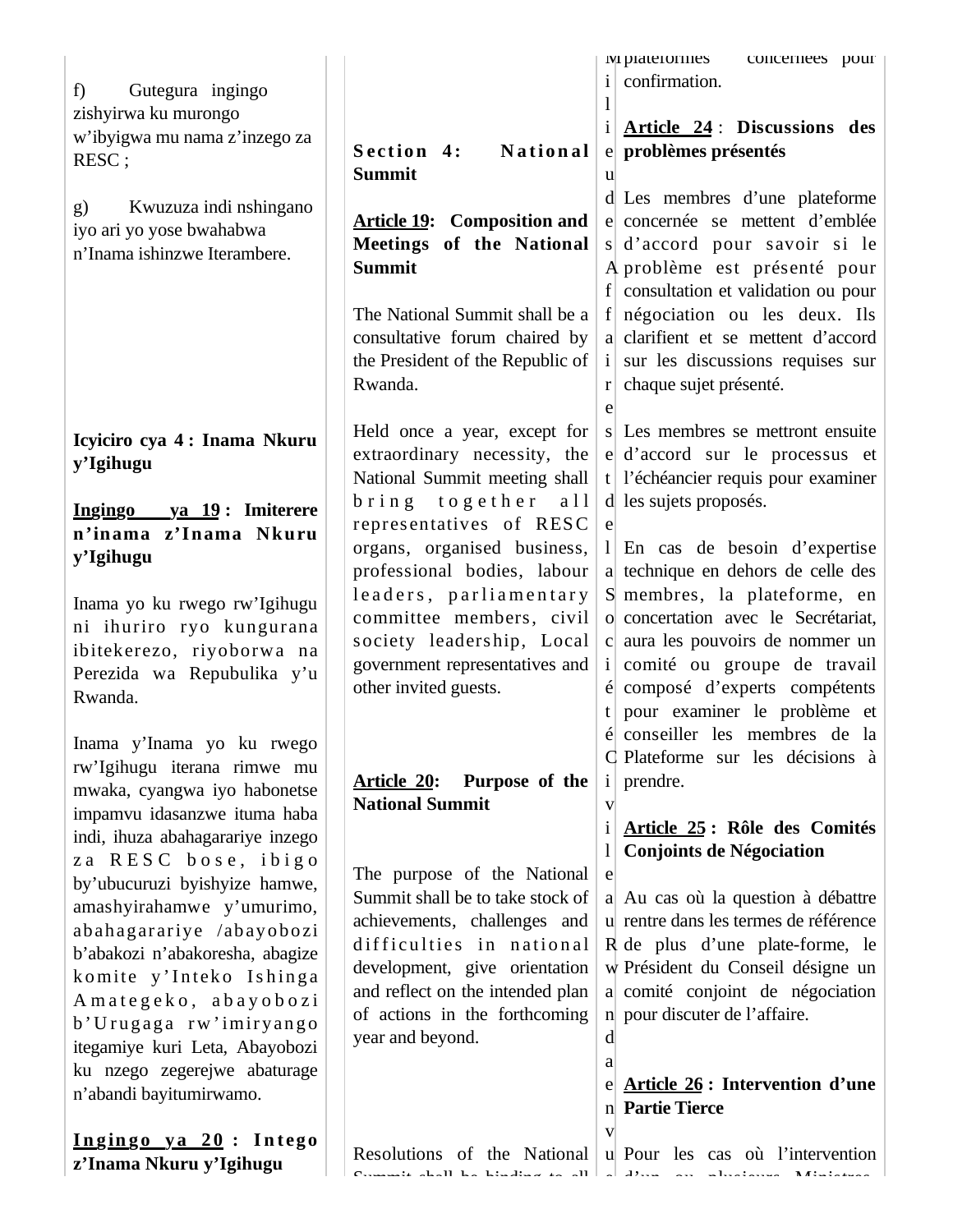f) Gutegura ingingo zishyirwa ku murongo w'ibyigwa mu nama z'inzego za RESC ;

g) Kwuzuza indi nshingano iyo ari yo yose bwahabwa n'Inama ishinzwe Iterambere.

**Icyiciro cya 4 : Inama Nkuru y'Igihugu**

**Ingingo ya 19 : Imiterere n'inama z'Inama Nkuru y'Igihugu**

Inama yo ku rwego rw'Igihugu ni ihuriro ryo kungurana ibitekerezo, riyoborwa na Perezida wa Repubulika y'u Rwanda.

Inama y'Inama yo ku rwego rw'Igihugu iterana rimwe mu mwaka, cyangwa iyo habonetse impamvu idasanzwe ituma haba indi, ihuza abahagarariye inzego za RESC bose, ibigo by'ubucuruzi byishyize hamwe, amashyirahamwe y'umurimo, abahagarariye /abayobozi b'abakozi n'abakoresha, abagize komite y'Inteko Ishinga Amategeko, abayobozi b'Urugaga rw'imiryango itegamiye kuri Leta, Abayobozi ku nzego zegerejwe abaturage n'abandi bayitumirwamo.

**Ingingo ya 20 : Intego z'Inama Nkuru y'Igihugu**

**Section 4: National Summit**

**Article 19: Composition and Meetings of the National Summit**

The National Summit shall be a consultative forum chaired by the President of the Republic of Rwanda.

Held once a year, except for extraordinary necessity, the National Summit meeting shall bring together all representatives of RESC organs, organised business, professional bodies, labour leaders, parliamentary committee members, civil society leadership, Local government representatives and other invited guests.

**Article 20: Purpose of the National Summit**

The purpose of the National Summit shall be to take stock of achievements, challenges and difficulties in national development, give orientation and reflect on the intended plan of actions in the forthcoming year and beyond.

Resolutions of the National Summit shall be binding to all

plateformes concernées pour confirmation.

**Article 24 : Discussions des problèmes présentés**

Les membres d'une plateforme concernée se mettent d'emblée d'accord pour savoir si le problème est présenté pour consultation et validation ou pour négociation ou les deux. Ils clarifient et se mettent d'accord sur les discussions requises sur chaque sujet présenté.

Les membres se mettront ensuite d'accord sur le processus et l'échéancier requis pour examiner les sujets proposés.

En cas de besoin d'expertise technique en dehors de celle des membres, la plateforme, en concertation avec le Secrétariat, aura les pouvoirs de nommer un comité ou groupe de travail composé d'experts compétents pour examiner le problème et conseiller les membres de la Plateforme sur les décisions à prendre.

**Article 25 : Rôle des Comités Conjoints de Négociation**

Au cas où la question à débattre rentre dans les termes de référence de plus d'une plate-forme, le Président du Conseil désigne un comité conjoint de négociation pour discuter de l'affaire.

**Article 26 : Intervention d'une Partie Tierce**

Pour les cas où l'intervention d'un ou plusieurs Ministres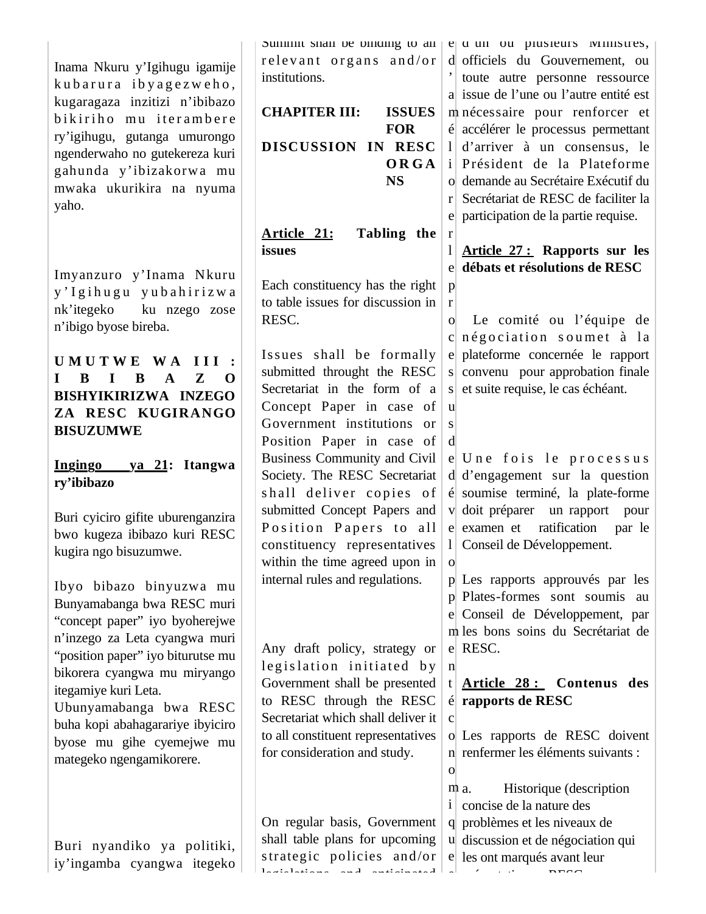Inama Nkuru y'Igihugu igamije kubarura ibyagezweho, kugaragaza inzitizi n'ibibazo bikiriho mu iterambere ry'igihugu, gutanga umurongo ngenderwaho no gutekereza kuri gahunda y'ibizakorwa mu mwaka ukurikira na nyuma yaho.

Imyanzuro y'Inama Nkuru y'Igihugu yubahirizwa nk'itegeko ku nzego zose n'ibigo byose bireba.

**UMUTWE WA III : IBIBAZO BISHYIKIRIZWA INZEGO ZA RESC KUGIRANGO BISUZUMWE**

**Ingingo ya 21: Itangwa ry'ibibazo**

Buri cyiciro gifite uburenganzira bwo kugeza ibibazo kuri RESC kugira ngo bisuzumwe.

Ibyo bibazo binyuzwa mu Bunyamabanga bwa RESC muri "concept paper" iyo byoherejwe n'inzego za Leta cyangwa muri "position paper" iyo biturutse mu bikorera cyangwa mu miryango itegamiye kuri Leta.
Ubunyamabanga bwa RESC buha kopi abahagarariye ibyiciro byose mu gihe cyemejwe mu mategeko ngengamikorere.

Buri nyandiko ya politiki, iy'ingamba cyangwa itegeko

Summit shall be binding to all relevant organs and/or institutions.

**CHAPITER III: ISSUES FOR DISCUSSION IN RESC ORGANS**

**Article 21: Tabling the issues**

Each constituency has the right to table issues for discussion in RESC.

Issues shall be formally submitted throught the RESC Secretariat in the form of a Concept Paper in case of Government institutions or Position Paper in case of Business Community and Civil Society. The RESC Secretariat shall deliver copies of submitted Concept Papers and Position Papers to all constituency representatives within the time agreed upon in internal rules and regulations.

Any draft policy, strategy or legislation initiated by Government shall be presented to RESC through the RESC Secretariat which shall deliver it to all constituent representatives for consideration and study.

On regular basis, Government shall table plans for upcoming strategic policies and/or legislations and anticipated

d'un ou plusieurs Ministres, officiels du Gouvernement, ou toute autre personne ressource issue de l'une ou l'autre entité est nécessaire pour renforcer et accélérer le processus permettant d'arriver à un consensus, le Président de la Plateforme demande au Secrétaire Exécutif du Secrétariat de RESC de faciliter la participation de la partie requise.

**Article 27 : Rapports sur les débats et résolutions de RESC**

Le comité ou l'équipe de négociation soumet à la plateforme concernée le rapport convenu pour approbation finale et suite requise, le cas échéant.

Une fois le processus d'engagement sur la question soumise terminé, la plate-forme doit préparer un rapport pour examen et ratification par le Conseil de Développement.

Les rapports approuvés par les Plates-formes sont soumis au Conseil de Développement, par les bons soins du Secrétariat de RESC.

**Article 28 : Contenus des rapports de RESC**

Les rapports de RESC doivent renfermer les éléments suivants :

a. Historique (description concise de la nature des problèmes et les niveaux de discussion et de négociation qui les ont marqués avant leur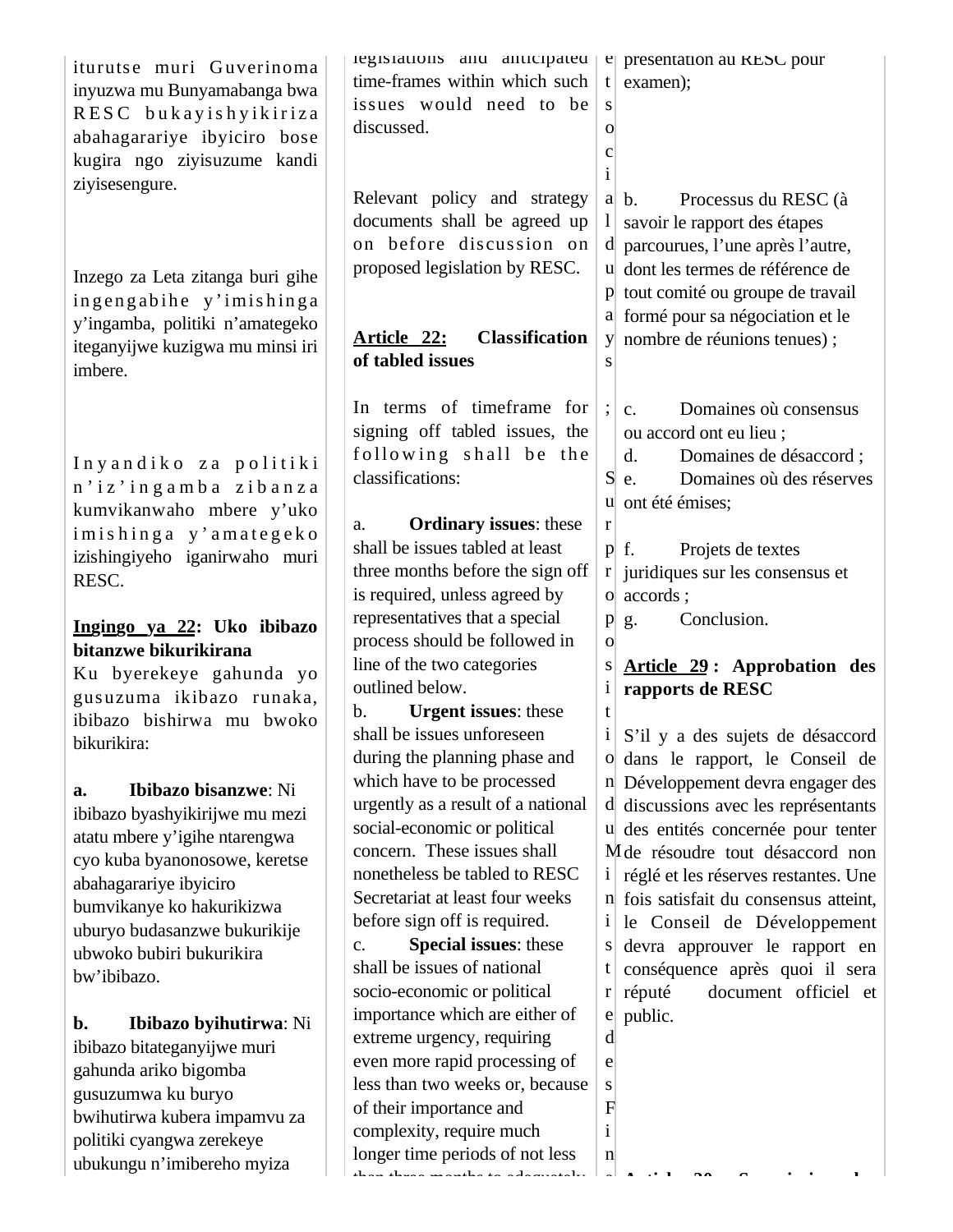iturutse muri Guverinoma inyuzwa mu Bunyamabanga bwa RESC bukayishyikiriza abahagarariye ibyiciro bose kugira ngo ziyisuzume kandi ziyisesengure.

Inzego za Leta zitanga buri gihe ingengabihe y'imishinga y'ingamba, politiki n'amategeko iteganyijwe kuzigwa mu minsi iri imbere.

Inyandiko za politiki n'iz'ingamba zibanza kumvikanwaho mbere y'uko imishinga y'amategeko izishingiyeho iganirwaho muri RESC.

**Ingingo ya 22: Uko ibibazo bitanzwe bikurikirana**

Ku byerekeye gahunda yo gusuzuma ikibazo runaka, ibibazo bishirwa mu bwoko bikurikira:

a. **Ibibazo bisanzwe**: Ni ibibazo byashyikirijwe mu mezi atatu mbere y'igihe ntarengwa cyo kuba byanonosowe, keretse abahagarariye ibyiciro bumvikanye ko hakurikizwa uburyo budasanzwe bukurikije ubwoko bubiri bukurikira bw'ibibazo.

b. **Ibibazo byihutirwa**: Ni ibibazo bitateganyijwe muri gahunda ariko bigomba gusuzumwa ku buryo bwihutirwa kubera impamvu za politiki cyangwa zerekeye ubukungu n'imibereho myiza

legislations and anticipated time-frames within which such issues would need to be discussed.

Relevant policy and strategy documents shall be agreed up on before discussion on proposed legislation by RESC.

**Article 22: Classification of tabled issues**

In terms of timeframe for signing off tabled issues, the following shall be the classifications:

a. **Ordinary issues**: these shall be issues tabled at least three months before the sign off is required, unless agreed by representatives that a special process should be followed in line of the two categories outlined below.

b. **Urgent issues**: these shall be issues unforeseen during the planning phase and which have to be processed urgently as a result of a national social-economic or political concern. These issues shall nonetheless be tabled to RESC Secretariat at least four weeks before sign off is required.

c. **Special issues**: these shall be issues of national socio-economic or political importance which are either of extreme urgency, requiring even more rapid processing of less than two weeks or, because of their importance and complexity, require much longer time periods of not less than three months to adequately

et sociaux du pays ; Sur proposition du Ministre des Finan

présentation au RESC pour examen);

b. Processus du RESC (à savoir le rapport des étapes parcourues, l'une après l'autre, dont les termes de référence de tout comité ou groupe de travail formé pour sa négociation et le nombre de réunions tenues) ;

c. Domaines où consensus ou accord ont eu lieu ;

d. Domaines de désaccord ;

e. Domaines où des réserves ont été émises;

f. Projets de textes juridiques sur les consensus et accords ;

g. Conclusion.

**Article 29 : Approbation des rapports de RESC**

S'il y a des sujets de désaccord dans le rapport, le Conseil de Développement devra engager des discussions avec les représentants des entités concernée pour tenter de résoudre tout désaccord non réglé et les réserves restantes. Une fois satisfait du consensus atteint, le Conseil de Développement devra approuver le rapport en conséquence après quoi il sera réputé document officiel et public.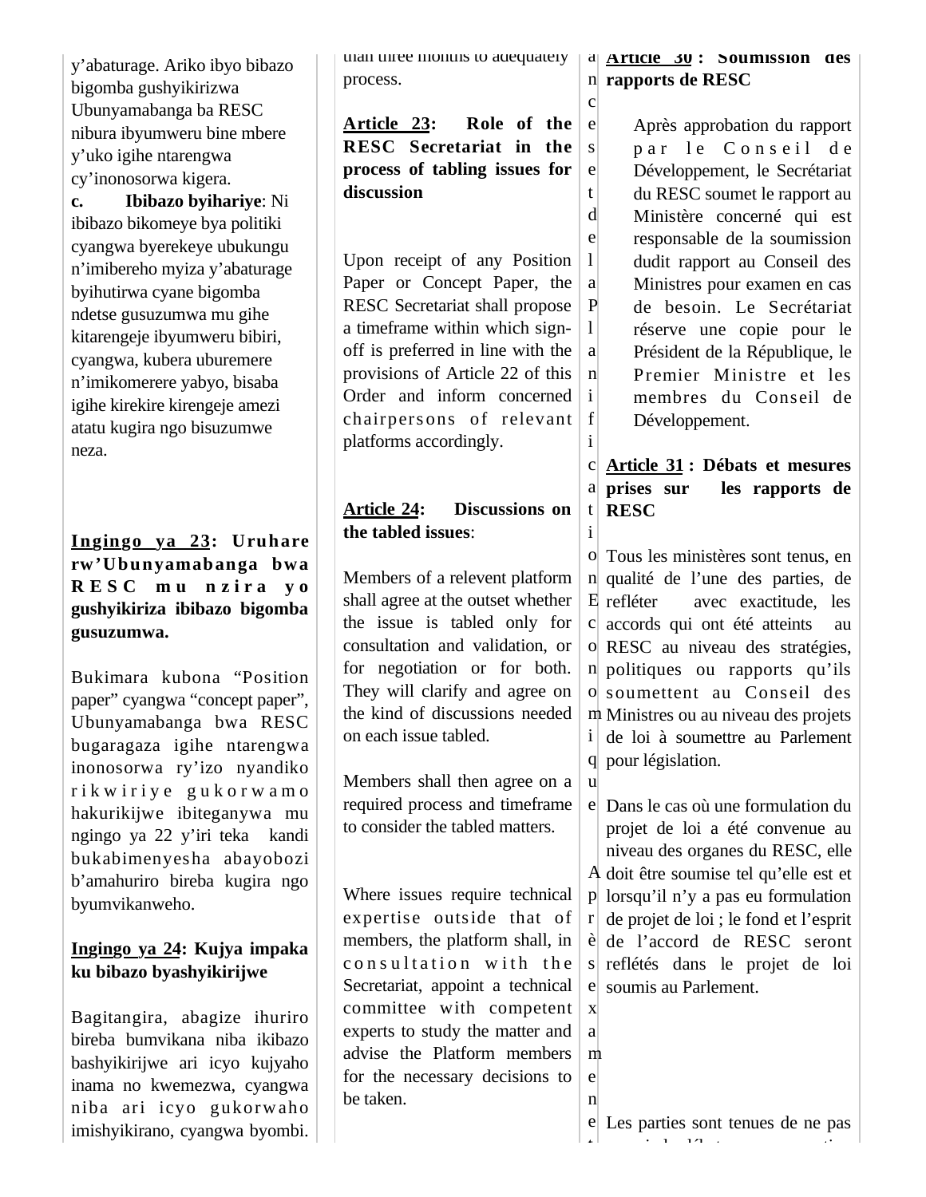y'abaturage. Ariko ibyo bibazo bigomba gushyikirizwa Ubunyamabanga ba RESC nibura ibyumweru bine mbere y'uko igihe ntarengwa cy'inonosorwa kigera.

**c. Ibibazo byihariye**: Ni ibibazo bikomeye bya politiki cyangwa byerekeye ubukungu n'imibereho myiza y'abaturage byihutirwa cyane bigomba ndetse gusuzumwa mu gihe kitarengeje ibyumweru bibiri, cyangwa, kubera uburemere n'imikomerere yabyo, bisaba igihe kirekire kirengeje amezi atatu kugira ngo bisuzumwe neza.

**Ingingo ya 23: Uruhare rw'Ubunyamabanga bwa RESC mu nzira yo gushyikiriza ibibazo bigomba gusuzumwa.**

Bukimara kubona "Position paper" cyangwa "concept paper", Ubunyamabanga bwa RESC bugaragaza igihe ntarengwa inonosorwa ry'izo nyandiko rikwiriye gukorwamo hakurikijwe ibiteganywa mu ngingo ya 22 y'iri teka kandi bukabimenyesha abayobozi b'amahuriro bireba kugira ngo byumvikanweho.

**Ingingo ya 24: Kujya impaka ku bibazo byashyikirijwe**

Bagitangira, abagize ihuriro bireba bumvikana niba ikibazo bashyikirijwe ari icyo kujyaho inama no kwemezwa, cyangwa niba ari icyo gukorwaho imishyikirano, cyangwa byombi.

than three months to adequately process.

**Article 23: Role of the RESC Secretariat in the process of tabling issues for discussion**

Upon receipt of any Position Paper or Concept Paper, the RESC Secretariat shall propose a timeframe within which sign-off is preferred in line with the provisions of Article 22 of this Order and inform concerned chairpersons of relevant platforms accordingly.

**Article 24: Discussions on the tabled issues**:

Members of a relevent platform shall agree at the outset whether the issue is tabled only for consultation and validation, or for negotiation or for both. They will clarify and agree on the kind of discussions needed on each issue tabled.

Members shall then agree on a required process and timeframe to consider the tabled matters.

Where issues require technical expertise outside that of members, the platform shall, in consultation with the Secretariat, appoint a technical committee with competent experts to study the matter and advise the Platform members for the necessary decisions to be taken.

**Article 30 : Soumission des rapports de RESC**

Après approbation du rapport par le Conseil de Développement, le Secrétariat du RESC soumet le rapport au Ministère concerné qui est responsable de la soumission dudit rapport au Conseil des Ministres pour examen en cas de besoin. Le Secrétariat réserve une copie pour le Président de la République, le Premier Ministre et les membres du Conseil de Développement.

**Article 31 : Débats et mesures prises sur les rapports de RESC**

Tous les ministères sont tenus, en qualité de l'une des parties, de refléter avec exactitude, les accords qui ont été atteints au RESC au niveau des stratégies, politiques ou rapports qu'ils soumettent au Conseil des Ministres ou au niveau des projets de loi à soumettre au Parlement pour législation.

Dans le cas où une formulation du projet de loi a été convenue au niveau des organes du RESC, elle doit être soumise tel qu'elle est et lorsqu'il n'y a pas eu formulation de projet de loi ; le fond et l'esprit de l'accord de RESC seront reflétés dans le projet de loi soumis au Parlement.

Les parties sont tenues de ne pas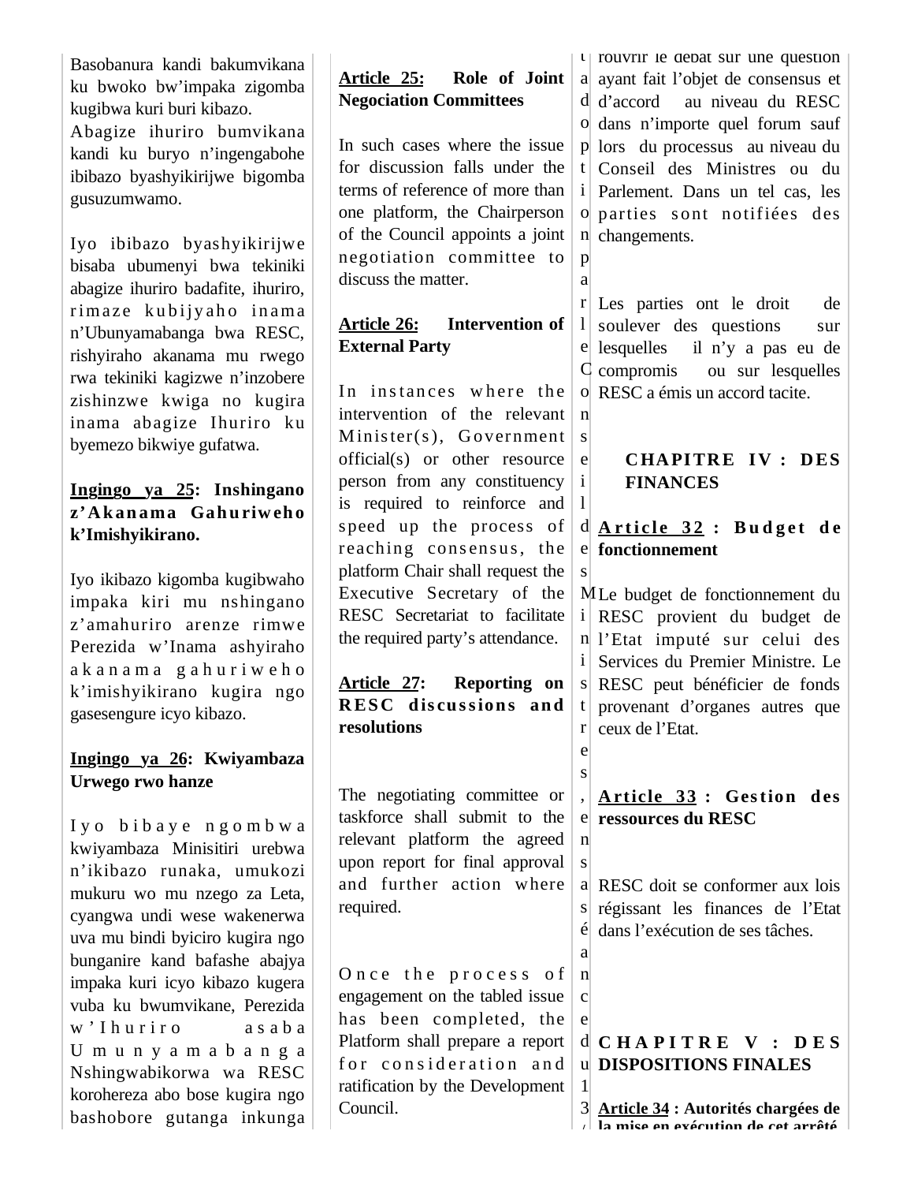Basobanura kandi bakumvikana ku bwoko bw'impaka zigomba kugibwa kuri buri kibazo.

Abagize ihuriro bumvikana kandi ku buryo n'ingengabohe ibibazo byashyikirijwe bigomba gusuzumwamo.

Iyo ibibazo byashyikirijwe bisaba ubumenyi bwa tekiniki abagize ihuriro badafite, ihuriro, rimaze kubijyaho inama n'Ubunyamabanga bwa RESC, rishyiraho akanama mu rwego rwa tekiniki kagizwe n'inzobere zishinzwe kwiga no kugira inama abagize Ihuriro ku byemezo bikwiye gufatwa.

**Ingingo ya 25: Inshingano z'Akanama Gahuriweho k'Imishyikirano.**

Iyo ikibazo kigomba kugibwaho impaka kiri mu nshingano z'amahuriro arenze rimwe Perezida w'Inama ashyiraho akanama gahuriweho k'imishyikirano kugira ngo gasesengure icyo kibazo.

**Ingingo ya 26: Kwiyambaza Urwego rwo hanze**

Iyo bibaye ngombwa kwiyambaza Minisitiri urebwa n'ikibazo runaka, umukozi mukuru wo mu nzego za Leta, cyangwa undi wese wakenerwa uva mu bindi byiciro kugira ngo bunganire kand bafashe abajya impaka kuri icyo kibazo kugera vuba ku bwumvikane, Perezida w'Ihuriro asaba Umunyamabanga Nshingwabikorwa wa RESC korohereza abo bose kugira ngo bashobore gutanga inkunga

**Article 25: Role of Joint Negociation Committees**

In such cases where the issue for discussion falls under the terms of reference of more than one platform, the Chairperson of the Council appoints a joint negotiation committee to discuss the matter.

**Article 26: Intervention of External Party**

In instances where the intervention of the relevant Minister(s), Government official(s) or other resource person from any constituency is required to reinforce and speed up the process of reaching consensus, the platform Chair shall request the Executive Secretary of the RESC Secretariat to facilitate the required party's attendance.

**Article 27: Reporting on RESC discussions and resolutions**

The negotiating committee or taskforce shall submit to the relevant platform the agreed upon report for final approval and further action where required.

Once the process of engagement on the tabled issue has been completed, the Platform shall prepare a report for consideration and ratification by the Development Council.

t adoption par le Conseil des Ministres, en sa séance du 13/

rouvrir le débat sur une question ayant fait l'objet de consensus et d'accord au niveau du RESC dans n'importe quel forum sauf lors du processus au niveau du Conseil des Ministres ou du Parlement. Dans un tel cas, les parties sont notifiées des changements.

Les parties ont le droit de soulever des questions sur lesquelles il n'y a pas eu de compromis ou sur lesquelles RESC a émis un accord tacite.

**CHAPITRE IV : DES FINANCES**

**Article 32 : Budget de fonctionnement**

Le budget de fonctionnement du RESC provient du budget de l'Etat imputé sur celui des Services du Premier Ministre. Le RESC peut bénéficier de fonds provenant d'organes autres que ceux de l'Etat.

**Article 33 : Gestion des ressources du RESC**

RESC doit se conformer aux lois régissant les finances de l'Etat dans l'exécution de ses tâches.

**CHAPITRE V : DES DISPOSITIONS FINALES**

**Article 34 : Autorités chargées de la mise en exécution de cet arrêté**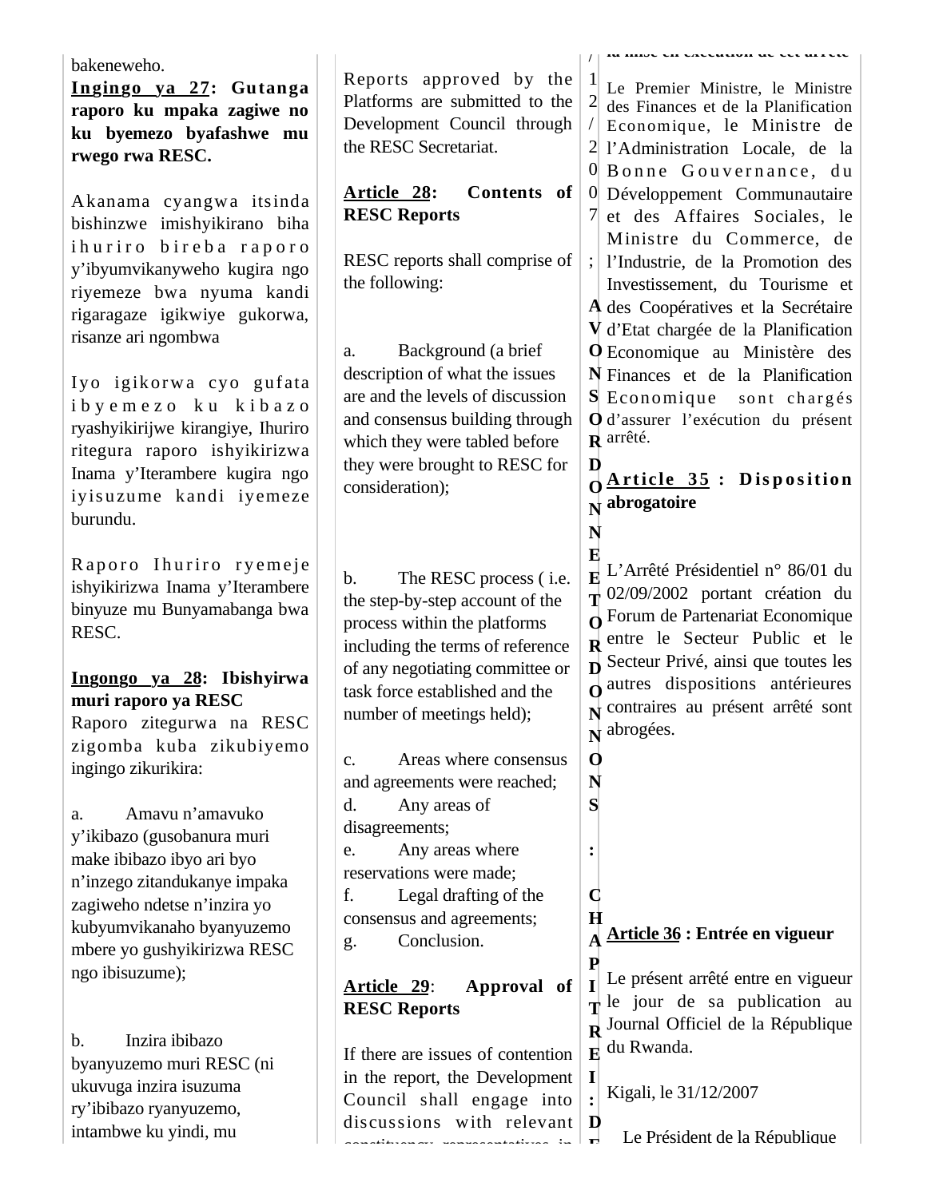bakeneweho.

**Ingingo ya 27: Gutanga raporo ku mpaka zagiwe no ku byemezo byafashwe mu rwego rwa RESC.**

Akanama cyangwa itsinda bishinzwe imishyikirano biha ihuriro bireba raporo y'ibyumvikanyweho kugira ngo riyemeze bwa nyuma kandi rigaragaze igikwiye gukorwa, risanze ari ngombwa

Iyo igikorwa cyo gufata ibyemezo ku kibazo ryashyikirijwe kirangiye, Ihuriro ritegura raporo ishyikirizwa Inama y'Iterambere kugira ngo iyisuzume kandi iyemeze burundu.

Raporo Ihuriro ryemeje ishyikirizwa Inama y'Iterambere binyuze mu Bunyamabanga bwa RESC.

**Ingongo ya 28: Ibishyirwa muri raporo ya RESC**

Raporo zitegurwa na RESC zigomba kuba zikubiyemo ingingo zikurikira:

a. Amavu n'amavuko y'ikibazo (gusobanura muri make ibibazo ibyo ari byo n'inzego zitandukanye impaka zagiweho ndetse n'inzira yo kubyumvikanaho byanyuzemo mbere yo gushyikirizwa RESC ngo ibisuzume);

b. Inzira ibibazo byanyuzemo muri RESC (ni ukuvuga inzira isuzuma ry'ibibazo ryanyuzemo, intambwe ku yindi, mu

Reports approved by the Platforms are submitted to the Development Council through the RESC Secretariat.

**Article 28: Contents of RESC Reports**

RESC reports shall comprise of the following:

a. Background (a brief description of what the issues are and the levels of discussion and consensus building through which they were tabled before they were brought to RESC for consideration);

b. The RESC process ( i.e. the step-by-step account of the process within the platforms including the terms of reference of any negotiating committee or task force established and the number of meetings held);

c. Areas where consensus and agreements were reached;

d. Any areas of disagreements;

e. Any areas where reservations were made;

f. Legal drafting of the consensus and agreements;

g. Conclusion.

**Article 29: Approval of RESC Reports**

If there are issues of contention in the report, the Development Council shall engage into discussions with relevant

/12/2007;

**AVONS ORDONNE ET ORDONNONS :**

**CHAPITRE I : D**

la mise en exécution de cet arrêté

Le Premier Ministre, le Ministre des Finances et de la Planification Economique, le Ministre de l'Administration Locale, de la Bonne Gouvernance, du Développement Communautaire et des Affaires Sociales, le Ministre du Commerce, de l'Industrie, de la Promotion des Investissement, du Tourisme et des Coopératives et la Secrétaire d'Etat chargée de la Planification Economique au Ministère des Finances et de la Planification Economique sont chargés d'assurer l'exécution du présent arrêté.

**Article 35 : Disposition abrogatoire**

L'Arrêté Présidentiel n° 86/01 du 02/09/2002 portant création du Forum de Partenariat Economique entre le Secteur Public et le Secteur Privé, ainsi que toutes les autres dispositions antérieures contraires au présent arrêté sont abrogées.

**Article 36 : Entrée en vigueur**

Le présent arrêté entre en vigueur le jour de sa publication au Journal Officiel de la République du Rwanda.

Kigali, le 31/12/2007

Le Président de la République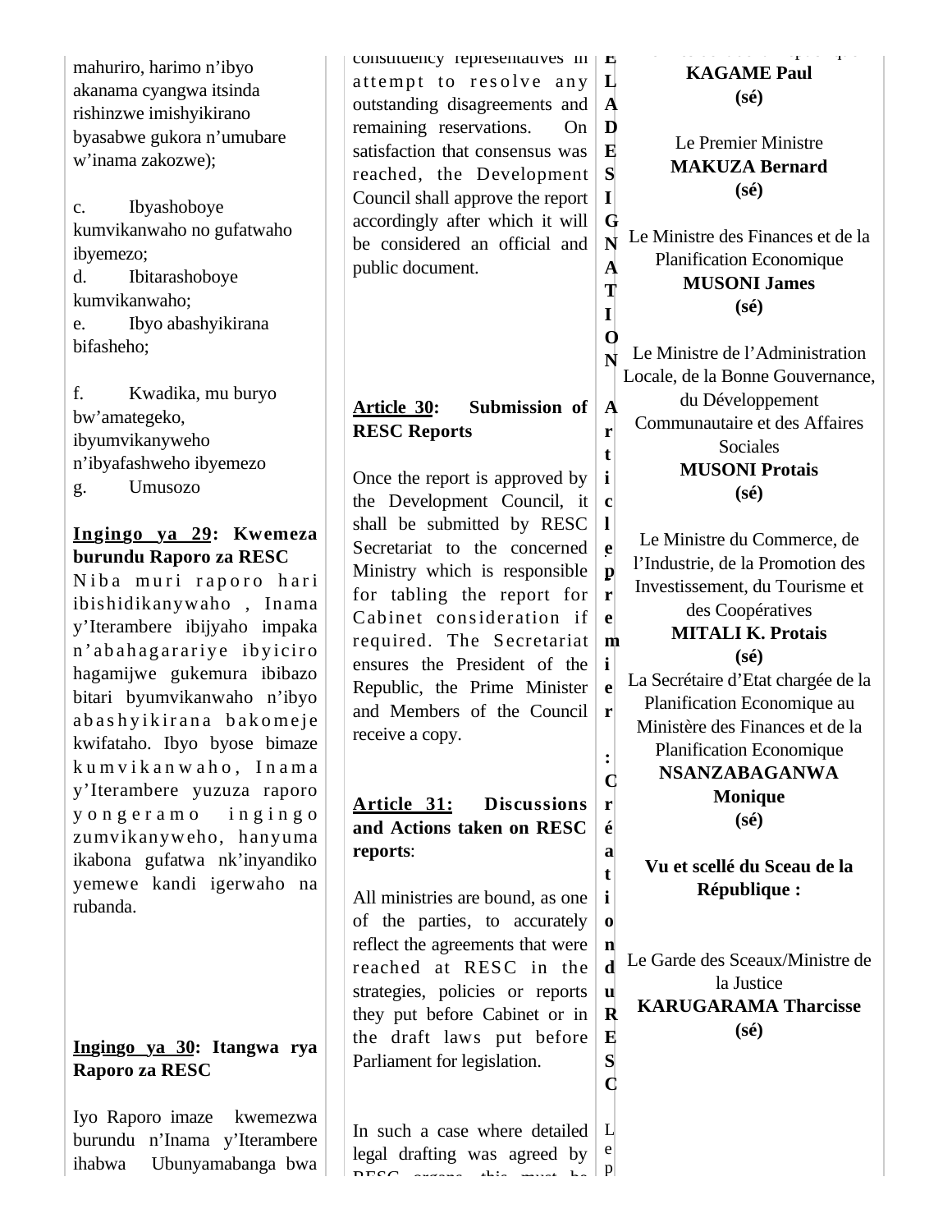mahuriro, harimo n'ibyo akanama cyangwa itsinda rishinzwe imishyikirano byasabwe gukora n'umubare w'inama zakozwe);

c. Ibyashoboye kumvikanwaho no gufatwaho ibyemezo;

d. Ibitarashoboye kumvikanwaho;

e. Ibyo abashyikirana bifasheho;

f. Kwadika, mu buryo bw'amategeko, ibyumvikanyweho n'ibyafashweho ibyemezo

g. Umusozo

**Ingingo ya 29: Kwemeza burundu Raporo za RESC**

Niba muri raporo hari ibishidikanywaho , Inama y'Iterambere ibijyaho impaka n'abahagarariye ibyiciro hagamijwe gukemura ibibazo bitari byumvikanwaho n'ibyo abashyikirana bakomeje kwifataho. Ibyo byose bimaze kumvikanwaho, Inama y'Iterambere yuzuza raporo yongeramo ingingo zumvikanyweho, hanyuma ikabona gufatwa nk'inyandiko yemewe kandi igerwaho na rubanda.

**Ingingo ya 30: Itangwa rya Raporo za RESC**

Iyo Raporo imaze kwemezwa burundu n'Inama y'Iterambere ihabwa Ubunyamabanga bwa

constituency representatives in attempt to resolve any outstanding disagreements and remaining reservations. On satisfaction that consensus was reached, the Development Council shall approve the report accordingly after which it will be considered an official and public document.

**Article 30: Submission of RESC Reports**

Once the report is approved by the Development Council, it shall be submitted by RESC Secretariat to the concerned Ministry which is responsible for tabling the report for Cabinet consideration if required. The Secretariat ensures the President of the Republic, the Prime Minister and Members of the Council receive a copy.

**Article 31: Discussions and Actions taken on RESC reports:**

All ministries are bound, as one of the parties, to accurately reflect the agreements that were reached at RESC in the strategies, policies or reports they put before Cabinet or in the draft laws put before Parliament for legislation.

In such a case where detailed legal drafting was agreed by RESC organs, this must be

ELABORATION

Article premier : Création du RESC

Le p

**KAGAME Paul**
**(sé)**

Le Premier Ministre
**MAKUZA Bernard**
**(sé)**

Le Ministre des Finances et de la Planification Economique
**MUSONI James**
**(sé)**

Le Ministre de l'Administration Locale, de la Bonne Gouvernance, du Développement Communautaire et des Affaires Sociales
**MUSONI Protais**
**(sé)**

Le Ministre du Commerce, de l'Industrie, de la Promotion des Investissement, du Tourisme et des Coopératives
**MITALI K. Protais**
**(sé)**

La Secrétaire d'Etat chargée de la Planification Economique au Ministère des Finances et de la Planification Economique
**NSANZABAGANWA Monique**
**(sé)**

**Vu et scellé du Sceau de la République :**

Le Garde des Sceaux/Ministre de la Justice
**KARUGARAMA Tharcisse**
**(sé)**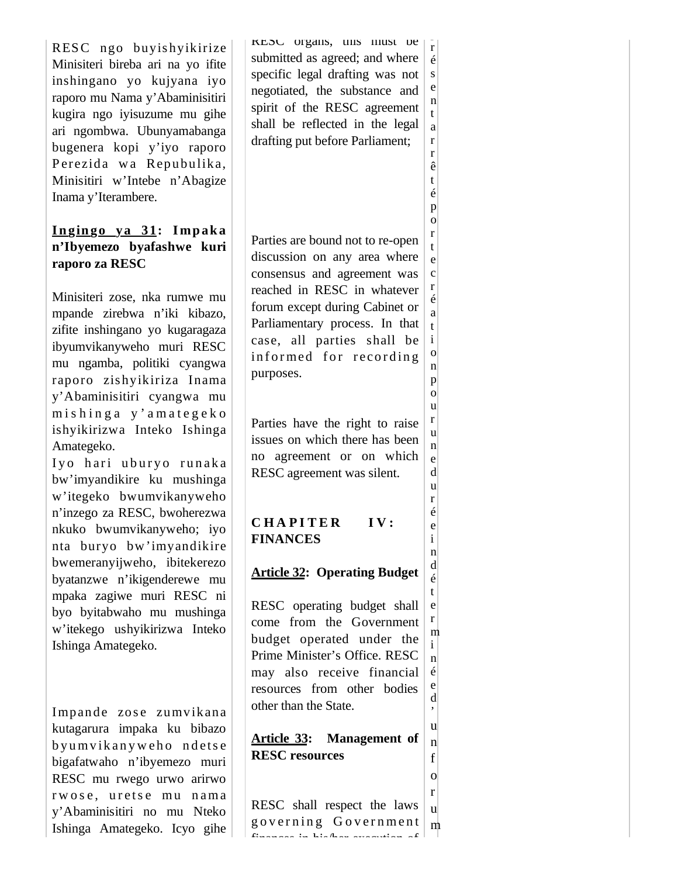RESC ngo buyishyikirize Minisiteri bireba ari na yo ifite inshingano yo kujyana iyo raporo mu Nama y'Abaminisitiri kugira ngo iyisuzume mu gihe ari ngombwa. Ubunyamabanga bugenera kopi y'iyo raporo Perezida wa Repubulika, Minisitiri w'Intebe n'Abagize Inama y'Iterambere.

**Ingingo ya 31: Impaka n'Ibyemezo byafashwe kuri raporo za RESC**

Minisiteri zose, nka rumwe mu mpande zirebwa n'iki kibazo, zifite inshingano yo kugaragaza ibyumvikanyweho muri RESC mu ngamba, politiki cyangwa raporo zishyikiriza Inama y'Abaminisitiri cyangwa mu mishinga y'amategeko ishyikirizwa Inteko Ishinga Amategeko.

Iyo hari uburyo runaka bw'imyandikire ku mushinga w'itegeko bwumvikanyweho n'inzego za RESC, bwoherezwa nkuko bwumvikanyweho; iyo nta buryo bw'imyandikire bwemeranyijweho, ibitekerezo byatanzwe n'ikigenderewe mu mpaka zagiwe muri RESC ni byo byitabwaho mu mushinga w'itekego ushyikirizwa Inteko Ishinga Amategeko.

Impande zose zumvikana kutagarura impaka ku bibazo byumvikanyweho ndetse bigafatwaho n'ibyemezo muri RESC mu rwego urwo arirwo rwose, uretse mu nama y'Abaminisitiri no mu Nteko Ishinga Amategeko. Icyo gihe

RESC organs, this must be submitted as agreed; and where specific legal drafting was not negotiated, the substance and spirit of the RESC agreement shall be reflected in the legal drafting put before Parliament;

Parties are bound not to re-open discussion on any area where consensus and agreement was reached in RESC in whatever forum except during Cabinet or Parliamentary process. In that case, all parties shall be informed for recording purposes.

Parties have the right to raise issues on which there has been no agreement or on which RESC agreement was silent.

**CHAPITER IV: FINANCES**

**Article 32: Operating Budget**

RESC operating budget shall come from the Government budget operated under the Prime Minister's Office. RESC may also receive financial resources from other bodies other than the State.

**Article 33: Management of RESC resources**

RESC shall respect the laws governing Government finances in his/her execution of

résentarrêté portecréation pour une durée indéterminée, un forum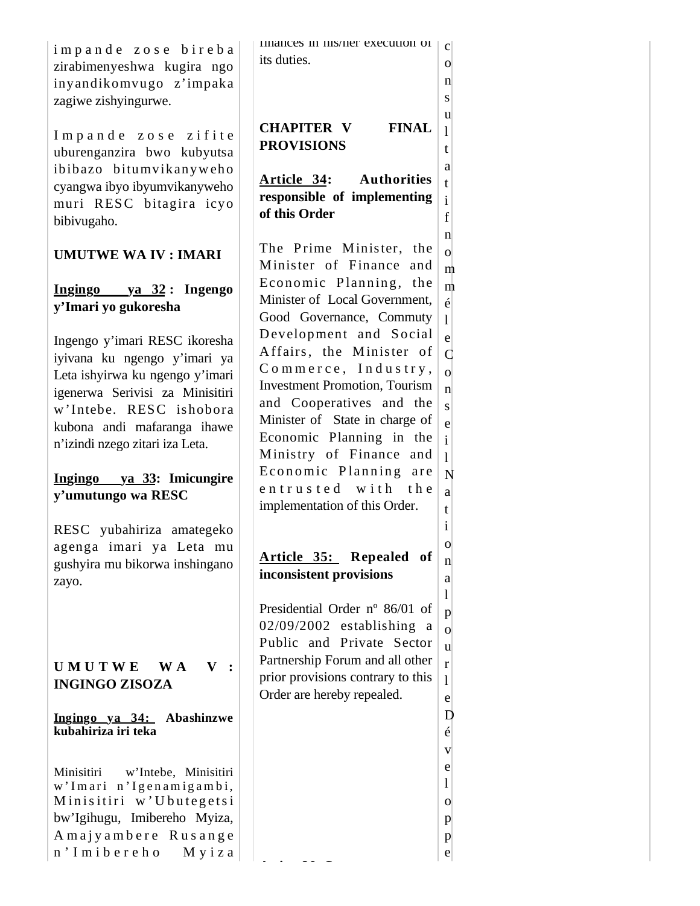impande zose bireba zirabimenyeshwa kugira ngo inyandikomvugo z'impaka zagiwe zishyingurwe.

Impande zose zifite uburenganzira bwo kubyutsa ibibazo bitumvikanyweho cyangwa ibyo ibyumvikanyweho muri RESC bitagira icyo bibivugaho.

**UMUTWE WA IV : IMARI**

**Ingingo ya 32 : Ingengo y'Imari yo gukoresha**

Ingengo y'imari RESC ikoresha iyivana ku ngengo y'imari ya Leta ishyirwa ku ngengo y'imari igenerwa Serivisi za Minisitiri w'Intebe. RESC ishobora kubona andi mafaranga ihawe n'izindi nzego zitari iza Leta.

**Ingingo ya 33: Imicungire y'umutungo wa RESC**

RESC yubahiriza amategeko agenga imari ya Leta mu gushyira mu bikorwa inshingano zayo.

**UMUTWE WA V : INGINGO ZISOZA**

**Ingingo ya 34: Abashinzwe kubahiriza iri teka**

Minisitiri w'Intebe, Minisitiri w'Imari n'Igenamigambi, Minisitiri w'Ubutegetsi bw'Igihugu, Imibereho Myiza, Amajyambere Rusange n'Imibereho Myiza

finances in his/her execution of its duties.

**CHAPITER V FINAL PROVISIONS**

**Article 34: Authorities responsible of implementing of this Order**

The Prime Minister, the Minister of Finance and Economic Planning, the Minister of Local Government, Good Governance, Commuty Development and Social Affairs, the Minister of Commerce, Industry, Investment Promotion, Tourism and Cooperatives and the Minister of State in charge of Economic Planning in the Ministry of Finance and Economic Planning are entrusted with the implementation of this Order.

**Article 35: Repealed of inconsistent provisions**

Presidential Order nº 86/01 of 02/09/2002 establishing a Public and Private Sector Partnership Forum and all other prior provisions contrary to this Order are hereby repealed.

consultatif nommé le Conseil National pour le Développe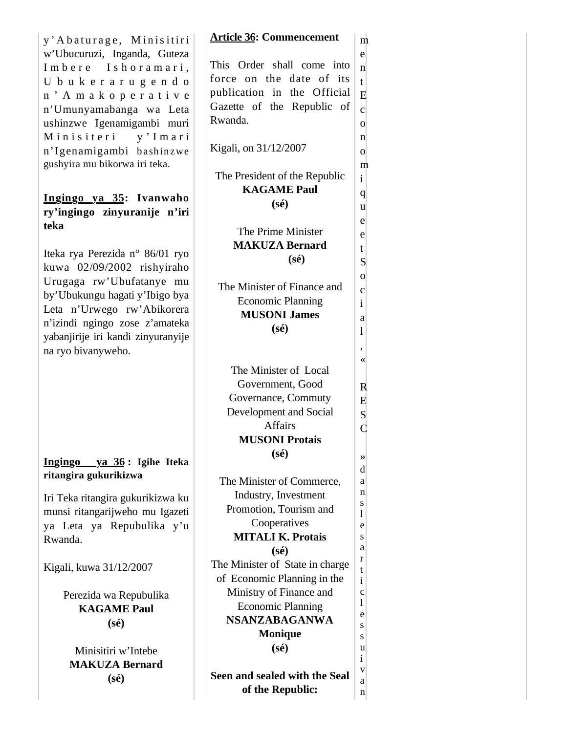y'Abaturage, Minisitiri w'Ubucuruzi, Inganda, Guteza Imbere Ishoramari, Ubukerarugendo n'Amakoperative n'Umunyamabanga wa Leta ushinzwe Igenamigambi muri Minisiteri y'Imari n'Igenamigambi bashinzwe gushyira mu bikorwa iri teka.

**Ingingo ya 35: Ivanwaho ry'ingingo zinyuranije n'iri teka**

Iteka rya Perezida n° 86/01 ryo kuwa 02/09/2002 rishyiraho Urugaga rw'Ubufatanye mu by'Ubukungu hagati y'Ibigo bya Leta n'Urwego rw'Abikorera n'izindi ngingo zose z'amateka yabanjirije iri kandi zinyuranyije na ryo bivanyweho.

**Ingingo ya 36 : Igihe Iteka ritangira gukurikizwa**

Iri Teka ritangira gukurikizwa ku munsi ritangarijweho mu Igazeti ya Leta ya Repubulika y'u Rwanda.

Kigali, kuwa 31/12/2007

Perezida wa Repubulika
**KAGAME Paul**
**(sé)**

Minisitiri w'Intebe
**MAKUZA Bernard**
**(sé)**

**Article 36: Commencement**

This Order shall come into force on the date of its publication in the Official Gazette of the Republic of Rwanda.

Kigali, on 31/12/2007

The President of the Republic
**KAGAME Paul**
**(sé)**

The Prime Minister
**MAKUZA Bernard**
**(sé)**

The Minister of Finance and Economic Planning
**MUSONI James**
**(sé)**

The Minister of Local Government, Good Governance, Commuty Development and Social Affairs
**MUSONI Protais**
**(sé)**

The Minister of Commerce, Industry, Investment Promotion, Tourism and Cooperatives
**MITALI K. Protais**
**(sé)**

The Minister of State in charge of Economic Planning in the Ministry of Finance and Economic Planning
**NSANZABAGANWA Monique**
**(sé)**

**Seen and sealed with the Seal of the Republic:**

ment Economique et Social, « RESC » dans les articles suivan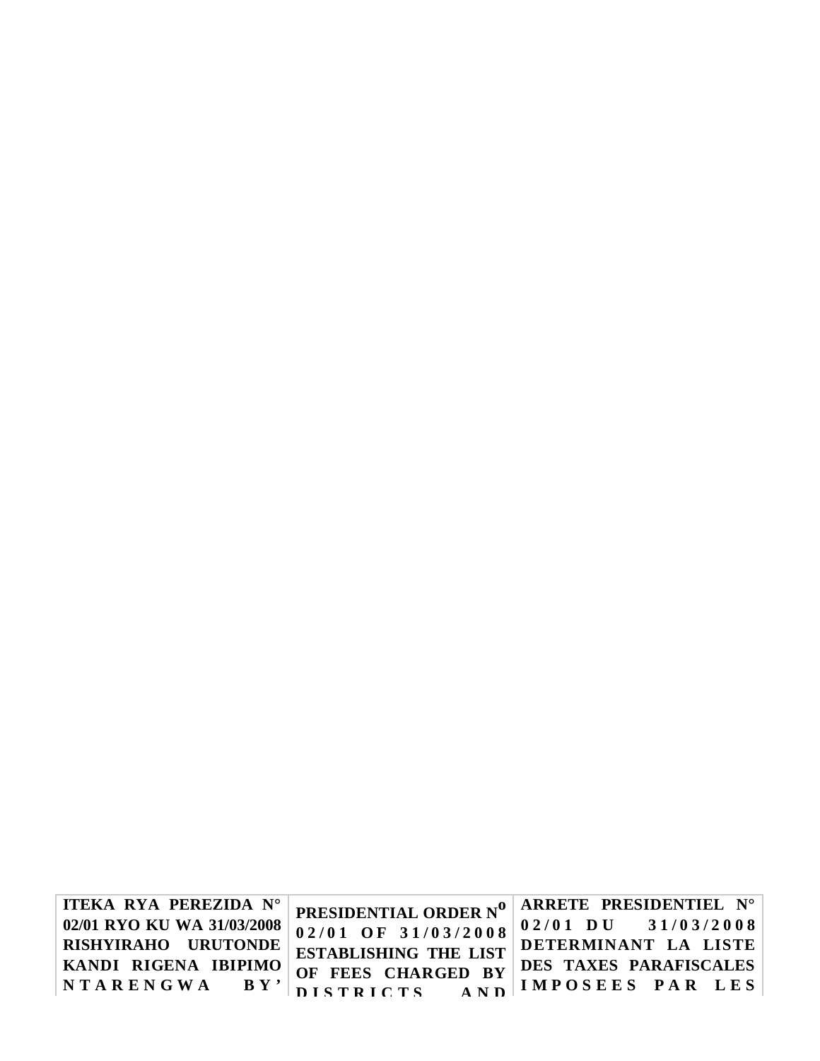| ITEKA RYA PEREZIDA N° 02/01 RYO KU WA 31/03/2008 RISHYIRAHO URUTONDE KANDI RIGENA IBIPIMO NTARENGWA BY' | PRESIDENTIAL ORDER N° 02/01 OF 31/03/2008 ESTABLISHING THE LIST OF FEES CHARGED BY DISTRICTS AND | ARRETE PRESIDENTIEL N° 02/01 DU 31/03/2008 DETERMINANT LA LISTE DES TAXES PARAFISCALES IMPOSEES PAR LES |
|---|---|---|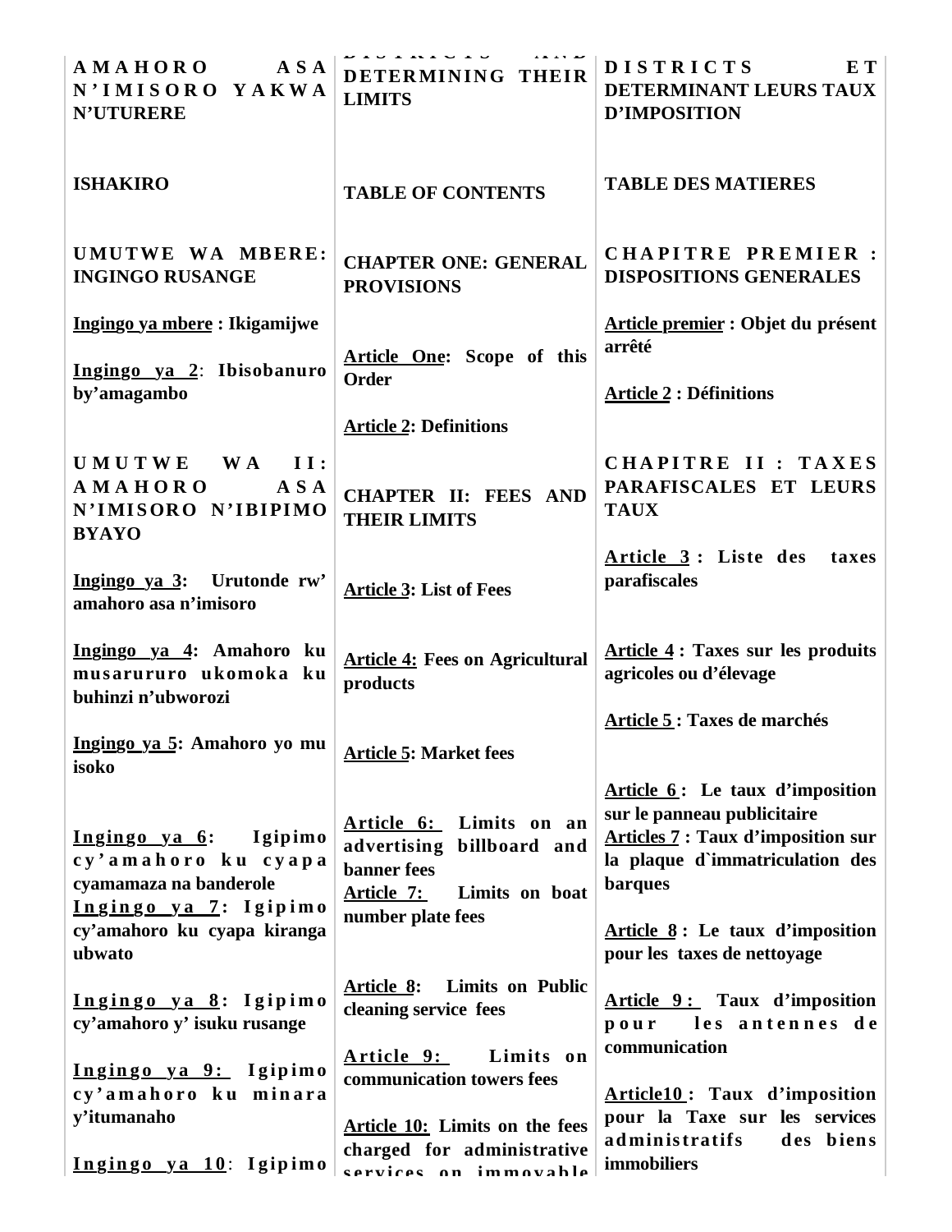| AMAHORO ASA N'IMISORO YAKWA N'UTURERE | DISTRICTS AND DETERMINING THEIR LIMITS | DISTRICTS ET DETERMINANT LEURS TAUX D'IMPOSITION |
|---|---|---|
| **ISHAKIRO** | **TABLE OF CONTENTS** | **TABLE DES MATIERES** |
| **UMUTWE WA MBERE: INGINGO RUSANGE** | **CHAPTER ONE: GENERAL PROVISIONS** | **CHAPITRE PREMIER : DISPOSITIONS GENERALES** |
| **Ingingo ya mbere : Ikigamijwe** | **Article One: Scope of this Order** | **Article premier : Objet du présent arrêté** |
| **Ingingo ya 2**: **Ibisobanuro by'amagambo** | **Article 2: Definitions** | **Article 2 : Définitions** |
| **UMUTWE WA II: AMAHORO ASA N'IMISORO N'IBIPIMO BYAYO** | **CHAPTER II: FEES AND THEIR LIMITS** | **CHAPITRE II : TAXES PARAFISCALES ET LEURS TAUX** |
| **Ingingo ya 3: Urutonde rw' amahoro asa n'imisoro** | **Article 3: List of Fees** | **Article 3 : Liste des taxes parafiscales** |
| **Ingingo ya 4: Amahoro ku musaruruро ukomoka ku buhinzi n'ubworozi** | **Article 4: Fees on Agricultural products** | **Article 4 : Taxes sur les produits agricoles ou d'élevage** |
| **Ingingo ya 5: Amahoro yo mu isoko** | **Article 5: Market fees** | **Article 5 : Taxes de marchés** |
| **Ingingo ya 6: Igipimo cy'amahoro ku cyapa cyamamaza na banderole** | **Article 6: Limits on an advertising billboard and banner fees** | **Article 6 : Le taux d'imposition sur le panneau publicitaire** |
| **Ingingo ya 7: Igipimo cy'amahoro ku cyapa kiranga ubwato** | **Article 7: Limits on boat number plate fees** | **Articles 7 : Taux d'imposition sur la plaque d`immatriculation des barques** |
| **Ingingo ya 8: Igipimo cy'amahoro y' isuku rusange** | **Article 8: Limits on Public cleaning service fees** | **Article 8 : Le taux d'imposition pour les taxes de nettoyage** |
| **Ingingo ya 9: Igipimo cy'amahoro ku minara y'itumanaho** | **Article 9: Limits on communication towers fees** | **Article 9 : Taux d'imposition pour les antennes de communication** |
| **Ingingo ya 10**: **Igipimo** | **Article 10: Limits on the fees charged for administrative services on immovable** | **Article10 : Taux d'imposition pour la Taxe sur les services administratifs des biens immobiliers** |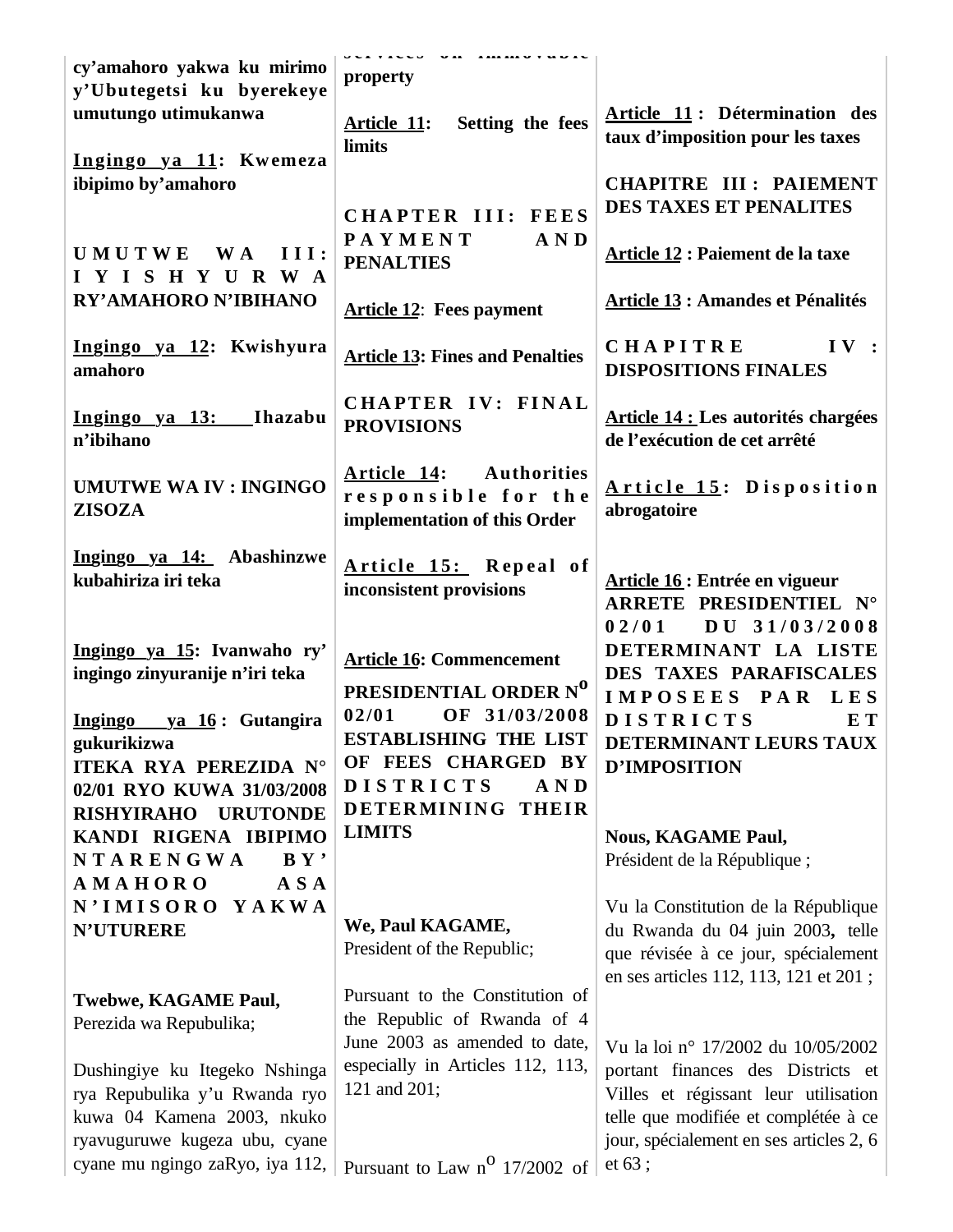cy'amahoro yakwa ku mirimo y'Ubutegetsi ku byerekeye umutungo utimukanwa

**Ingingo ya 11: Kwemeza ibipimo by'amahoro**

**UMUTWE WA III: IYISHYURWA RY'AMAHORO N'IBIHANO**

**Ingingo ya 12: Kwishyura amahoro**

**Ingingo ya 13: Ihazabu n'ibihano**

**UMUTWE WA IV : INGINGO ZISOZA**

**Ingingo ya 14: Abashinzwe kubahiriza iri teka**

**Ingingo ya 15: Ivanwaho ry' ingingo zinyuranije n'iri teka**

**Ingingo ya 16 : Gutangira gukurikizwa**

**ITEKA RYA PEREZIDA N° 02/01 RYO KUWA 31/03/2008 RISHYIRAHO URUTONDE KANDI RIGENA IBIPIMO NTARENGWA BY'AMAHORO ASA N'IMISORO YAKWA N'UTURERE**

**Twebwe, KAGAME Paul,**
Perezida wa Repubulika;

Dushingiye ku Itegeko Nshinga rya Repubulika y'u Rwanda ryo kuwa 04 Kamena 2003, nkuko ryavuguruwe kugeza ubu, cyane cyane mu ngingo zaRyo, iya 112,

services on immovable property

**Article 11: Setting the fees limits**

**CHAPTER III: FEES PAYMENT AND PENALTIES**

**Article 12: Fees payment**

**Article 13: Fines and Penalties**

**CHAPTER IV: FINAL PROVISIONS**

**Article 14: Authorities responsible for the implementation of this Order**

**Article 15: Repeal of inconsistent provisions**

**Article 16: Commencement**

**PRESIDENTIAL ORDER N° 02/01 OF 31/03/2008 ESTABLISHING THE LIST OF FEES CHARGED BY DISTRICTS AND DETERMINING THEIR LIMITS**

**We, Paul KAGAME,**
President of the Republic;

Pursuant to the Constitution of the Republic of Rwanda of 4 June 2003 as amended to date, especially in Articles 112, 113, 121 and 201;

Pursuant to Law n° 17/2002 of

**Article 11 : Détermination des taux d'imposition pour les taxes**

**CHAPITRE III : PAIEMENT DES TAXES ET PENALITES**

**Article 12 : Paiement de la taxe**

**Article 13 : Amandes et Pénalités**

**CHAPITRE IV : DISPOSITIONS FINALES**

**Article 14 : Les autorités chargées de l'exécution de cet arrêté**

**Article 15 : Disposition abrogatoire**

**Article 16 : Entrée en vigueur**

**ARRETE PRESIDENTIEL N° 02/01 DU 31/03/2008 DETERMINANT LA LISTE DES TAXES PARAFISCALES IMPOSEES PAR LES DISTRICTS ET DETERMINANT LEURS TAUX D'IMPOSITION**

**Nous, KAGAME Paul,**
Président de la République ;

Vu la Constitution de la République du Rwanda du 04 juin 2003, telle que révisée à ce jour, spécialement en ses articles 112, 113, 121 et 201 ;

Vu la loi n° 17/2002 du 10/05/2002 portant finances des Districts et Villes et régissant leur utilisation telle que modifiée et complétée à ce jour, spécialement en ses articles 2, 6 et 63 ;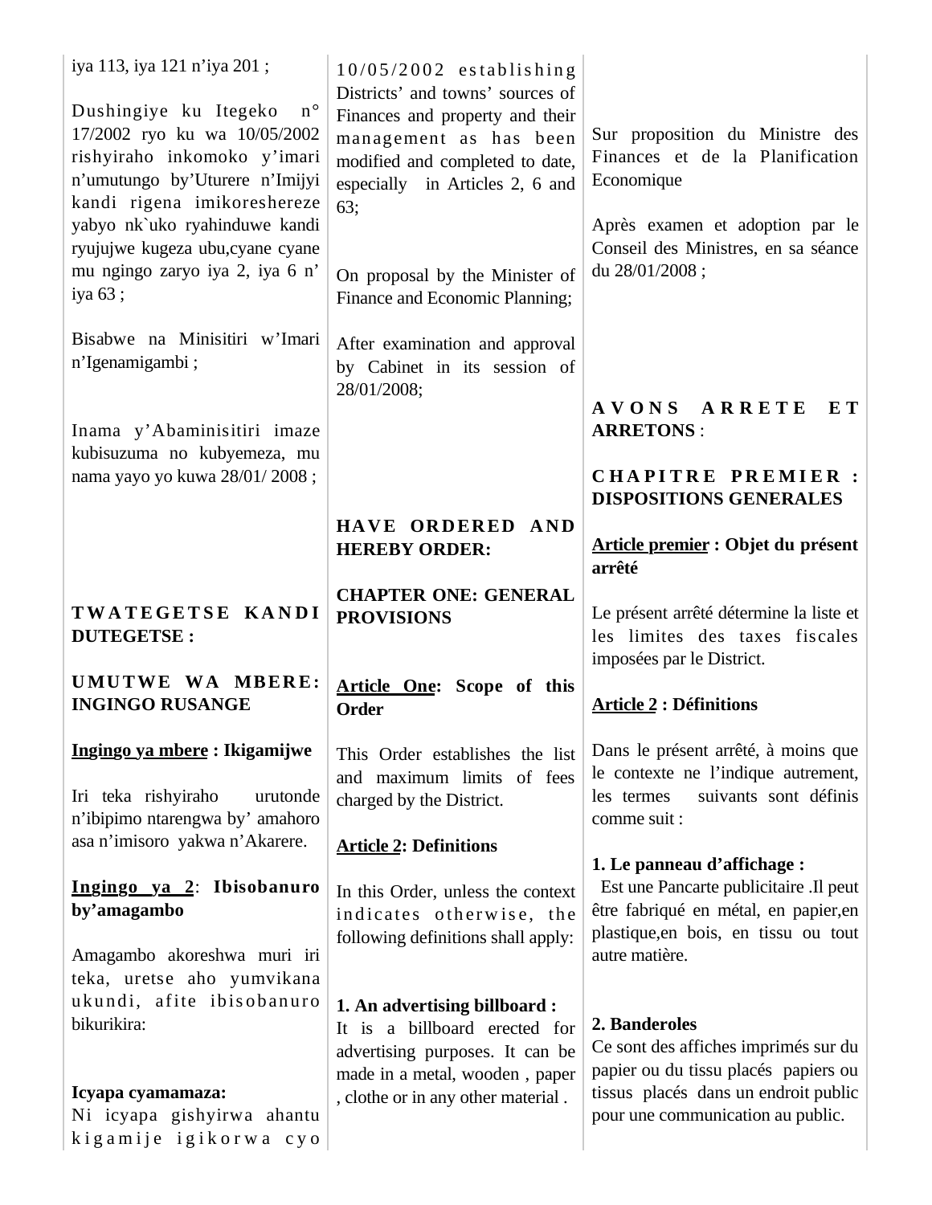iya 113, iya 121 n'iya 201 ;

Dushingiye ku Itegeko n° 17/2002 ryo ku wa 10/05/2002 rishyiraho inkomoko y'imari n'umutungo by'Uturere n'Imijyi kandi rigena imikoreshereze yabyo nk`uko ryahinduwe kandi ryujujwe kugeza ubu,cyane cyane mu ngingo zaryo iya 2, iya 6 n' iya 63 ;

Bisabwe na Minisitiri w'Imari n'Igenamigambi ;

Inama y'Abaminisitiri imaze kubisuzuma no kubyemeza, mu nama yayo yo kuwa 28/01/ 2008 ;

**TWATEGETSE KANDI DUTEGETSE :**

**UMUTWE WA MBERE: INGINGO RUSANGE**

**Ingingo ya mbere : Ikigamijwe**

Iri teka rishyiraho urutonde n'ibipimo ntarengwa by' amahoro asa n'imisoro yakwa n'Akarere.

**Ingingo ya 2: Ibisobanuro by'amagambo**

Amagambo akoreshwa muri iri teka, uretse aho yumvikana ukundi, afite ibisobanuro bikurikira:

**Icyapa cyamamaza:**
Ni icyapa gishyirwa ahantu kigamije igikorwa cyo

10/05/2002 establishing Districts' and towns' sources of Finances and property and their management as has been modified and completed to date, especially in Articles 2, 6 and 63;

On proposal by the Minister of Finance and Economic Planning;

After examination and approval by Cabinet in its session of 28/01/2008;

**HAVE ORDERED AND HEREBY ORDER:**

**CHAPTER ONE: GENERAL PROVISIONS**

**Article One: Scope of this Order**

This Order establishes the list and maximum limits of fees charged by the District.

**Article 2: Definitions**

In this Order, unless the context indicates otherwise, the following definitions shall apply:

**1. An advertising billboard :**
It is a billboard erected for advertising purposes. It can be made in a metal, wooden , paper , clothe or in any other material .

Sur proposition du Ministre des Finances et de la Planification Economique

Après examen et adoption par le Conseil des Ministres, en sa séance du 28/01/2008 ;

**AVONS ARRETE ET ARRETONS** :

**CHAPITRE PREMIER : DISPOSITIONS GENERALES**

**Article premier : Objet du présent arrêté**

Le présent arrêté détermine la liste et les limites des taxes fiscales imposées par le District.

**Article 2 : Définitions**

Dans le présent arrêté, à moins que le contexte ne l'indique autrement, les termes suivants sont définis comme suit :

**1. Le panneau d'affichage :**
Est une Pancarte publicitaire .Il peut être fabriqué en métal, en papier,en plastique,en bois, en tissu ou tout autre matière.

**2. Banderoles**
Ce sont des affiches imprimés sur du papier ou du tissu placés papiers ou tissus placés dans un endroit public pour une communication au public.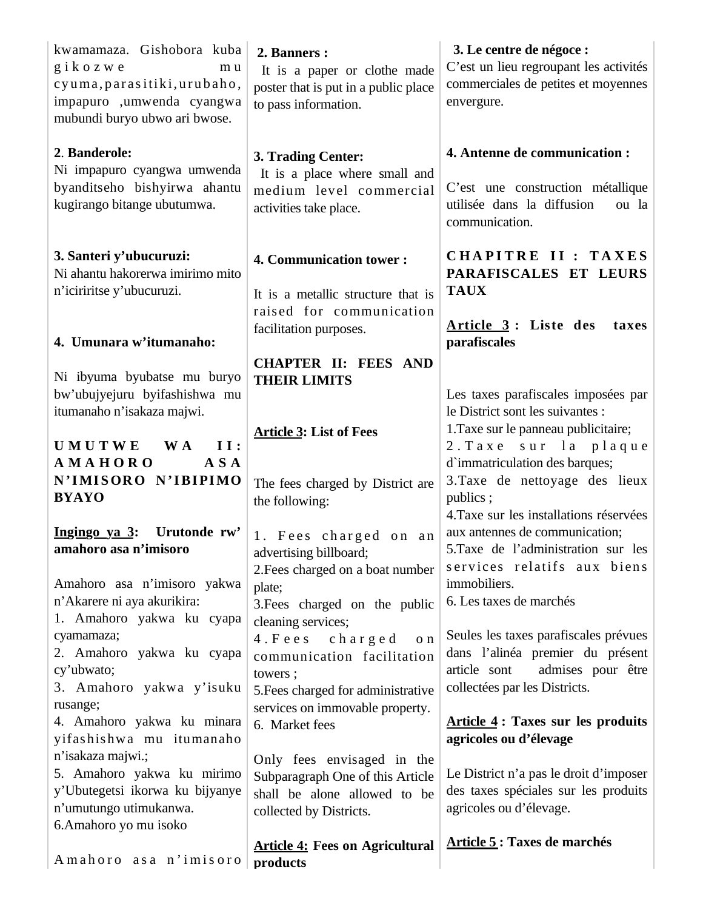kwamamaza. Gishobora kuba gikozwe mu cyuma, parasitiki, urubaho, impapuro ,umwenda cyangwa mubundi buryo ubwo ari bwose.

**2. Banderole:**
Ni impapuro cyangwa umwenda byanditseho bishyirwa ahantu kugirango bitange ubutumwa.

**3. Santeri y'ubucuruzi:**
Ni ahantu hakorerwa imirimo mito n'iciriritse y'ubucuruzi.

**4. Umunara w'itumanaho:**

Ni ibyuma byubatse mu buryo bw'ubujyejuru byifashishwa mu itumanaho n'isakaza majwi.

**UMUTWE WA II: AMAHORO ASA N'IMISORO N'IBIPIMO BYAYO**

**Ingingo ya 3: Urutonde rw' amahoro asa n'imisoro**

Amahoro asa n'imisoro yakwa n'Akarere ni aya akurikira:
1. Amahoro yakwa ku cyapa cyamamaza;
2. Amahoro yakwa ku cyapa cy'ubwato;
3. Amahoro yakwa y'isuku rusange;
4. Amahoro yakwa ku minara yifashishwa mu itumanaho n'isakaza majwi.;
5. Amahoro yakwa ku mirimo y'Ubutegetsi ikorwa ku bijyanye n'umutungo utimukanwa.
6.Amahoro yo mu isoko

Amahoro asa n'imisoro

**2. Banners :**
It is a paper or clothe made poster that is put in a public place to pass information.

**3. Trading Center:**
It is a place where small and medium level commercial activities take place.

**4. Communication tower :**

It is a metallic structure that is raised for communication facilitation purposes.

**CHAPTER II: FEES AND THEIR LIMITS**

**Article 3: List of Fees**

The fees charged by District are the following:

1. Fees charged on an advertising billboard;
2.Fees charged on a boat number plate;
3.Fees charged on the public cleaning services;
4.Fees charged on communication facilitation towers ;
5.Fees charged for administrative services on immovable property.
6. Market fees

Only fees envisaged in the Subparagraph One of this Article shall be alone allowed to be collected by Districts.

**Article 4: Fees on Agricultural products**

**3. Le centre de négoce :**
C'est un lieu regroupant les activités commerciales de petites et moyennes envergure.

**4. Antenne de communication :**

C'est une construction métallique utilisée dans la diffusion ou la communication.

**CHAPITRE II : TAXES PARAFISCALES ET LEURS TAUX**

**Article 3 : Liste des taxes parafiscales**

Les taxes parafiscales imposées par le District sont les suivantes :
1.Taxe sur le panneau publicitaire;
2.Taxe sur la plaque d`immatriculation des barques;
3.Taxe de nettoyage des lieux publics ;
4.Taxe sur les installations réservées aux antennes de communication;
5.Taxe de l'administration sur les services relatifs aux biens immobiliers.
6. Les taxes de marchés

Seules les taxes parafiscales prévues dans l'alinéa premier du présent article sont admises pour être collectées par les Districts.

**Article 4 : Taxes sur les produits agricoles ou d'élevage**

Le District n'a pas le droit d'imposer des taxes spéciales sur les produits agricoles ou d'élevage.

**Article 5 : Taxes de marchés**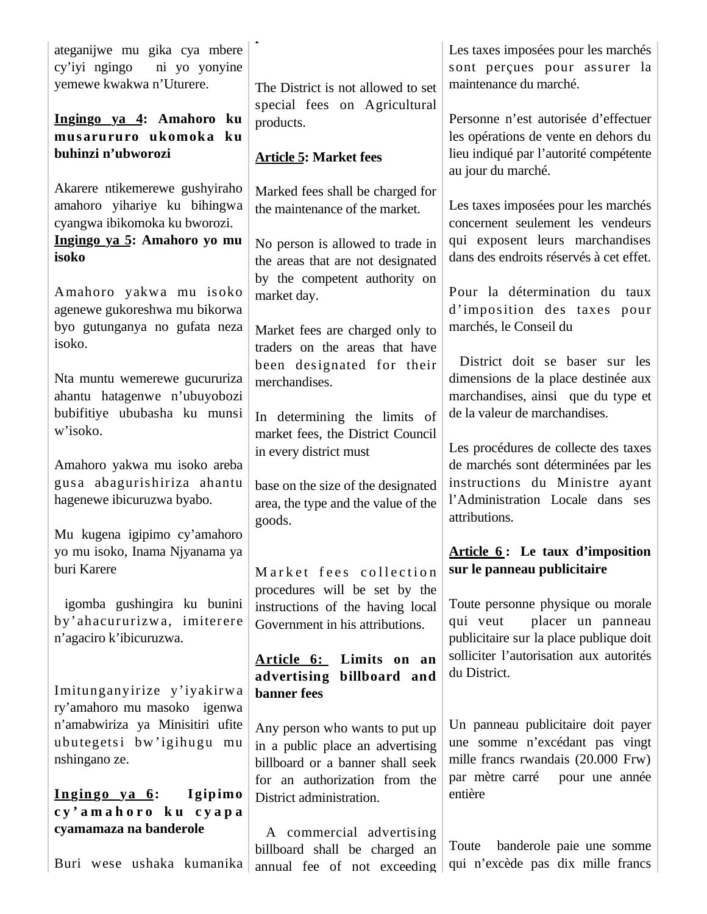ateganijwe mu gika cya mbere cy'iyi ngingo ni yo yonyine yemewe kwakwa n'Uturere.

**Ingingo ya 4: Amahoro ku musaruruo ukomoka ku buhinzi n'ubworozi**

Akarere ntikemerewe gushyiraho amahoro yihariye ku bihingwa cyangwa ibikomoka ku bworozi.

**Ingingo ya 5: Amahoro yo mu isoko**

Amahoro yakwa mu isoko agenewe gukoreshwa mu bikorwa byo gutunganya no gufata neza isoko.

Nta muntu wemerewe gucururiza ahantu hatagenwe n'ubuyobozi bubifitiye ububasha ku munsi w'isoko.

Amahoro yakwa mu isoko areba gusa abagurishiriza ahantu hagenewe ibicuruzwa byabo.

Mu kugena igipimo cy'amahoro yo mu isoko, Inama Njyanama ya buri Karere

igomba gushingira ku bunini by'ahacururizwa, imiterere n'agaciro k'ibicuruzwa.

Imitunganyirize y'iyakirwa ry'amahoro mu masoko igenwa n'amabwiriza ya Minisitiri ufite ubutegetsi bw'igihugu mu nshingano ze.

**Ingingo ya 6: Igipimo cy'amahoro ku cyapa cyamamaza na banderole**

Buri wese ushaka kumanika

The District is not allowed to set special fees on Agricultural products.

**Article 5: Market fees**

Marked fees shall be charged for the maintenance of the market.

No person is allowed to trade in the areas that are not designated by the competent authority on market day.

Market fees are charged only to traders on the areas that have been designated for their merchandises.

In determining the limits of market fees, the District Council in every district must

base on the size of the designated area, the type and the value of the goods.

Market fees collection procedures will be set by the instructions of the having local Government in his attributions.

**Article 6: Limits on an advertising billboard and banner fees**

Any person who wants to put up in a public place an advertising billboard or a banner shall seek for an authorization from the District administration.

A commercial advertising billboard shall be charged an annual fee of not exceeding

Les taxes imposées pour les marchés sont perçues pour assurer la maintenance du marché.

Personne n'est autorisée d'effectuer les opérations de vente en dehors du lieu indiqué par l'autorité compétente au jour du marché.

Les taxes imposées pour les marchés concernent seulement les vendeurs qui exposent leurs marchandises dans des endroits réservés à cet effet.

Pour la détermination du taux d'imposition des taxes pour marchés, le Conseil du

District doit se baser sur les dimensions de la place destinée aux marchandises, ainsi que du type et de la valeur de marchandises.

Les procédures de collecte des taxes de marchés sont déterminées par les instructions du Ministre ayant l'Administration Locale dans ses attributions.

**Article 6 : Le taux d'imposition sur le panneau publicitaire**

Toute personne physique ou morale qui veut placer un panneau publicitaire sur la place publique doit solliciter l'autorisation aux autorités du District.

Un panneau publicitaire doit payer une somme n'excédant pas vingt mille francs rwandais (20.000 Frw) par mètre carré pour une année entière

Toute banderole paie une somme qui n'excède pas dix mille francs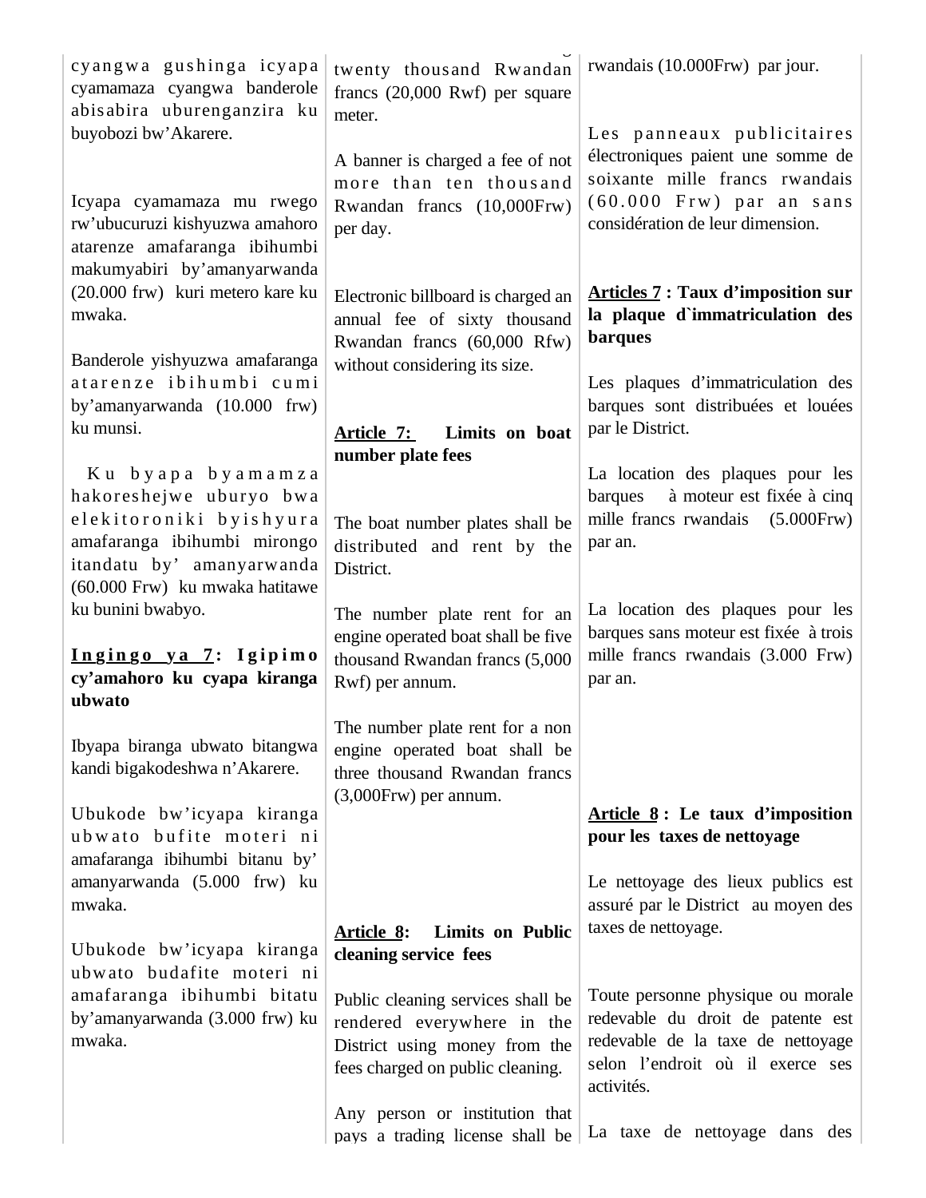cyangwa gushinga icyapa cyamamaza cyangwa banderole abisabira uburenganzira ku buyobozi bw'Akarere.

Icyapa cyamamaza mu rwego rw'ubucuruzi kishyuzwa amahoro atarenze amafaranga ibihumbi makumyabiri by'amanyarwanda (20.000 frw) kuri metero kare ku mwaka.

Banderole yishyuzwa amafaranga atarenze ibihumbi cumi by'amanyarwanda (10.000 frw) ku munsi.

Ku byapa byamamza hakoreshejwe uburyo bwa elekitoroniki byishyura amafaranga ibihumbi mirongo itandatu by' amanyarwanda (60.000 Frw) ku mwaka hatitawe ku bunini bwabyo.

**Ingingo ya 7: Igipimo cy'amahoro ku cyapa kiranga ubwato**

Ibyapa biranga ubwato bitangwa kandi bigakodeshwa n'Akarere.

Ubukode bw'icyapa kiranga ubwato bufite moteri ni amafaranga ibihumbi bitanu by' amanyarwanda (5.000 frw) ku mwaka.

Ubukode bw'icyapa kiranga ubwato budafite moteri ni amafaranga ibihumbi bitatu by'amanyarwanda (3.000 frw) ku mwaka.

twenty thousand Rwandan francs (20,000 Rwf) per square meter.

A banner is charged a fee of not more than ten thousand Rwandan francs (10,000Frw) per day.

Electronic billboard is charged an annual fee of sixty thousand Rwandan francs (60,000 Rfw) without considering its size.

**Article 7: Limits on boat number plate fees**

The boat number plates shall be distributed and rent by the District.

The number plate rent for an engine operated boat shall be five thousand Rwandan francs (5,000 Rwf) per annum.

The number plate rent for a non engine operated boat shall be three thousand Rwandan francs (3,000Frw) per annum.

**Article 8: Limits on Public cleaning service fees**

Public cleaning services shall be rendered everywhere in the District using money from the fees charged on public cleaning.

Any person or institution that pays a trading license shall be

rwandais (10.000Frw) par jour.

Les panneaux publicitaires électroniques paient une somme de soixante mille francs rwandais (60.000 Frw) par an sans considération de leur dimension.

**Articles 7 : Taux d'imposition sur la plaque d`immatriculation des barques**

Les plaques d'immatriculation des barques sont distribuées et louées par le District.

La location des plaques pour les barques à moteur est fixée à cinq mille francs rwandais (5.000Frw) par an.

La location des plaques pour les barques sans moteur est fixée à trois mille francs rwandais (3.000 Frw) par an.

**Article 8 : Le taux d'imposition pour les taxes de nettoyage**

Le nettoyage des lieux publics est assuré par le District au moyen des taxes de nettoyage.

Toute personne physique ou morale redevable du droit de patente est redevable de la taxe de nettoyage selon l'endroit où il exerce ses activités.

La taxe de nettoyage dans des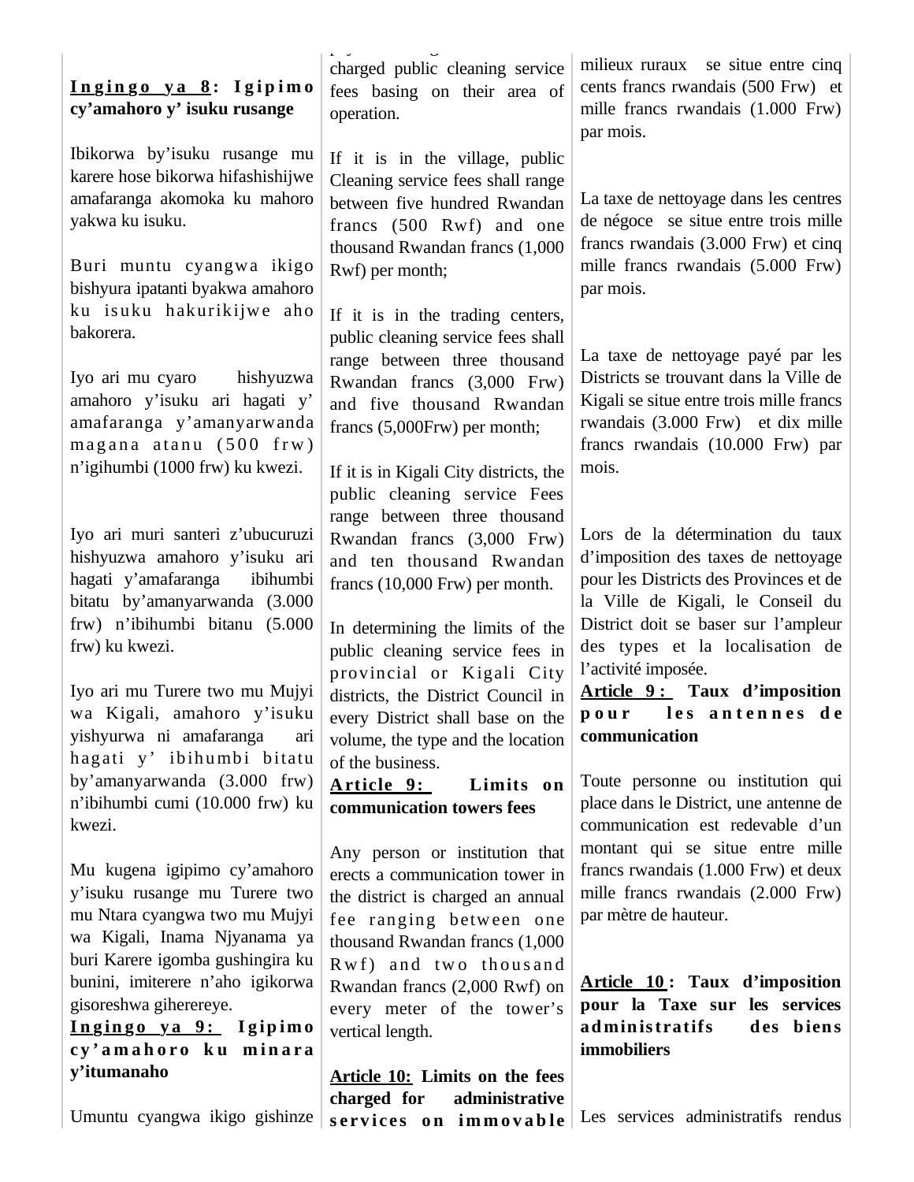**Ingingo ya 8: Igipimo cy'amahoro y' isuku rusange**

Ibikorwa by'isuku rusange mu karere hose bikorwa hifashishijwe amafaranga akomoka ku mahoro yakwa ku isuku.

Buri muntu cyangwa ikigo bishyura ipatanti byakwa amahoro ku isuku hakurikijwe aho bakorera.

Iyo ari mu cyaro hishyuzwa amahoro y'isuku ari hagati y' amafaranga y'amanyarwanda magana atanu (500 frw) n'igihumbi (1000 frw) ku kwezi.

Iyo ari muri santeri z'ubucuruzi hishyuzwa amahoro y'isuku ari hagati y'amafaranga ibihumbi bitatu by'amanyarwanda (3.000 frw) n'ibihumbi bitanu (5.000 frw) ku kwezi.

Iyo ari mu Turere two mu Mujyi wa Kigali, amahoro y'isuku yishyurwa ni amafaranga ari hagati y' ibihumbi bitatu by'amanyarwanda (3.000 frw) n'ibihumbi cumi (10.000 frw) ku kwezi.

Mu kugena igipimo cy'amahoro y'isuku rusange mu Turere two mu Ntara cyangwa two mu Mujyi wa Kigali, Inama Njyanama ya buri Karere igomba gushingira ku bunini, imiterere n'aho igikorwa gisoreshwa giherereye.

**Ingingo ya 9: Igipimo cy'amahoro ku minara y'itumanaho**

Umuntu cyangwa ikigo gishinze

charged public cleaning service fees basing on their area of operation.

If it is in the village, public Cleaning service fees shall range between five hundred Rwandan francs (500 Rwf) and one thousand Rwandan francs (1,000 Rwf) per month;

If it is in the trading centers, public cleaning service fees shall range between three thousand Rwandan francs (3,000 Frw) and five thousand Rwandan francs (5,000Frw) per month;

If it is in Kigali City districts, the public cleaning service Fees range between three thousand Rwandan francs (3,000 Frw) and ten thousand Rwandan francs (10,000 Frw) per month.

In determining the limits of the public cleaning service fees in provincial or Kigali City districts, the District Council in every District shall base on the volume, the type and the location of the business.

**Article 9: Limits on communication towers fees**

Any person or institution that erects a communication tower in the district is charged an annual fee ranging between one thousand Rwandan francs (1,000 Rwf) and two thousand Rwandan francs (2,000 Rwf) on every meter of the tower's vertical length.

**Article 10: Limits on the fees charged for administrative services on immovable**

milieux ruraux se situe entre cinq cents francs rwandais (500 Frw) et mille francs rwandais (1.000 Frw) par mois.

La taxe de nettoyage dans les centres de négoce se situe entre trois mille francs rwandais (3.000 Frw) et cinq mille francs rwandais (5.000 Frw) par mois.

La taxe de nettoyage payé par les Districts se trouvant dans la Ville de Kigali se situe entre trois mille francs rwandais (3.000 Frw) et dix mille francs rwandais (10.000 Frw) par mois.

Lors de la détermination du taux d'imposition des taxes de nettoyage pour les Districts des Provinces et de la Ville de Kigali, le Conseil du District doit se baser sur l'ampleur des types et la localisation de l'activité imposée.

**Article 9 : Taux d'imposition pour les antennes de communication**

Toute personne ou institution qui place dans le District, une antenne de communication est redevable d'un montant qui se situe entre mille francs rwandais (1.000 Frw) et deux mille francs rwandais (2.000 Frw) par mètre de hauteur.

**Article 10 : Taux d'imposition pour la Taxe sur les services administratifs des biens immobiliers**

Les services administratifs rendus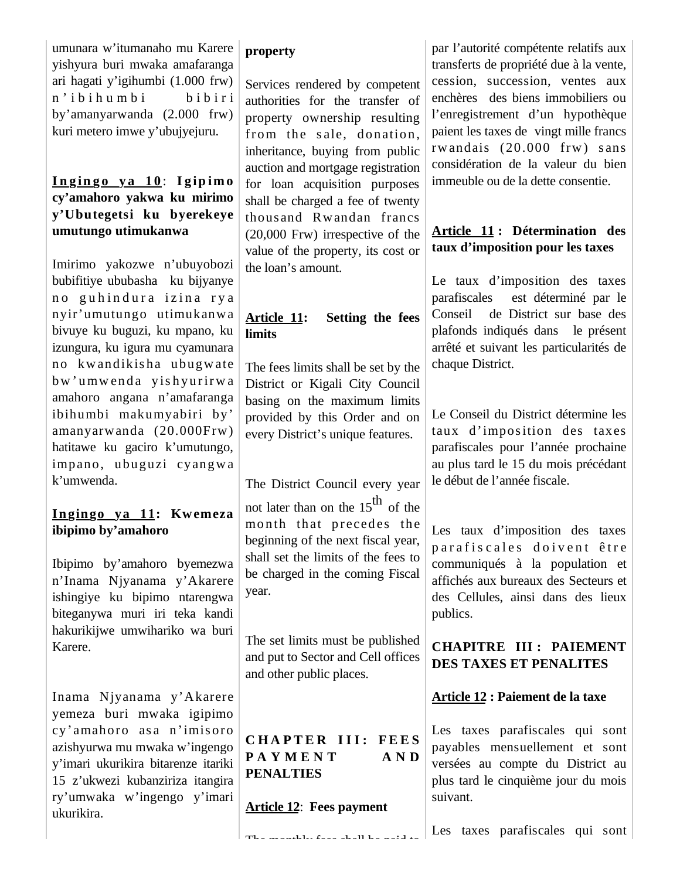umunara w'itumanaho mu Karere yishyura buri mwaka amafaranga ari hagati y'igihumbi (1.000 frw) n'ibihumbi bibiri by'amanyarwanda (2.000 frw) kuri metero imwe y'ubujyejuru.

**Ingingo ya 10: Igipimo cy'amahoro yakwa ku mirimo y'Ubutegetsi ku byerekeye umutungo utimukanwa**

Imirimo yakozwe n'ubuyobozi bubifitiye ububasha ku bijyanye no guhindura izina rya nyir'umutungo utimukanwa bivuye ku buguzi, ku mpano, ku izungura, ku igura mu cyamunara no kwandikisha ubugwate bw'umwenda yishyurirwa amahoro angana n'amafaranga ibihumbi makumyabiri by' amanyarwanda (20.000Frw) hatitawe ku gaciro k'umutungo, impano, ubuguzi cyangwa k'umwenda.

**Ingingo ya 11: Kwemeza ibipimo by'amahoro**

Ibipimo by'amahoro byemezwa n'Inama Njyanama y'Akarere ishingiye ku bipimo ntarengwa biteganywa muri iri teka kandi hakurikijwe umwihariko wa buri Karere.

Inama Njyanama y'Akarere yemeza buri mwaka igipimo cy'amahoro asa n'imisoro azishyurwa mu mwaka w'ingengo y'imari ukurikira bitarenze itariki 15 z'ukwezi kubanziriza itangira ry'umwaka w'ingengo y'imari ukurikira.

**property**

Services rendered by competent authorities for the transfer of property ownership resulting from the sale, donation, inheritance, buying from public auction and mortgage registration for loan acquisition purposes shall be charged a fee of twenty thousand Rwandan francs (20,000 Frw) irrespective of the value of the property, its cost or the loan's amount.

**Article 11: Setting the fees limits**

The fees limits shall be set by the District or Kigali City Council basing on the maximum limits provided by this Order and on every District's unique features.

The District Council every year not later than on the 15th of the month that precedes the beginning of the next fiscal year, shall set the limits of the fees to be charged in the coming Fiscal year.

The set limits must be published and put to Sector and Cell offices and other public places.

**CHAPTER III: FEES PAYMENT AND PENALTIES**

**Article 12: Fees payment**

The monthly fees shall be paid to

par l'autorité compétente relatifs aux transferts de propriété due à la vente, cession, succession, ventes aux enchères des biens immobiliers ou l'enregistrement d'un hypothèque paient les taxes de vingt mille francs rwandais (20.000 frw) sans considération de la valeur du bien immeuble ou de la dette consentie.

**Article 11 : Détermination des taux d'imposition pour les taxes**

Le taux d'imposition des taxes parafiscales est déterminé par le Conseil de District sur base des plafonds indiqués dans le présent arrêté et suivant les particularités de chaque District.

Le Conseil du District détermine les taux d'imposition des taxes parafiscales pour l'année prochaine au plus tard le 15 du mois précédant le début de l'année fiscale.

Les taux d'imposition des taxes parafiscales doivent être communiqués à la population et affichés aux bureaux des Secteurs et des Cellules, ainsi dans des lieux publics.

**CHAPITRE III : PAIEMENT DES TAXES ET PENALITES**

**Article 12 : Paiement de la taxe**

Les taxes parafiscales qui sont payables mensuellement et sont versées au compte du District au plus tard le cinquième jour du mois suivant.

Les taxes parafiscales qui sont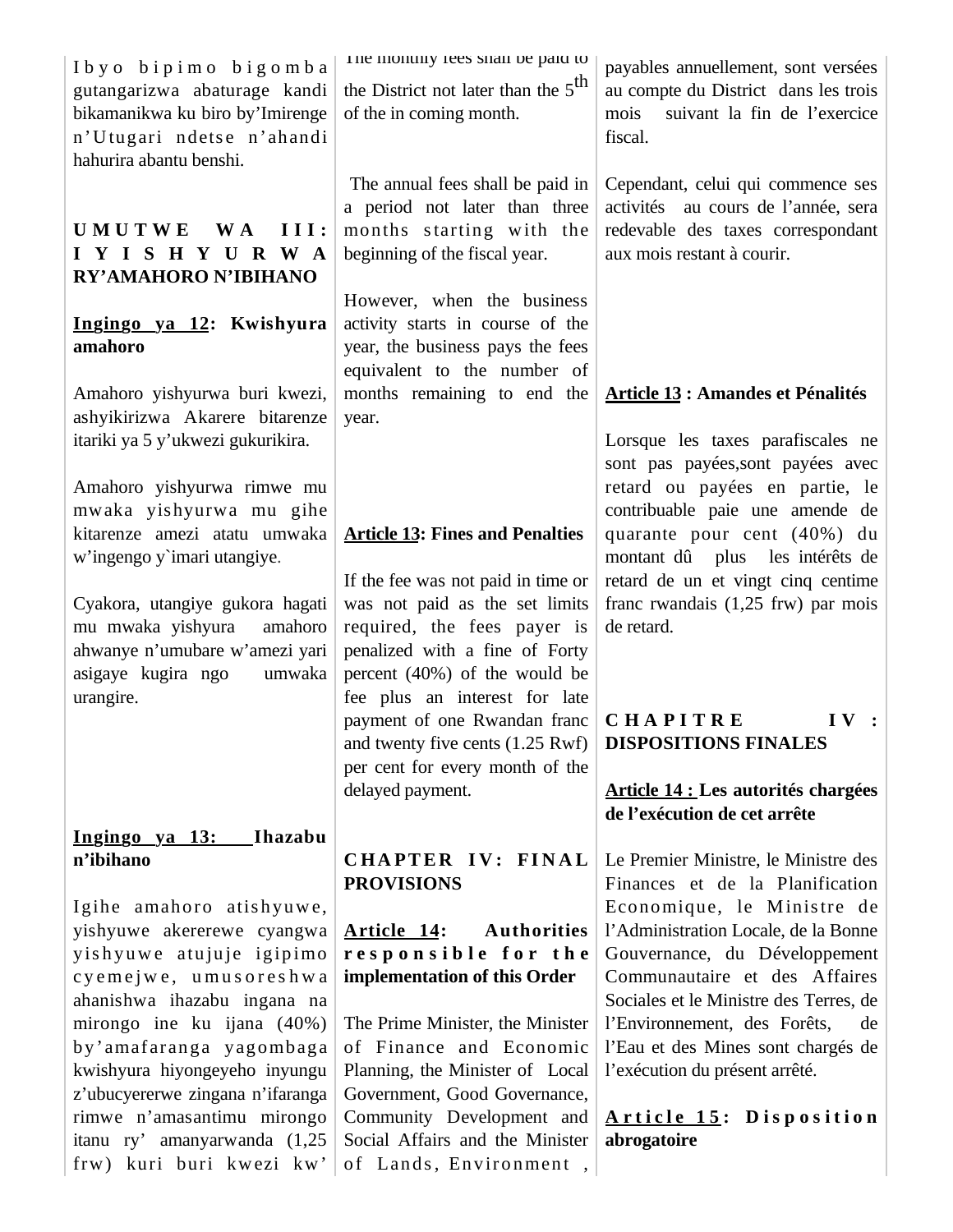Ibyo bipimo bigomba gutangarizwa abaturage kandi bikamanikwa ku biro by'Imirenge n'Utugari ndetse n'ahandi hahurira abantu benshi.

**UMUTWE WA III: IYISHYURWA RY'AMAHORO N'IBIHANO**

**Ingingo ya 12: Kwishyura amahoro**

Amahoro yishyurwa buri kwezi, ashyikirizwa Akarere bitarenze itariki ya 5 y'ukwezi gukurikira.

Amahoro yishyurwa rimwe mu mwaka yishyurwa mu gihe kitarenze amezi atatu umwaka w'ingengo y`imari utangiye.

Cyakora, utangiye gukora hagati mu mwaka yishyura amahoro ahwanye n'umubare w'amezi yari asigaye kugira ngo umwaka urangire.

**Ingingo ya 13: Ihazabu n'ibihano**

Igihe amahoro atishyuwe, yishyuwe akererewe cyangwa yishyuwe atujuje igipimo cyemejwe, umusoreshwa ahanishwa ihazabu ingana na mirongo ine ku ijana (40%) by'amafaranga yagombaga kwishyura hiyongeyeho inyungu z'ubucyererwe zingana n'ifaranga rimwe n'amasantimu mirongo itanu ry' amanyarwanda (1,25 frw) kuri buri kwezi kw'

The monthly fees shall be paid to the District not later than the 5th of the in coming month.

The annual fees shall be paid in a period not later than three months starting with the beginning of the fiscal year.

However, when the business activity starts in course of the year, the business pays the fees equivalent to the number of months remaining to end the year.

**Article 13: Fines and Penalties**

If the fee was not paid in time or was not paid as the set limits required, the fees payer is penalized with a fine of Forty percent (40%) of the would be fee plus an interest for late payment of one Rwandan franc and twenty five cents (1.25 Rwf) per cent for every month of the delayed payment.

**CHAPTER IV: FINAL PROVISIONS**

**Article 14: Authorities responsible for the implementation of this Order**

The Prime Minister, the Minister of Finance and Economic Planning, the Minister of Local Government, Good Governance, Community Development and Social Affairs and the Minister of Lands, Environment ,

payables annuellement, sont versées au compte du District dans les trois mois suivant la fin de l'exercice fiscal.

Cependant, celui qui commence ses activités au cours de l'année, sera redevable des taxes correspondant aux mois restant à courir.

**Article 13 : Amandes et Pénalités**

Lorsque les taxes parafiscales ne sont pas payées,sont payées avec retard ou payées en partie, le contribuable paie une amende de quarante pour cent (40%) du montant dû plus les intérêts de retard de un et vingt cinq centime franc rwandais (1,25 frw) par mois de retard.

**CHAPITRE IV : DISPOSITIONS FINALES**

**Article 14 : Les autorités chargées de l'exécution de cet arrête**

Le Premier Ministre, le Ministre des Finances et de la Planification Economique, le Ministre de l'Administration Locale, de la Bonne Gouvernance, du Développement Communautaire et des Affaires Sociales et le Ministre des Terres, de l'Environnement, des Forêts, de l'Eau et des Mines sont chargés de l'exécution du présent arrêté.

**Article 15: Disposition abrogatoire**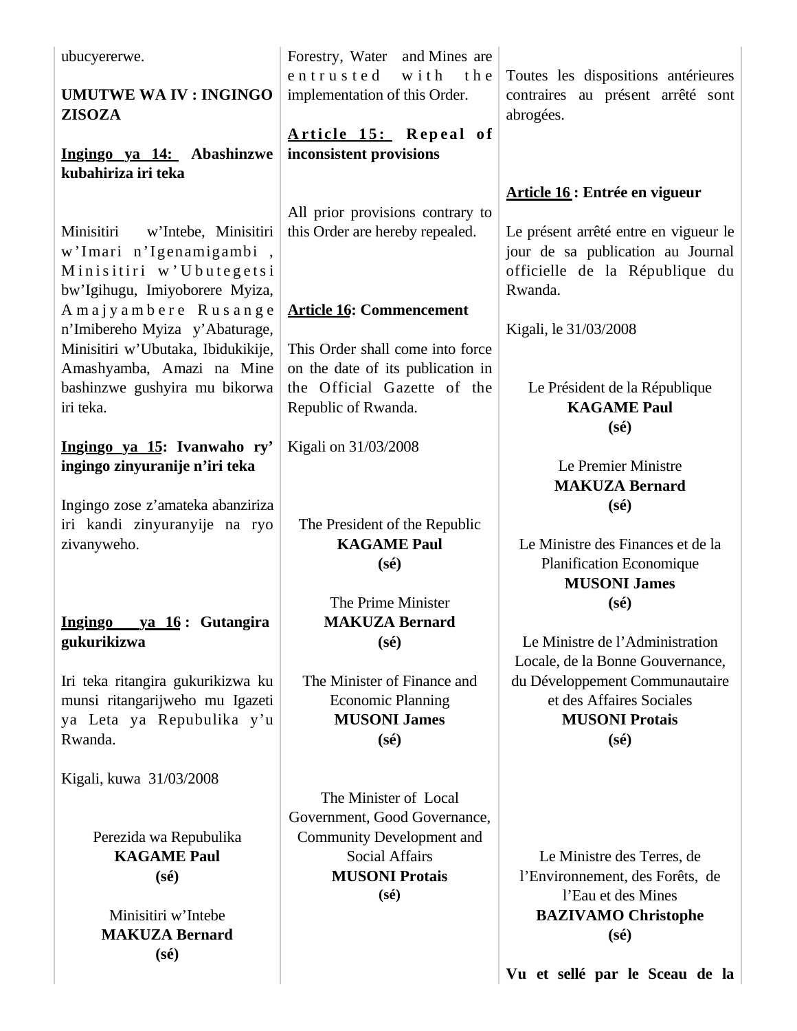ubucyererwe.

**UMUTWE WA IV : INGINGO ZISOZA**

**Ingingo ya 14: Abashinzwe kubahiriza iri teka**

Minisitiri w'Intebe, Minisitiri w'Imari n'Igenamigambi, Minisitiri w'Ubutegetsi bw'Igihugu, Imiyoborere Myiza, Amajyambere Rusange n'Imibereho Myiza y'Abaturage, Minisitiri w'Ubutaka, Ibidukikije, Amashyamba, Amazi na Mine bashinzwe gushyira mu bikorwa iri teka.

**Ingingo ya 15: Ivanwaho ry' ingingo zinyuranije n'iri teka**

Ingingo zose z'amateka abanziriza iri kandi zinyuranyije na ryo zivanyweho.

**Ingingo ya 16 : Gutangira gukurikizwa**

Iri teka ritangira gukurikizwa ku munsi ritangarijweho mu Igazeti ya Leta ya Repubulika y'u Rwanda.

Kigali, kuwa 31/03/2008

Perezida wa Repubulika
**KAGAME Paul**
**(sé)**

Minisitiri w'Intebe
**MAKUZA Bernard**
**(sé)**

Forestry, Water and Mines are entrusted with the implementation of this Order.

**Article 15: Repeal of inconsistent provisions**

All prior provisions contrary to this Order are hereby repealed.

**Article 16: Commencement**

This Order shall come into force on the date of its publication in the Official Gazette of the Republic of Rwanda.

Kigali on 31/03/2008

The President of the Republic
**KAGAME Paul**
**(sé)**

The Prime Minister
**MAKUZA Bernard**
**(sé)**

The Minister of Finance and Economic Planning
**MUSONI James**
**(sé)**

The Minister of Local Government, Good Governance, Community Development and Social Affairs
**MUSONI Protais**
**(sé)**

Toutes les dispositions antérieures contraires au présent arrêté sont abrogées.

**Article 16 : Entrée en vigueur**

Le présent arrêté entre en vigueur le jour de sa publication au Journal officielle de la République du Rwanda.

Kigali, le 31/03/2008

Le Président de la République
**KAGAME Paul**
**(sé)**

Le Premier Ministre
**MAKUZA Bernard**
**(sé)**

Le Ministre des Finances et de la Planification Economique
**MUSONI James**
**(sé)**

Le Ministre de l'Administration Locale, de la Bonne Gouvernance, du Développement Communautaire et des Affaires Sociales
**MUSONI Protais**
**(sé)**

Le Ministre des Terres, de l'Environnement, des Forêts, de l'Eau et des Mines
**BAZIVAMO Christophe**
**(sé)**

**Vu et sellé par le Sceau de la**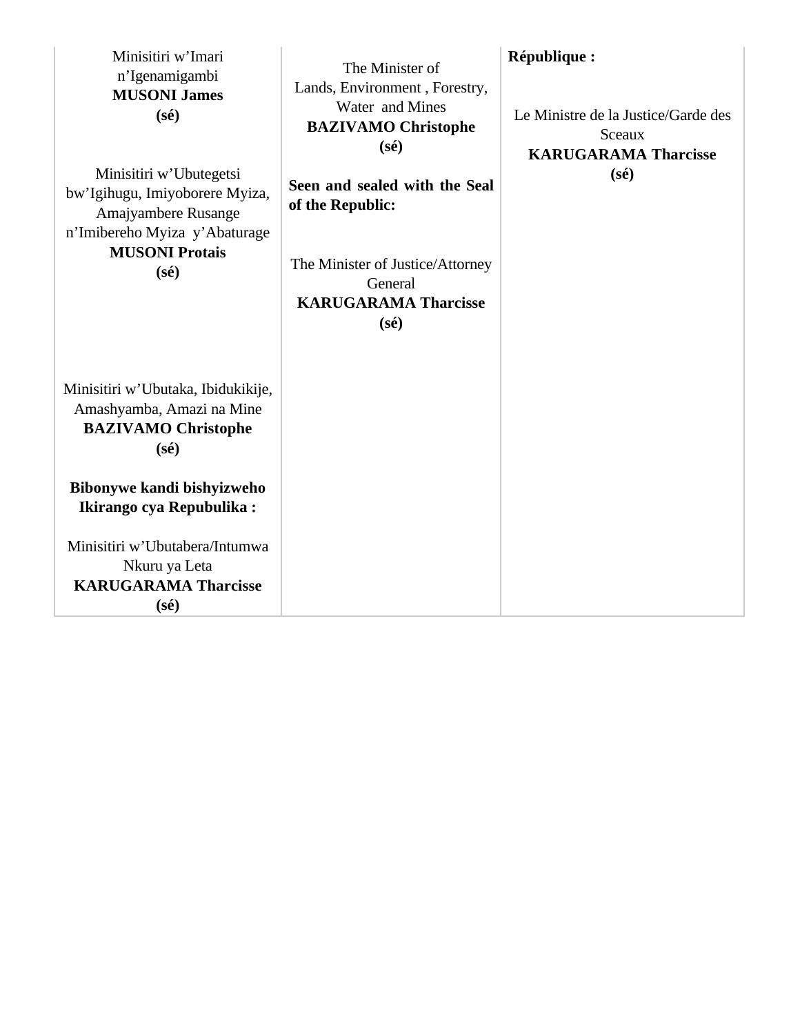| | | |
|---|---|---|
| Minisitiri w'Imari n'Igenamigambi<br>**MUSONI James**<br>**(sé)**<br><br>Minisitiri w'Ubutegetsi bw'Igihugu, Imiyoborere Myiza, Amajyambere Rusange n'Imibereho Myiza y'Abaturage<br>**MUSONI Protais**<br>**(sé)**<br><br>Minisitiri w'Ubutaka, Ibidukikije, Amashyamba, Amazi na Mine<br>**BAZIVAMO Christophe**<br>**(sé)**<br><br>**Bibonywe kandi bishyizweho Ikirango cya Repubulika :**<br><br>Minisitiri w'Ubutabera/Intumwa Nkuru ya Leta<br>**KARUGARAMA Tharcisse**<br>**(sé)** | The Minister of Lands, Environment , Forestry, Water and Mines<br>**BAZIVAMO Christophe**<br>**(sé)**<br><br>**Seen and sealed with the Seal of the Republic:**<br><br>The Minister of Justice/Attorney General<br>**KARUGARAMA Tharcisse**<br>**(sé)** | **République :**<br><br>Le Ministre de la Justice/Garde des Sceaux<br>**KARUGARAMA Tharcisse**<br>**(sé)** |